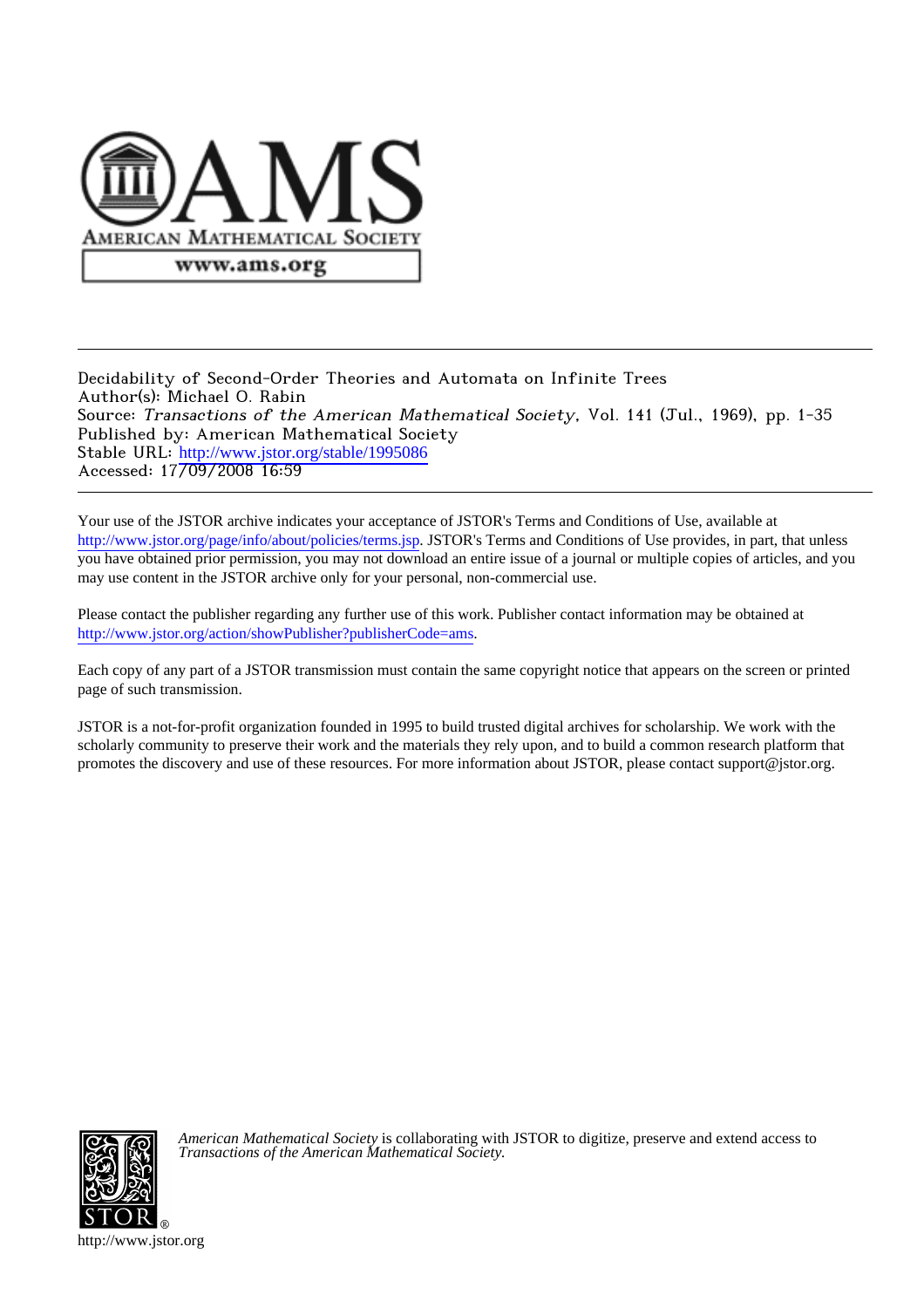Decidability of Second-Order Theories and Automata on Infinite Trees
Author(s): Michael O. Rabin
Source: *Transactions of the American Mathematical Society*, Vol. 141 (Jul., 1969), pp. 1-35
Published by: American Mathematical Society
Stable URL: http://www.jstor.org/stable/1995086
Accessed: 17/09/2008 16:59

Your use of the JSTOR archive indicates your acceptance of JSTOR's Terms and Conditions of Use, available at http://www.jstor.org/page/info/about/policies/terms.jsp. JSTOR's Terms and Conditions of Use provides, in part, that unless you have obtained prior permission, you may not download an entire issue of a journal or multiple copies of articles, and you may use content in the JSTOR archive only for your personal, non-commercial use.

Please contact the publisher regarding any further use of this work. Publisher contact information may be obtained at http://www.jstor.org/action/showPublisher?publisherCode=ams.

Each copy of any part of a JSTOR transmission must contain the same copyright notice that appears on the screen or printed page of such transmission.

JSTOR is a not-for-profit organization founded in 1995 to build trusted digital archives for scholarship. We work with the scholarly community to preserve their work and the materials they rely upon, and to build a common research platform that promotes the discovery and use of these resources. For more information about JSTOR, please contact support@jstor.org.

*American Mathematical Society* is collaborating with JSTOR to digitize, preserve and extend access to *Transactions of the American Mathematical Society.*

http://www.jstor.org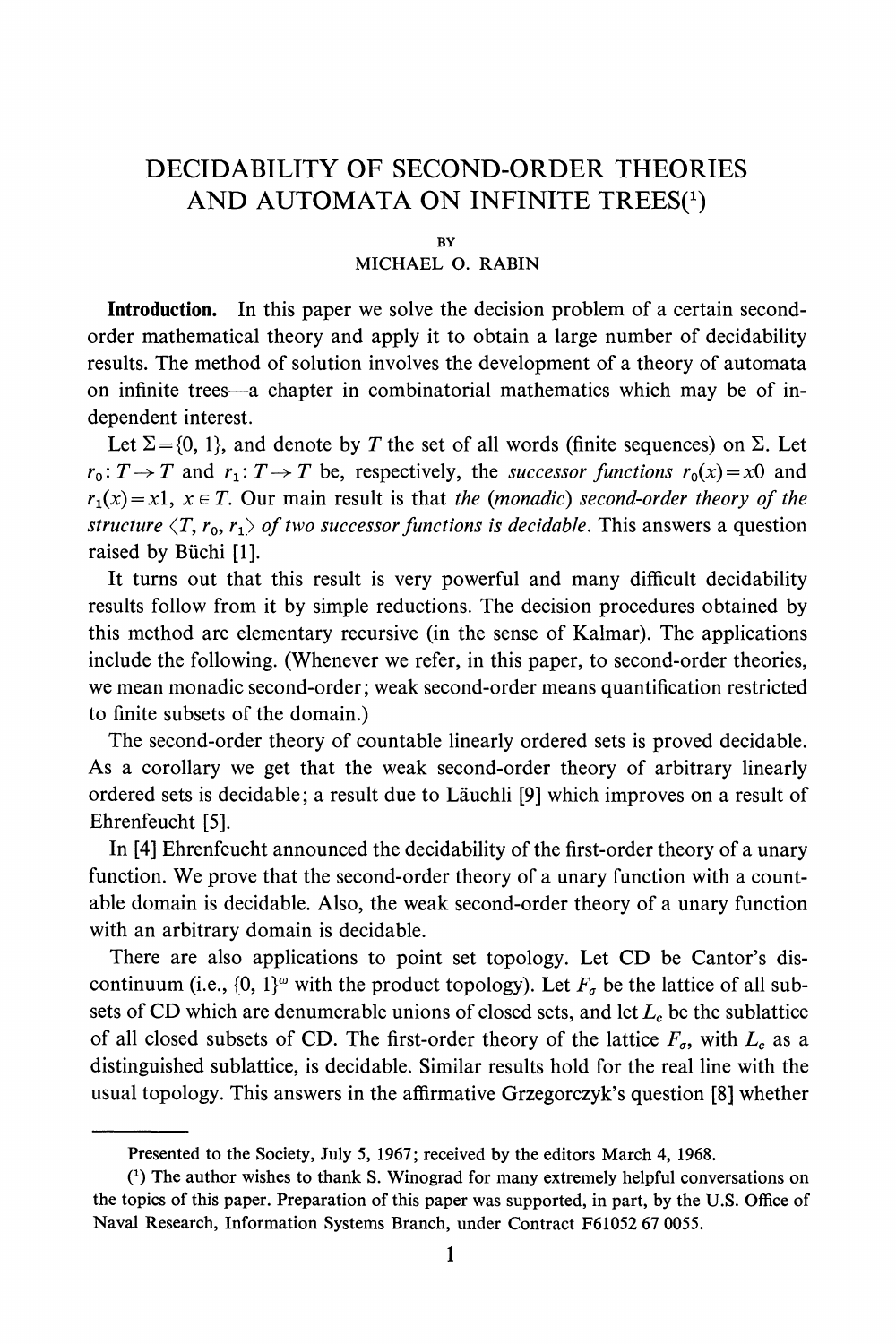# DECIDABILITY OF SECOND-ORDER THEORIES AND AUTOMATA ON INFINITE TREES[1]

BY

MICHAEL O. RABIN

**Introduction.** In this paper we solve the decision problem of a certain second-order mathematical theory and apply it to obtain a large number of decidability results. The method of solution involves the development of a theory of automata on infinite trees—a chapter in combinatorial mathematics which may be of independent interest.

Let $\Sigma=\{0, 1\}$, and denote by $T$ the set of all words (finite sequences) on $\Sigma$. Let $r_0: T \to T$ and $r_1: T \to T$ be, respectively, the *successor functions* $r_0(x)=x0$ and $r_1(x)=x1$, $x \in T$. Our main result is that *the (monadic) second-order theory of the structure* $\langle T, r_0, r_1 \rangle$ *of two successor functions is decidable*. This answers a question raised by Büchi [1].

It turns out that this result is very powerful and many difficult decidability results follow from it by simple reductions. The decision procedures obtained by this method are elementary recursive (in the sense of Kalmar). The applications include the following. (Whenever we refer, in this paper, to second-order theories, we mean monadic second-order; weak second-order means quantification restricted to finite subsets of the domain.)

The second-order theory of countable linearly ordered sets is proved decidable. As a corollary we get that the weak second-order theory of arbitrary linearly ordered sets is decidable; a result due to Läuchli [9] which improves on a result of Ehrenfeucht [5].

In [4] Ehrenfeucht announced the decidability of the first-order theory of a unary function. We prove that the second-order theory of a unary function with a countable domain is decidable. Also, the weak second-order theory of a unary function with an arbitrary domain is decidable.

There are also applications to point set topology. Let CD be Cantor's discontinuum (i.e., $\{0, 1\}^\omega$ with the product topology). Let $F_\sigma$ be the lattice of all subsets of CD which are denumerable unions of closed sets, and let $L_c$ be the sublattice of all closed subsets of CD. The first-order theory of the lattice $F_\sigma$, with $L_c$ as a distinguished sublattice, is decidable. Similar results hold for the real line with the usual topology. This answers in the affirmative Grzegorczyk's question [8] whether

---

Presented to the Society, July 5, 1967; received by the editors March 4, 1968.

[1] The author wishes to thank S. Winograd for many extremely helpful conversations on the topics of this paper. Preparation of this paper was supported, in part, by the U.S. Office of Naval Research, Information Systems Branch, under Contract F61052 67 0055.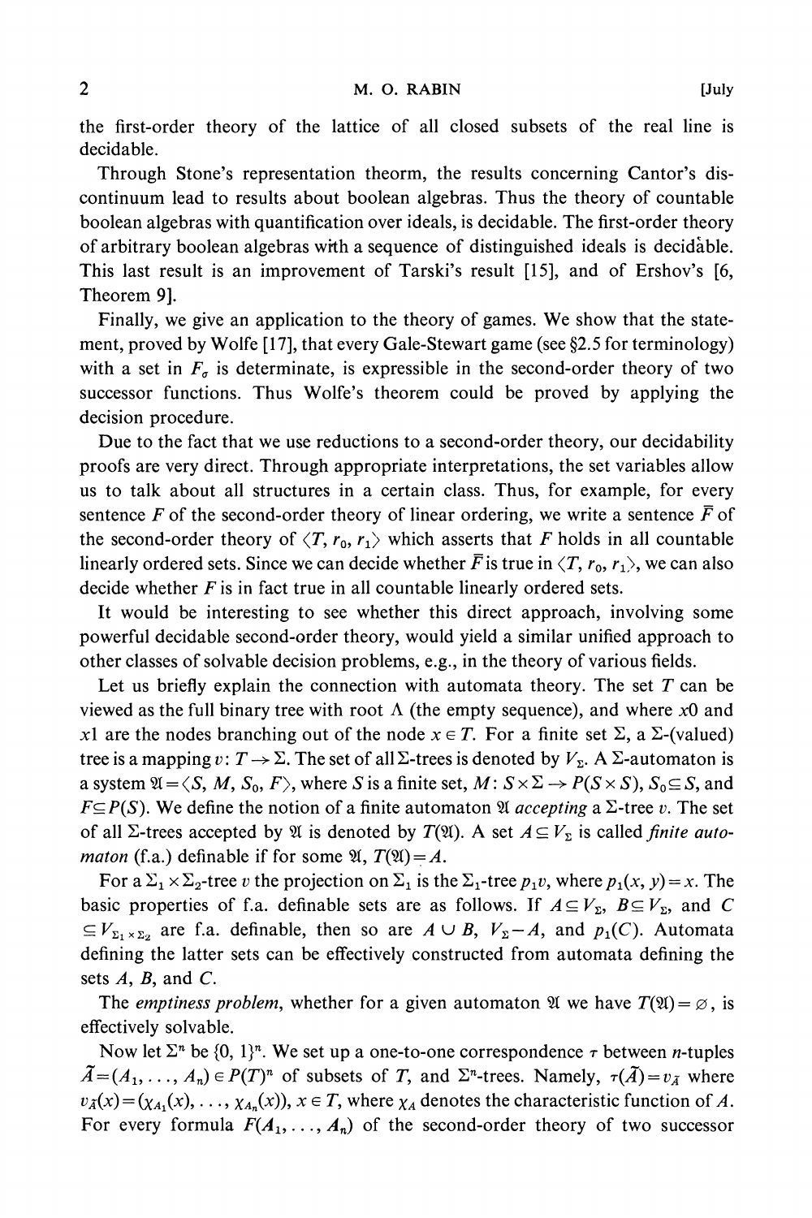the first-order theory of the lattice of all closed subsets of the real line is decidable.

Through Stone's representation theorm, the results concerning Cantor's discontinuum lead to results about boolean algebras. Thus the theory of countable boolean algebras with quantification over ideals, is decidable. The first-order theory of arbitrary boolean algebras with a sequence of distinguished ideals is decidable. This last result is an improvement of Tarski's result [15], and of Ershov's [6, Theorem 9].

Finally, we give an application to the theory of games. We show that the statement, proved by Wolfe [17], that every Gale-Stewart game (see §2.5 for terminology) with a set in $F_\sigma$ is determinate, is expressible in the second-order theory of two successor functions. Thus Wolfe's theorem could be proved by applying the decision procedure.

Due to the fact that we use reductions to a second-order theory, our decidability proofs are very direct. Through appropriate interpretations, the set variables allow us to talk about all structures in a certain class. Thus, for example, for every sentence $F$ of the second-order theory of linear ordering, we write a sentence $\bar{F}$ of the second-order theory of $\langle T, r_0, r_1 \rangle$ which asserts that $F$ holds in all countable linearly ordered sets. Since we can decide whether $\bar{F}$ is true in $\langle T, r_0, r_1 \rangle$, we can also decide whether $F$ is in fact true in all countable linearly ordered sets.

It would be interesting to see whether this direct approach, involving some powerful decidable second-order theory, would yield a similar unified approach to other classes of solvable decision problems, e.g., in the theory of various fields.

Let us briefly explain the connection with automata theory. The set $T$ can be viewed as the full binary tree with root $\Lambda$ (the empty sequence), and where $x0$ and $x1$ are the nodes branching out of the node $x \in T$. For a finite set $\Sigma$, a $\Sigma$-(valued) tree is a mapping $v: T \to \Sigma$. The set of all $\Sigma$-trees is denoted by $V_\Sigma$. A $\Sigma$-automaton is a system $\mathfrak{A} = \langle S, M, S_0, F \rangle$, where $S$ is a finite set, $M: S \times \Sigma \to P(S \times S)$, $S_0 \subseteq S$, and $F \subseteq P(S)$. We define the notion of a finite automaton $\mathfrak{A}$ *accepting* a $\Sigma$-tree $v$. The set of all $\Sigma$-trees accepted by $\mathfrak{A}$ is denoted by $T(\mathfrak{A})$. A set $A \subseteq V_\Sigma$ is called *finite automaton* (f.a.) *definable* if for some $\mathfrak{A}$, $T(\mathfrak{A}) = A$.

For a $\Sigma_1 \times \Sigma_2$-tree $v$ the projection on $\Sigma_1$ is the $\Sigma_1$-tree $p_1 v$, where $p_1(x, y) = x$. The basic properties of f.a. definable sets are as follows. If $A \subseteq V_\Sigma$, $B \subseteq V_\Sigma$, and $C \subseteq V_{\Sigma_1 \times \Sigma_2}$ are f.a. definable, then so are $A \cup B$, $V_\Sigma - A$, and $p_1(C)$. Automata defining the latter sets can be effectively constructed from automata defining the sets $A$, $B$, and $C$.

The *emptiness problem*, whether for a given automaton $\mathfrak{A}$ we have $T(\mathfrak{A}) = \varnothing$, is effectively solvable.

Now let $\Sigma^n$ be $\{0, 1\}^n$. We set up a one-to-one correspondence $\tau$ between $n$-tuples $\tilde{A} = (A_1, \ldots, A_n) \in P(T)^n$ of subsets of $T$, and $\Sigma^n$-trees. Namely, $\tau(\tilde{A}) = v_{\tilde{A}}$ where $v_{\tilde{A}}(x) = (\chi_{A_1}(x), \ldots, \chi_{A_n}(x))$, $x \in T$, where $\chi_A$ denotes the characteristic function of $A$. For every formula $F(A_1, \ldots, A_n)$ of the second-order theory of two successor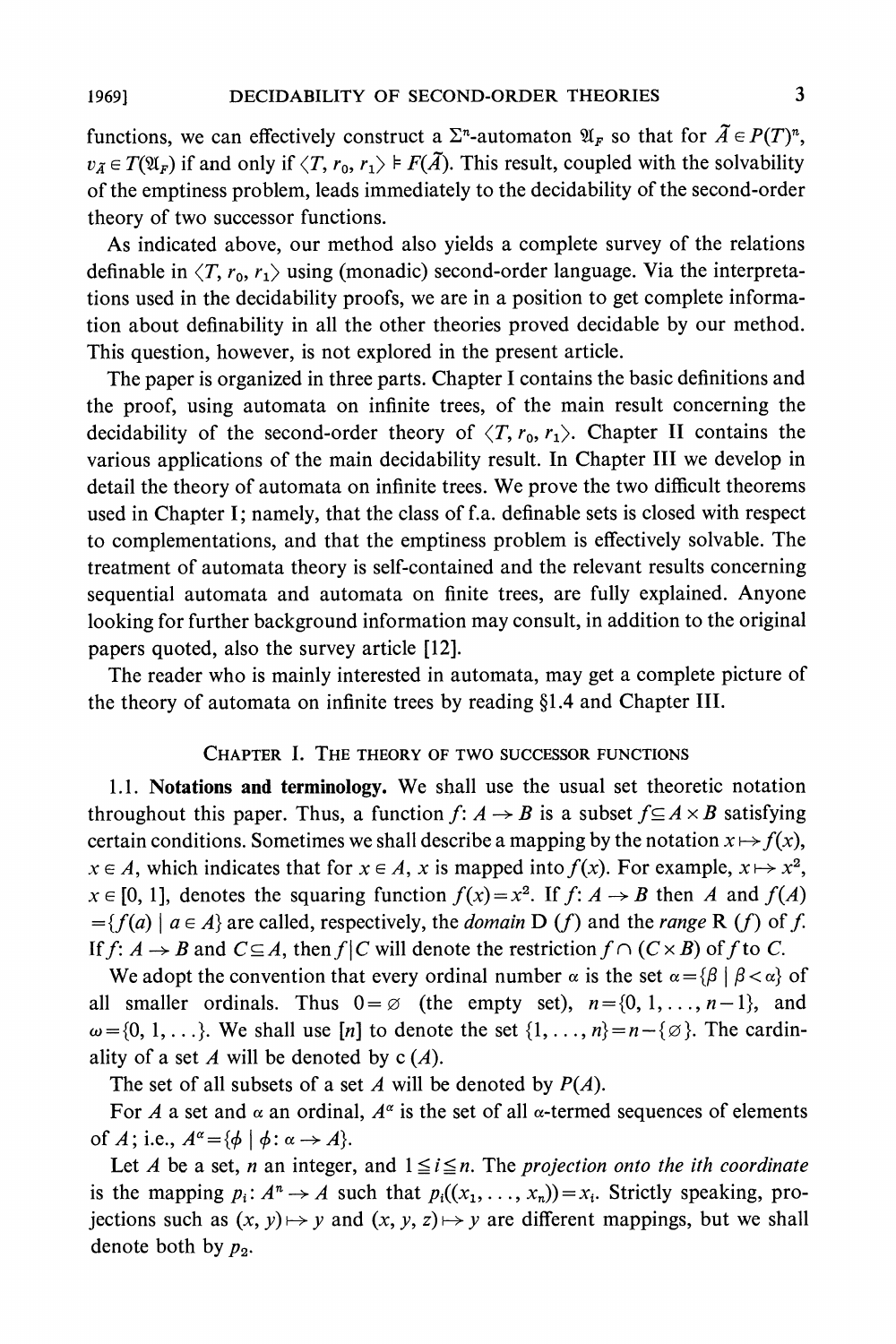functions, we can effectively construct a $\Sigma^n$-automaton $\mathfrak{A}_F$ so that for $\tilde{A} \in P(T)^n$, $v_{\tilde{A}} \in T(\mathfrak{A}_F)$ if and only if $\langle T, r_0, r_1\rangle \models F(\tilde{A})$. This result, coupled with the solvability of the emptiness problem, leads immediately to the decidability of the second-order theory of two successor functions.

As indicated above, our method also yields a complete survey of the relations definable in $\langle T, r_0, r_1\rangle$ using (monadic) second-order language. Via the interpretations used in the decidability proofs, we are in a position to get complete information about definability in all the other theories proved decidable by our method. This question, however, is not explored in the present article.

The paper is organized in three parts. Chapter I contains the basic definitions and the proof, using automata on infinite trees, of the main result concerning the decidability of the second-order theory of $\langle T, r_0, r_1\rangle$. Chapter II contains the various applications of the main decidability result. In Chapter III we develop in detail the theory of automata on infinite trees. We prove the two difficult theorems used in Chapter I; namely, that the class of f.a. definable sets is closed with respect to complementations, and that the emptiness problem is effectively solvable. The treatment of automata theory is self-contained and the relevant results concerning sequential automata and automata on finite trees, are fully explained. Anyone looking for further background information may consult, in addition to the original papers quoted, also the survey article [12].

The reader who is mainly interested in automata, may get a complete picture of the theory of automata on infinite trees by reading §1.4 and Chapter III.

## Chapter I. The theory of two successor functions

1.1. **Notations and terminology.** We shall use the usual set theoretic notation throughout this paper. Thus, a function $f: A \to B$ is a subset $f \subseteq A \times B$ satisfying certain conditions. Sometimes we shall describe a mapping by the notation $x \mapsto f(x)$, $x \in A$, which indicates that for $x \in A$, $x$ is mapped into $f(x)$. For example, $x \mapsto x^2$, $x \in [0, 1]$, denotes the squaring function $f(x) = x^2$. If $f: A \to B$ then $A$ and $f(A) = \{f(a) \mid a \in A\}$ are called, respectively, the *domain* $\mathrm{D}(f)$ and the *range* $\mathrm{R}(f)$ of $f$. If $f: A \to B$ and $C \subseteq A$, then $f|C$ will denote the restriction $f \cap (C \times B)$ of $f$ to $C$.

We adopt the convention that every ordinal number $\alpha$ is the set $\alpha = \{\beta \mid \beta < \alpha\}$ of all smaller ordinals. Thus $0 = \varnothing$ (the empty set), $n = \{0, 1, \ldots, n-1\}$, and $\omega = \{0, 1, \ldots\}$. We shall use $[n]$ to denote the set $\{1, \ldots, n\} = n - \{\varnothing\}$. The cardinality of a set $A$ will be denoted by $\mathrm{c}(A)$.

The set of all subsets of a set $A$ will be denoted by $P(A)$.

For $A$ a set and $\alpha$ an ordinal, $A^\alpha$ is the set of all $\alpha$-termed sequences of elements of $A$; i.e., $A^\alpha = \{\phi \mid \phi: \alpha \to A\}$.

Let $A$ be a set, $n$ an integer, and $1 \leq i \leq n$. The *projection onto the ith coordinate* is the mapping $p_i: A^n \to A$ such that $p_i((x_1, \ldots, x_n)) = x_i$. Strictly speaking, projections such as $(x, y) \mapsto y$ and $(x, y, z) \mapsto y$ are different mappings, but we shall denote both by $p_2$.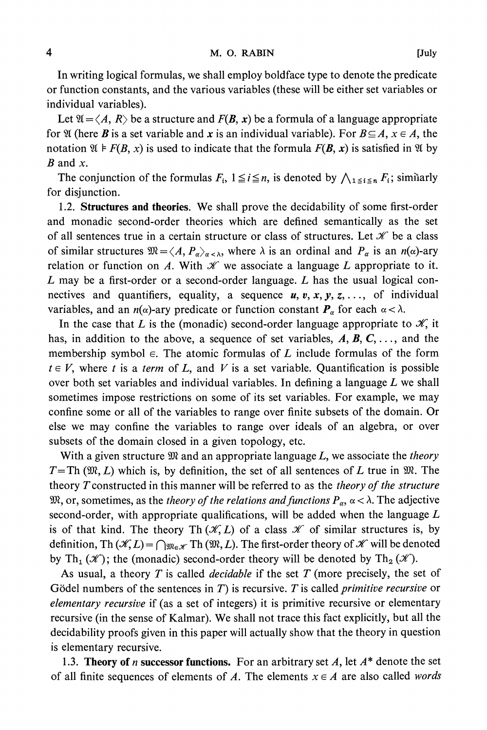In writing logical formulas, we shall employ boldface type to denote the predicate or function constants, and the various variables (these will be either set variables or individual variables).

Let $\mathfrak{A} = \langle A, R \rangle$ be a structure and $F(\boldsymbol{B}, \boldsymbol{x})$ be a formula of a language appropriate for $\mathfrak{A}$ (here $\boldsymbol{B}$ is a set variable and $\boldsymbol{x}$ is an individual variable). For $B \subseteq A$, $x \in A$, the notation $\mathfrak{A} \models F(B, x)$ is used to indicate that the formula $F(\boldsymbol{B}, \boldsymbol{x})$ is satisfied in $\mathfrak{A}$ by $B$ and $x$.

The conjunction of the formulas $F_i$, $1 \leqq i \leqq n$, is denoted by $\bigwedge_{1 \leqq i \leqq n} F_i$; similarly for disjunction.

**1.2. Structures and theories.** We shall prove the decidability of some first-order and monadic second-order theories which are defined semantically as the set of all sentences true in a certain structure or class of structures. Let $\mathscr{K}$ be a class of similar structures $\mathfrak{M} = \langle A, P_\alpha \rangle_{\alpha < \lambda}$, where $\lambda$ is an ordinal and $P_\alpha$ is an $n(\alpha)$-ary relation or function on $A$. With $\mathscr{K}$ we associate a language $L$ appropriate to it. $L$ may be a first-order or a second-order language. $L$ has the usual logical connectives and quantifiers, equality, a sequence $\boldsymbol{u}, \boldsymbol{v}, \boldsymbol{x}, \boldsymbol{y}, \boldsymbol{z}, \ldots,$ of individual variables, and an $n(\alpha)$-ary predicate or function constant $\boldsymbol{P}_\alpha$ for each $\alpha < \lambda$.

In the case that $L$ is the (monadic) second-order language appropriate to $\mathscr{K}$, it has, in addition to the above, a sequence of set variables, $\boldsymbol{A}, \boldsymbol{B}, \boldsymbol{C}, \ldots,$ and the membership symbol $\in$. The atomic formulas of $L$ include formulas of the form $t \in V$, where $t$ is a *term* of $L$, and $V$ is a set variable. Quantification is possible over both set variables and individual variables. In defining a language $L$ we shall sometimes impose restrictions on some of its set variables. For example, we may confine some or all of the variables to range over finite subsets of the domain. Or else we may confine the variables to range over ideals of an algebra, or over subsets of the domain closed in a given topology, etc.

With a given structure $\mathfrak{M}$ and an appropriate language $L$, we associate the *theory* $T = \mathrm{Th}(\mathfrak{M}, L)$ which is, by definition, the set of all sentences of $L$ true in $\mathfrak{M}$. The theory $T$ constructed in this manner will be referred to as the *theory of the structure* $\mathfrak{M}$, or, sometimes, as the *theory of the relations and functions* $P_\alpha$, $\alpha < \lambda$. The adjective second-order, with appropriate qualifications, will be added when the language $L$ is of that kind. The theory $\mathrm{Th}(\mathscr{K}, L)$ of a class $\mathscr{K}$ of similar structures is, by definition, $\mathrm{Th}(\mathscr{K}, L) = \bigcap_{\mathfrak{M} \in \mathscr{K}} \mathrm{Th}(\mathfrak{M}, L)$. The first-order theory of $\mathscr{K}$ will be denoted by $\mathrm{Th}_1(\mathscr{K})$; the (monadic) second-order theory will be denoted by $\mathrm{Th}_2(\mathscr{K})$.

As usual, a theory $T$ is called *decidable* if the set $T$ (more precisely, the set of Gödel numbers of the sentences in $T$) is recursive. $T$ is called *primitive recursive* or *elementary recursive* if (as a set of integers) it is primitive recursive or elementary recursive (in the sense of Kalmar). We shall not trace this fact explicitly, but all the decidability proofs given in this paper will actually show that the theory in question is elementary recursive.

**1.3. Theory of $n$ successor functions.** For an arbitrary set $A$, let $A^*$ denote the set of all finite sequences of elements of $A$. The elements $x \in A$ are also called *words*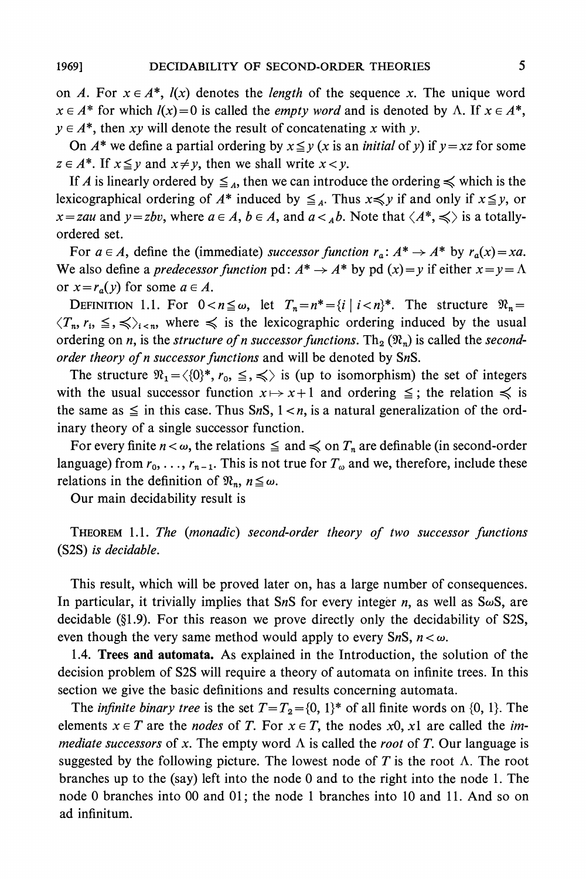on $A$. For $x \in A^*$, $l(x)$ denotes the *length* of the sequence $x$. The unique word $x \in A^*$ for which $l(x)=0$ is called the *empty word* and is denoted by $\Lambda$. If $x \in A^*$, $y \in A^*$, then $xy$ will denote the result of concatenating $x$ with $y$.

On $A^*$ we define a partial ordering by $x \leqq y$ ($x$ is an *initial* of $y$) if $y=xz$ for some $z \in A^*$. If $x \leqq y$ and $x \neq y$, then we shall write $x<y$.

If $A$ is linearly ordered by $\leqq_A$, then we can introduce the ordering $\preccurlyeq$ which is the lexicographical ordering of $A^*$ induced by $\leqq_A$. Thus $x \preccurlyeq y$ if and only if $x \leqq y$, or $x=zau$ and $y=zbv$, where $a \in A$, $b \in A$, and $a <_A b$. Note that $\langle A^*, \preccurlyeq\rangle$ is a totally-ordered set.

For $a \in A$, define the (immediate) *successor function* $r_a\colon A^* \to A^*$ by $r_a(x)=xa$. We also define a *predecessor function* $\mathrm{pd}\colon A^* \to A^*$ by $\mathrm{pd}\,(x)=y$ if either $x=y=\Lambda$ or $x=r_a(y)$ for some $a \in A$.

DEFINITION 1.1. For $0<n\leqq\omega$, let $T_n=n^*=\{i \mid i<n\}^*$. The structure $\mathfrak{N}_n=\langle T_n, r_i, \leqq, \preccurlyeq\rangle_{i<n}$, where $\preccurlyeq$ is the lexicographic ordering induced by the usual ordering on $n$, is the *structure of $n$ successor functions*. $\mathrm{Th}_2(\mathfrak{N}_n)$ is called the *second-order theory of $n$ successor functions* and will be denoted by S$n$S.

The structure $\mathfrak{N}_1=\langle\{0\}^*, r_0, \leqq, \preccurlyeq\rangle$ is (up to isomorphism) the set of integers with the usual successor function $x \mapsto x+1$ and ordering $\leqq$; the relation $\preccurlyeq$ is the same as $\leqq$ in this case. Thus S$n$S, $1<n$, is a natural generalization of the ordinary theory of a single successor function.

For every finite $n<\omega$, the relations $\leqq$ and $\preccurlyeq$ on $T_n$ are definable (in second-order language) from $r_0, \ldots, r_{n-1}$. This is not true for $T_\omega$ and we, therefore, include these relations in the definition of $\mathfrak{N}_n$, $n \leqq \omega$.

Our main decidability result is

THEOREM 1.1. *The (monadic) second-order theory of two successor functions (S2S) is decidable.*

This result, which will be proved later on, has a large number of consequences. In particular, it trivially implies that S$n$S for every integer $n$, as well as S$\omega$S, are decidable (§1.9). For this reason we prove directly only the decidability of S2S, even though the very same method would apply to every S$n$S, $n<\omega$.

**1.4. Trees and automata.** As explained in the Introduction, the solution of the decision problem of S2S will require a theory of automata on infinite trees. In this section we give the basic definitions and results concerning automata.

The *infinite binary tree* is the set $T=T_2=\{0, 1\}^*$ of all finite words on $\{0, 1\}$. The elements $x \in T$ are the *nodes* of $T$. For $x \in T$, the nodes $x0$, $x1$ are called the *immediate successors* of $x$. The empty word $\Lambda$ is called the *root* of $T$. Our language is suggested by the following picture. The lowest node of $T$ is the root $\Lambda$. The root branches up to the (say) left into the node 0 and to the right into the node 1. The node 0 branches into 00 and 01; the node 1 branches into 10 and 11. And so on ad infinitum.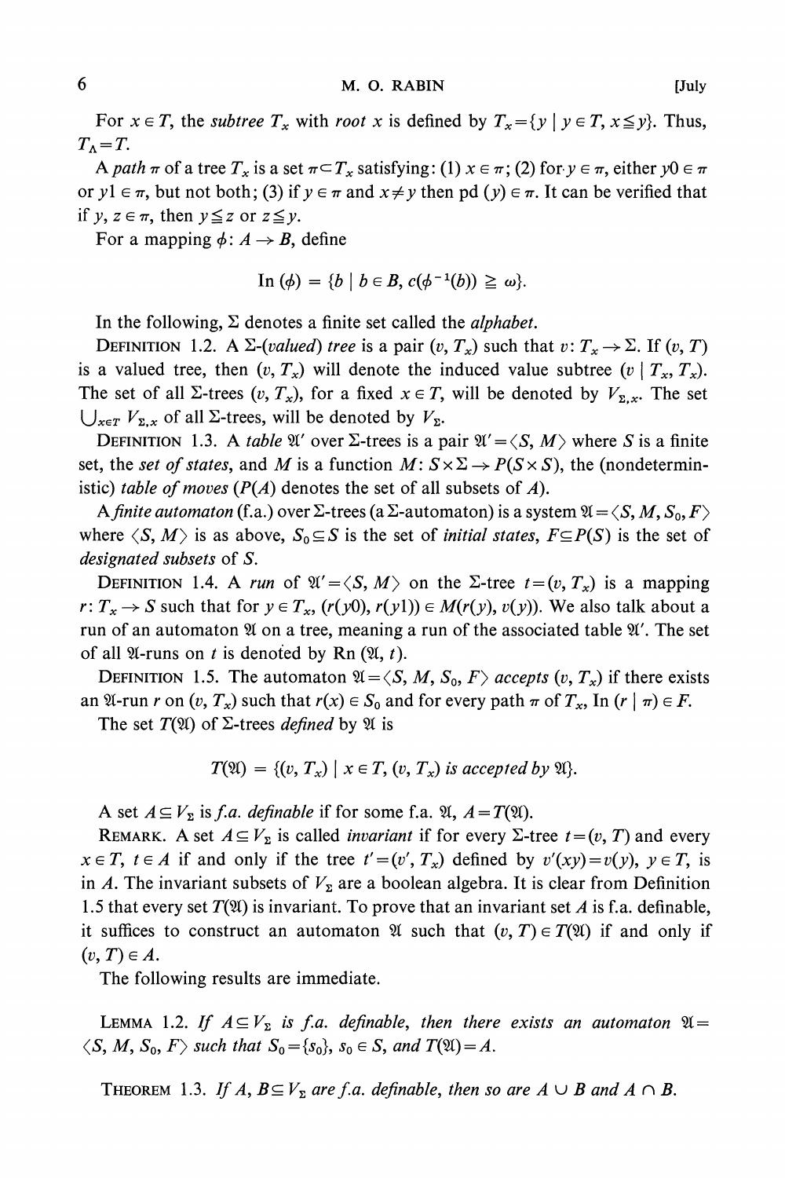For $x \in T$, the *subtree* $T_x$ with *root* $x$ is defined by $T_x = \{y \mid y \in T, x \leq y\}$. Thus, $T_\Lambda = T$.

A *path* $\pi$ of a tree $T_x$ is a set $\pi \subset T_x$ satisfying: (1) $x \in \pi$; (2) for $y \in \pi$, either $y0 \in \pi$ or $y1 \in \pi$, but not both; (3) if $y \in \pi$ and $x \neq y$ then pd $(y) \in \pi$. It can be verified that if $y, z \in \pi$, then $y \leq z$ or $z \leq y$.

For a mapping $\phi: A \to B$, define

$$\text{In}(\phi) = \{b \mid b \in B, c(\phi^{-1}(b)) \geq \omega\}.$$

In the following, $\Sigma$ denotes a finite set called the *alphabet*.

DEFINITION 1.2. A $\Sigma$-*(valued) tree* is a pair $(v, T_x)$ such that $v: T_x \to \Sigma$. If $(v, T)$ is a valued tree, then $(v, T_x)$ will denote the induced value subtree $(v \mid T_x, T_x)$. The set of all $\Sigma$-trees $(v, T_x)$, for a fixed $x \in T$, will be denoted by $V_{\Sigma,x}$. The set $\bigcup_{x \in T} V_{\Sigma,x}$ of all $\Sigma$-trees, will be denoted by $V_\Sigma$.

DEFINITION 1.3. A *table* $\mathfrak{A}'$ over $\Sigma$-trees is a pair $\mathfrak{A}' = \langle S, M \rangle$ where $S$ is a finite set, the *set of states*, and $M$ is a function $M: S \times \Sigma \to P(S \times S)$, the (nondeterministic) *table of moves* ($P(A)$ denotes the set of all subsets of $A$).

A *finite automaton* (f.a.) over $\Sigma$-trees (a $\Sigma$-automaton) is a system $\mathfrak{A} = \langle S, M, S_0, F \rangle$ where $\langle S, M \rangle$ is as above, $S_0 \subseteq S$ is the set of *initial states*, $F \subseteq P(S)$ is the set of *designated subsets* of $S$.

DEFINITION 1.4. A *run* of $\mathfrak{A}' = \langle S, M \rangle$ on the $\Sigma$-tree $t = (v, T_x)$ is a mapping $r: T_x \to S$ such that for $y \in T_x$, $(r(y0), r(y1)) \in M(r(y), v(y))$. We also talk about a run of an automaton $\mathfrak{A}$ on a tree, meaning a run of the associated table $\mathfrak{A}'$. The set of all $\mathfrak{A}$-runs on $t$ is denoted by Rn $(\mathfrak{A}, t)$.

DEFINITION 1.5. The automaton $\mathfrak{A} = \langle S, M, S_0, F \rangle$ *accepts* $(v, T_x)$ if there exists an $\mathfrak{A}$-run $r$ on $(v, T_x)$ such that $r(x) \in S_0$ and for every path $\pi$ of $T_x$, In $(r \mid \pi) \in F$.

The set $T(\mathfrak{A})$ of $\Sigma$-trees *defined* by $\mathfrak{A}$ is

$$T(\mathfrak{A}) = \{(v, T_x) \mid x \in T, (v, T_x) \textit{ is accepted by } \mathfrak{A}\}.$$

A set $A \subseteq V_\Sigma$ is *f.a. definable* if for some f.a. $\mathfrak{A}$, $A = T(\mathfrak{A})$.

REMARK. A set $A \subseteq V_\Sigma$ is called *invariant* if for every $\Sigma$-tree $t = (v, T)$ and every $x \in T$, $t \in A$ if and only if the tree $t' = (v', T_x)$ defined by $v'(xy) = v(y)$, $y \in T$, is in $A$. The invariant subsets of $V_\Sigma$ are a boolean algebra. It is clear from Definition 1.5 that every set $T(\mathfrak{A})$ is invariant. To prove that an invariant set $A$ is f.a. definable, it suffices to construct an automaton $\mathfrak{A}$ such that $(v, T) \in T(\mathfrak{A})$ if and only if $(v, T) \in A$.

The following results are immediate.

LEMMA 1.2. *If $A \subseteq V_\Sigma$ is f.a. definable, then there exists an automaton $\mathfrak{A} = \langle S, M, S_0, F \rangle$ such that $S_0 = \{s_0\}$, $s_0 \in S$, and $T(\mathfrak{A}) = A$.*

THEOREM 1.3. *If $A, B \subseteq V_\Sigma$ are f.a. definable, then so are $A \cup B$ and $A \cap B$.*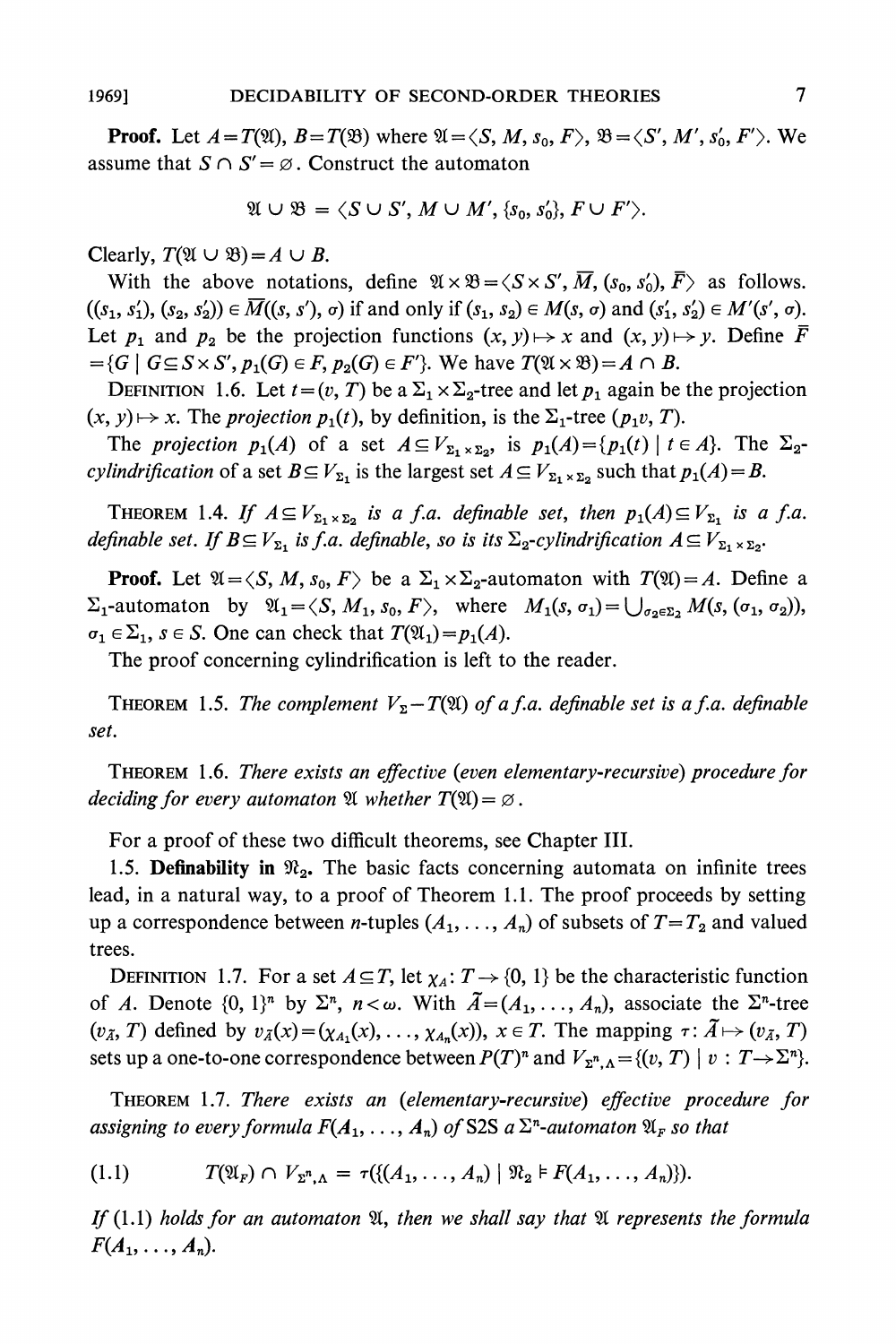**Proof.** Let $A = T(\mathfrak{A})$, $B = T(\mathfrak{B})$ where $\mathfrak{A} = \langle S, M, s_0, F\rangle$, $\mathfrak{B} = \langle S', M', s_0', F'\rangle$. We assume that $S \cap S' = \varnothing$. Construct the automaton

$$\mathfrak{A} \cup \mathfrak{B} = \langle S \cup S', M \cup M', \{s_0, s_0'\}, F \cup F'\rangle.$$

Clearly, $T(\mathfrak{A} \cup \mathfrak{B}) = A \cup B$.

With the above notations, define $\mathfrak{A} \times \mathfrak{B} = \langle S \times S', \overline{M}, (s_0, s_0'), \overline{F}\rangle$ as follows. $((s_1, s_1'), (s_2, s_2')) \in \overline{M}((s, s'), \sigma)$ if and only if $(s_1, s_2) \in M(s, \sigma)$ and $(s_1', s_2') \in M'(s', \sigma)$. Let $p_1$ and $p_2$ be the projection functions $(x, y) \mapsto x$ and $(x, y) \mapsto y$. Define $\overline{F} = \{G \mid G \subseteq S \times S', p_1(G) \in F, p_2(G) \in F'\}$. We have $T(\mathfrak{A} \times \mathfrak{B}) = A \cap B$.

Definition 1.6. Let $t = (v, T)$ be a $\Sigma_1 \times \Sigma_2$-tree and let $p_1$ again be the projection $(x, y) \mapsto x$. The *projection* $p_1(t)$, by definition, is the $\Sigma_1$-tree $(p_1 v, T)$.

The *projection* $p_1(A)$ of a set $A \subseteq V_{\Sigma_1 \times \Sigma_2}$, is $p_1(A) = \{p_1(t) \mid t \in A\}$. The $\Sigma_2$-*cylindrification* of a set $B \subseteq V_{\Sigma_1}$ is the largest set $A \subseteq V_{\Sigma_1 \times \Sigma_2}$ such that $p_1(A) = B$.

Theorem 1.4. *If $A \subseteq V_{\Sigma_1 \times \Sigma_2}$ is a f.a. definable set, then $p_1(A) \subseteq V_{\Sigma_1}$ is a f.a. definable set. If $B \subseteq V_{\Sigma_1}$ is f.a. definable, so is its $\Sigma_2$-cylindrification $A \subseteq V_{\Sigma_1 \times \Sigma_2}$.*

**Proof.** Let $\mathfrak{A} = \langle S, M, s_0, F\rangle$ be a $\Sigma_1 \times \Sigma_2$-automaton with $T(\mathfrak{A}) = A$. Define a $\Sigma_1$-automaton by $\mathfrak{A}_1 = \langle S, M_1, s_0, F\rangle$, where $M_1(s, \sigma_1) = \bigcup_{\sigma_2 \in \Sigma_2} M(s, (\sigma_1, \sigma_2))$, $\sigma_1 \in \Sigma_1$, $s \in S$. One can check that $T(\mathfrak{A}_1) = p_1(A)$.

The proof concerning cylindrification is left to the reader.

Theorem 1.5. *The complement $V_\Sigma - T(\mathfrak{A})$ of a f.a. definable set is a f.a. definable set.*

Theorem 1.6. *There exists an effective (even elementary-recursive) procedure for deciding for every automaton $\mathfrak{A}$ whether $T(\mathfrak{A}) = \varnothing$.*

For a proof of these two difficult theorems, see Chapter III.

1.5. **Definability in $\mathfrak{N}_2$.** The basic facts concerning automata on infinite trees lead, in a natural way, to a proof of Theorem 1.1. The proof proceeds by setting up a correspondence between $n$-tuples $(A_1, \ldots, A_n)$ of subsets of $T = T_2$ and valued trees.

Definition 1.7. For a set $A \subseteq T$, let $\chi_A : T \to \{0, 1\}$ be the characteristic function of $A$. Denote $\{0, 1\}^n$ by $\Sigma^n$, $n < \omega$. With $\tilde{A} = (A_1, \ldots, A_n)$, associate the $\Sigma^n$-tree $(v_{\tilde{A}}, T)$ defined by $v_{\tilde{A}}(x) = (\chi_{A_1}(x), \ldots, \chi_{A_n}(x))$, $x \in T$. The mapping $\tau : \tilde{A} \mapsto (v_{\tilde{A}}, T)$ sets up a one-to-one correspondence between $P(T)^n$ and $V_{\Sigma^n, \Lambda} = \{(v, T) \mid v : T \to \Sigma^n\}$.

Theorem 1.7. *There exists an (elementary-recursive) effective procedure for assigning to every formula $F(A_1, \ldots, A_n)$ of* S2S *a $\Sigma^n$-automaton $\mathfrak{A}_F$ so that*

$$T(\mathfrak{A}_F) \cap V_{\Sigma^n, \Lambda} = \tau(\{(A_1, \ldots, A_n) \mid \mathfrak{N}_2 \models F(A_1, \ldots, A_n)\}). \tag{1.1}$$

*If* (1.1) *holds for an automaton $\mathfrak{A}$, then we shall say that $\mathfrak{A}$ represents the formula $F(A_1, \ldots, A_n)$.*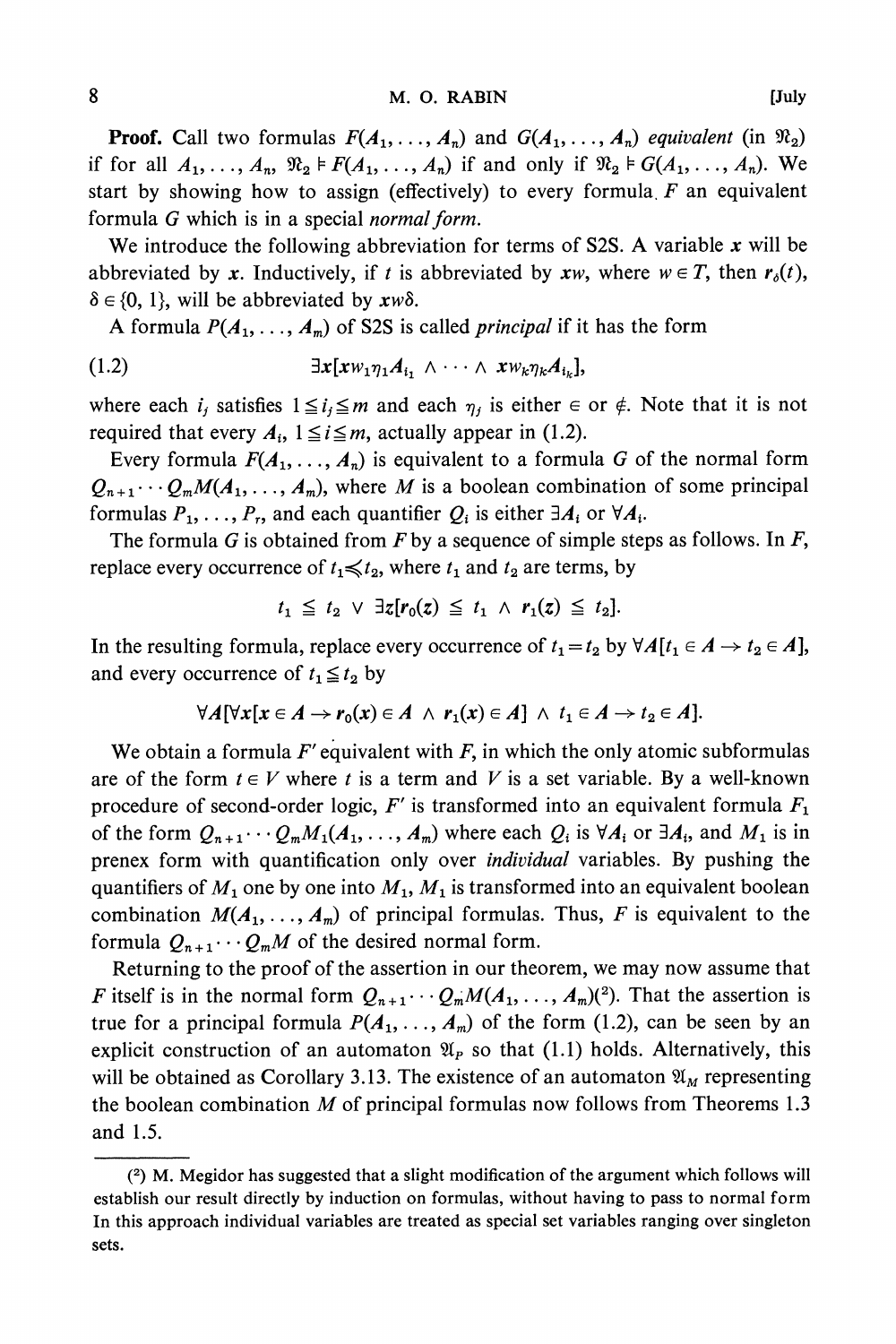**Proof.** Call two formulas $F(A_1, \ldots, A_n)$ and $G(A_1, \ldots, A_n)$ *equivalent* (in $\mathfrak{N}_2$) if for all $A_1, \ldots, A_n$, $\mathfrak{N}_2 \models F(A_1, \ldots, A_n)$ if and only if $\mathfrak{N}_2 \models G(A_1, \ldots, A_n)$. We start by showing how to assign (effectively) to every formula $F$ an equivalent formula $G$ which is in a special *normal form*.

We introduce the following abbreviation for terms of S2S. A variable $x$ will be abbreviated by $x$. Inductively, if $t$ is abbreviated by $xw$, where $w \in T$, then $r_\delta(t)$, $\delta \in \{0, 1\}$, will be abbreviated by $xw\delta$.

A formula $P(A_1, \ldots, A_m)$ of S2S is called *principal* if it has the form

$$\exists x[xw_1\eta_1 A_{i_1} \wedge \cdots \wedge xw_k\eta_k A_{i_k}], \tag{1.2}$$

where each $i_j$ satisfies $1 \leqq i_j \leqq m$ and each $\eta_j$ is either $\in$ or $\notin$. Note that it is not required that every $A_i$, $1 \leqq i \leqq m$, actually appear in (1.2).

Every formula $F(A_1, \ldots, A_n)$ is equivalent to a formula $G$ of the normal form $Q_{n+1} \cdots Q_m M(A_1, \ldots, A_m)$, where $M$ is a boolean combination of some principal formulas $P_1, \ldots, P_r$, and each quantifier $Q_i$ is either $\exists A_i$ or $\forall A_i$.

The formula $G$ is obtained from $F$ by a sequence of simple steps as follows. In $F$, replace every occurrence of $t_1 \preccurlyeq t_2$, where $t_1$ and $t_2$ are terms, by

$$t_1 \leqq t_2 \vee \exists z[r_0(z) \leqq t_1 \wedge r_1(z) \leqq t_2].$$

In the resulting formula, replace every occurrence of $t_1 = t_2$ by $\forall A[t_1 \in A \rightarrow t_2 \in A]$, and every occurrence of $t_1 \leqq t_2$ by

$$\forall A[\forall x[x \in A \rightarrow r_0(x) \in A \wedge r_1(x) \in A] \wedge t_1 \in A \rightarrow t_2 \in A].$$

We obtain a formula $F'$ equivalent with $F$, in which the only atomic subformulas are of the form $t \in V$ where $t$ is a term and $V$ is a set variable. By a well-known procedure of second-order logic, $F'$ is transformed into an equivalent formula $F_1$ of the form $Q_{n+1} \cdots Q_m M_1(A_1, \ldots, A_m)$ where each $Q_i$ is $\forall A_i$ or $\exists A_i$, and $M_1$ is in prenex form with quantification only over *individual* variables. By pushing the quantifiers of $M_1$ one by one into $M_1$, $M_1$ is transformed into an equivalent boolean combination $M(A_1, \ldots, A_m)$ of principal formulas. Thus, $F$ is equivalent to the formula $Q_{n+1} \cdots Q_m M$ of the desired normal form.

Returning to the proof of the assertion in our theorem, we may now assume that $F$ itself is in the normal form $Q_{n+1} \cdots Q_m M(A_1, \ldots, A_m)$[2]. That the assertion is true for a principal formula $P(A_1, \ldots, A_m)$ of the form (1.2), can be seen by an explicit construction of an automaton $\mathfrak{A}_P$ so that (1.1) holds. Alternatively, this will be obtained as Corollary 3.13. The existence of an automaton $\mathfrak{A}_M$ representing the boolean combination $M$ of principal formulas now follows from Theorems 1.3 and 1.5.

---

[2] M. Megidor has suggested that a slight modification of the argument which follows will establish our result directly by induction on formulas, without having to pass to normal form In this approach individual variables are treated as special set variables ranging over singleton sets.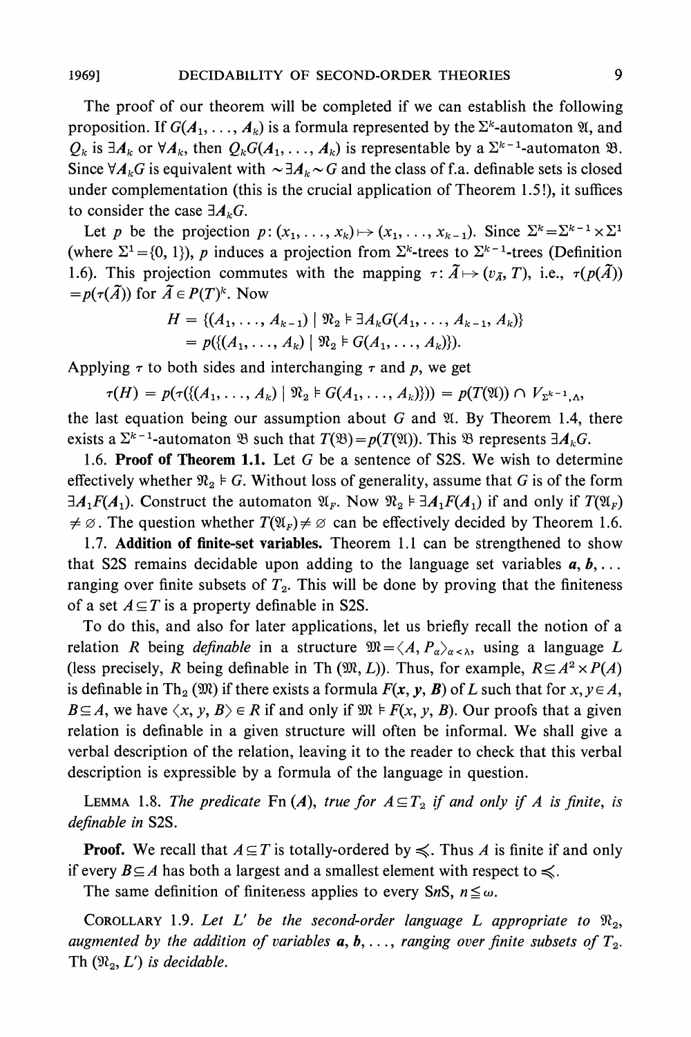The proof of our theorem will be completed if we can establish the following proposition. If $G(A_1, \ldots, A_k)$ is a formula represented by the $\Sigma^k$-automaton $\mathfrak{A}$, and $Q_k$ is $\exists A_k$ or $\forall A_k$, then $Q_k G(A_1, \ldots, A_k)$ is representable by a $\Sigma^{k-1}$-automaton $\mathfrak{B}$. Since $\forall A_k G$ is equivalent with $\sim \exists A_k \sim G$ and the class of f.a. definable sets is closed under complementation (this is the crucial application of Theorem 1.5!), it suffices to consider the case $\exists A_k G$.

Let $p$ be the projection $p: (x_1, \ldots, x_k) \mapsto (x_1, \ldots, x_{k-1})$. Since $\Sigma^k = \Sigma^{k-1} \times \Sigma^1$ (where $\Sigma^1 = \{0, 1\}$), $p$ induces a projection from $\Sigma^k$-trees to $\Sigma^{k-1}$-trees (Definition 1.6). This projection commutes with the mapping $\tau: \tilde{A} \mapsto (v_{\tilde{A}}, T)$, i.e., $\tau(p(\tilde{A})) = p(\tau(\tilde{A}))$ for $\tilde{A} \in P(T)^k$. Now

$$H = \{(A_1, \ldots, A_{k-1}) \mid \mathfrak{N}_2 \models \exists A_k G(A_1, \ldots, A_{k-1}, A_k)\}$$
$$= p(\{(A_1, \ldots, A_k) \mid \mathfrak{N}_2 \models G(A_1, \ldots, A_k)\}).$$

Applying $\tau$ to both sides and interchanging $\tau$ and $p$, we get

$$\tau(H) = p(\tau(\{(A_1, \ldots, A_k) \mid \mathfrak{N}_2 \models G(A_1, \ldots, A_k)\})) = p(T(\mathfrak{A})) \cap V_{\Sigma^{k-1}, \Lambda},$$

the last equation being our assumption about $G$ and $\mathfrak{A}$. By Theorem 1.4, there exists a $\Sigma^{k-1}$-automaton $\mathfrak{B}$ such that $T(\mathfrak{B}) = p(T(\mathfrak{A}))$. This $\mathfrak{B}$ represents $\exists A_k G$.

1.6. **Proof of Theorem 1.1.** Let $G$ be a sentence of S2S. We wish to determine effectively whether $\mathfrak{N}_2 \models G$. Without loss of generality, assume that $G$ is of the form $\exists A_1 F(A_1)$. Construct the automaton $\mathfrak{A}_F$. Now $\mathfrak{N}_2 \models \exists A_1 F(A_1)$ if and only if $T(\mathfrak{A}_F) \neq \varnothing$. The question whether $T(\mathfrak{A}_F) \neq \varnothing$ can be effectively decided by Theorem 1.6.

1.7. **Addition of finite-set variables.** Theorem 1.1 can be strengthened to show that S2S remains decidable upon adding to the language set variables $\boldsymbol{a}, \boldsymbol{b}, \ldots$ ranging over finite subsets of $T_2$. This will be done by proving that the finiteness of a set $A \subseteq T$ is a property definable in S2S.

To do this, and also for later applications, let us briefly recall the notion of a relation $R$ being *definable* in a structure $\mathfrak{M} = \langle A, P_\alpha \rangle_{\alpha < \lambda}$, using a language $L$ (less precisely, $R$ being definable in Th $(\mathfrak{M}, L)$). Thus, for example, $R \subseteq A^2 \times P(A)$ is definable in Th$_2$ $(\mathfrak{M})$ if there exists a formula $F(\boldsymbol{x}, \boldsymbol{y}, \boldsymbol{B})$ of $L$ such that for $x, y \in A$, $B \subseteq A$, we have $\langle x, y, B \rangle \in R$ if and only if $\mathfrak{M} \models F(x, y, B)$. Our proofs that a given relation is definable in a given structure will often be informal. We shall give a verbal description of the relation, leaving it to the reader to check that this verbal description is expressible by a formula of the language in question.

LEMMA 1.8. *The predicate* Fn $(A)$, *true for* $A \subseteq T_2$ *if and only if* $A$ *is finite, is definable in* S2S.

**Proof.** We recall that $A \subseteq T$ is totally-ordered by $\preccurlyeq$. Thus $A$ is finite if and only if every $B \subseteq A$ has both a largest and a smallest element with respect to $\preccurlyeq$.

The same definition of finiteness applies to every S$n$S, $n \leq \omega$.

COROLLARY 1.9. *Let* $L'$ *be the second-order language* $L$ *appropriate to* $\mathfrak{N}_2$, *augmented by the addition of variables* $\boldsymbol{a}, \boldsymbol{b}, \ldots$, *ranging over finite subsets of* $T_2$. Th $(\mathfrak{N}_2, L')$ *is decidable.*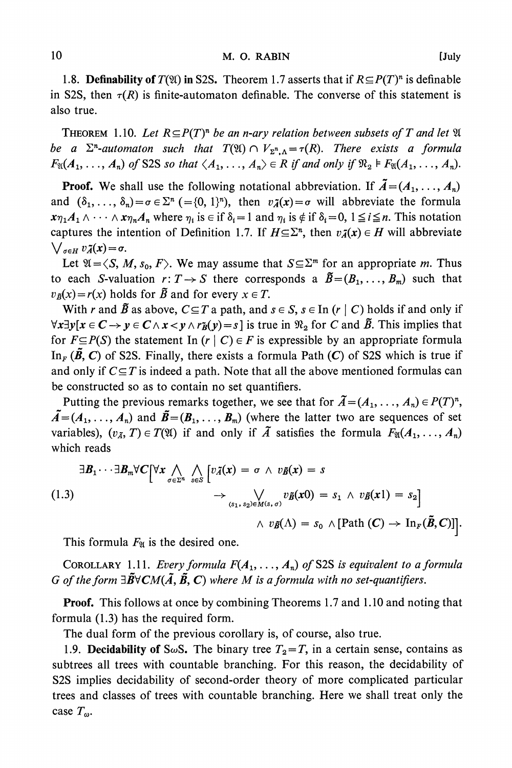1.8. **Definability of $T(\mathfrak{A})$ in S2S.** Theorem 1.7 asserts that if $R \subseteq P(T)^n$ is definable in S2S, then $\tau(R)$ is finite-automaton definable. The converse of this statement is also true.

THEOREM 1.10. *Let $R \subseteq P(T)^n$ be an $n$-ary relation between subsets of $T$ and let $\mathfrak{A}$ be a $\Sigma^n$-automaton such that $T(\mathfrak{A}) \cap V_{\Sigma^n,\Lambda} = \tau(R)$. There exists a formula $F_{\mathfrak{A}}(A_1, \ldots, A_n)$ of* S2S *so that $\langle A_1, \ldots, A_n \rangle \in R$ if and only if $\mathfrak{N}_2 \models F_{\mathfrak{A}}(A_1, \ldots, A_n)$.*

**Proof.** We shall use the following notational abbreviation. If $\tilde{A} = (A_1, \ldots, A_n)$ and $(\delta_1, \ldots, \delta_n) = \sigma \in \Sigma^n$ $(= \{0, 1\}^n)$, then $v_{\tilde{A}}(x) = \sigma$ will abbreviate the formula $x\eta_1 A_1 \wedge \cdots \wedge x\eta_n A_n$ where $\eta_i$ is $\in$ if $\delta_i = 1$ and $\eta_i$ is $\notin$ if $\delta_i = 0$, $1 \leqq i \leqq n$. This notation captures the intention of Definition 1.7. If $H \subseteq \Sigma^n$, then $v_{\tilde{A}}(x) \in H$ will abbreviate $\bigvee_{\sigma \in H} v_{\tilde{A}}(x) = \sigma$.

Let $\mathfrak{A} = \langle S, M, s_0, F \rangle$. We may assume that $S \subseteq \Sigma^m$ for an appropriate $m$. Thus to each $S$-valuation $r: T \to S$ there corresponds a $\tilde{B} = (B_1, \ldots, B_m)$ such that $v_{\tilde{B}}(x) = r(x)$ holds for $\tilde{B}$ and for every $x \in T$.

With $r$ and $\tilde{B}$ as above, $C \subseteq T$ a path, and $s \in S$, $s \in \mathrm{In}(r \mid C)$ holds if and only if $\forall x \exists y[x \in C \to y \in C \wedge x < y \wedge r_{\tilde{B}}(y) = s]$ is true in $\mathfrak{N}_2$ for $C$ and $\tilde{B}$. This implies that for $F \subseteq P(S)$ the statement $\mathrm{In}(r \mid C) \in F$ is expressible by an appropriate formula $\mathrm{In}_F(\tilde{B}, C)$ of S2S. Finally, there exists a formula Path $(C)$ of S2S which is true if and only if $C \subseteq T$ is indeed a path. Note that all the above mentioned formulas can be constructed so as to contain no set quantifiers.

Putting the previous remarks together, we see that for $\tilde{A} = (A_1, \ldots, A_n) \in P(T)^n$, $\tilde{A} = (A_1, \ldots, A_n)$ and $\tilde{B} = (B_1, \ldots, B_m)$ (where the latter two are sequences of set variables), $(v_{\tilde{A}}, T) \in T(\mathfrak{A})$ if and only if $\tilde{A}$ satisfies the formula $F_{\mathfrak{A}}(A_1, \ldots, A_n)$ which reads

$$
\begin{aligned}
\exists B_1 \cdots \exists B_m \forall C \Big[ \forall x \bigwedge_{\sigma \in \Sigma^n} \bigwedge_{s \in S} \big[ & v_{\tilde{A}}(x) = \sigma \wedge v_{\tilde{B}}(x) = s \\
(1.3) \qquad & \to \bigvee_{(s_1, s_2) \in M(s, \sigma)} v_{\tilde{B}}(x0) = s_1 \wedge v_{\tilde{B}}(x1) = s_2 \big] \\
& \wedge v_{\tilde{B}}(\Lambda) = s_0 \wedge [\mathrm{Path}\,(C) \to \mathrm{In}_F(\tilde{B}, C)] \Big].
\end{aligned}
$$

This formula $F_{\mathfrak{A}}$ is the desired one.

COROLLARY 1.11. *Every formula $F(A_1, \ldots, A_n)$ of* S2S *is equivalent to a formula $G$ of the form $\exists \tilde{B} \forall C M(\tilde{A}, \tilde{B}, C)$ where $M$ is a formula with no set-quantifiers.*

**Proof.** This follows at once by combining Theorems 1.7 and 1.10 and noting that formula (1.3) has the required form.

The dual form of the previous corollary is, of course, also true.

1.9. **Decidability of S$\omega$S.** The binary tree $T_2 = T$, in a certain sense, contains as subtrees all trees with countable branching. For this reason, the decidability of S2S implies decidability of second-order theory of more complicated particular trees and classes of trees with countable branching. Here we shall treat only the case $T_\omega$.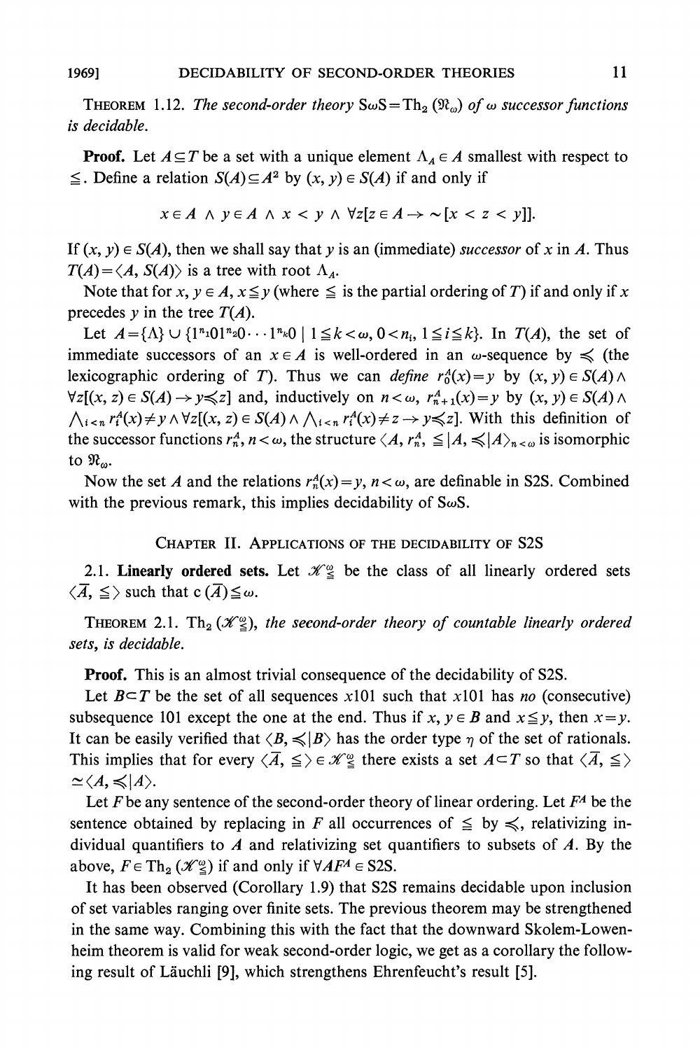THEOREM 1.12. *The second-order theory* $\mathrm{S}\omega\mathrm{S} = \mathrm{Th}_2(\mathfrak{N}_\omega)$ *of* $\omega$ *successor functions is decidable.*

**Proof.** Let $A \subseteq T$ be a set with a unique element $\Lambda_A \in A$ smallest with respect to $\leqq$. Define a relation $S(A) \subseteq A^2$ by $(x, y) \in S(A)$ if and only if

$$x \in A \;\wedge\; y \in A \;\wedge\; x < y \;\wedge\; \forall z[z \in A \to \sim[x < z < y]].$$

If $(x, y) \in S(A)$, then we shall say that $y$ is an (immediate) *successor* of $x$ in $A$. Thus $T(A) = \langle A, S(A)\rangle$ is a tree with root $\Lambda_A$.

Note that for $x, y \in A$, $x \leqq y$ (where $\leqq$ is the partial ordering of $T$) if and only if $x$ precedes $y$ in the tree $T(A)$.

Let $A = \{\Lambda\} \cup \{1^{n_1}01^{n_2}0 \cdots 1^{n_k}0 \mid 1 \leqq k < \omega, 0 < n_i, 1 \leqq i \leqq k\}$. In $T(A)$, the set of immediate successors of an $x \in A$ is well-ordered in an $\omega$-sequence by $\preccurlyeq$ (the lexicographic ordering of $T$). Thus we can *define* $r_0^A(x) = y$ by $(x, y) \in S(A) \wedge \forall z[(x, z) \in S(A) \to y \preccurlyeq z]$ and, inductively on $n < \omega$, $r_{n+1}^A(x) = y$ by $(x, y) \in S(A) \wedge \bigwedge_{i<n} r_i^A(x) \neq y \wedge \forall z[(x, z) \in S(A) \wedge \bigwedge_{i<n} r_i^A(x) \neq z \to y \preccurlyeq z]$. With this definition of the successor functions $r_n^A$, $n < \omega$, the structure $\langle A, r_n^A, \leqq | A, \preccurlyeq | A\rangle_{n<\omega}$ is isomorphic to $\mathfrak{N}_\omega$.

Now the set $A$ and the relations $r_n^A(x) = y$, $n < \omega$, are definable in S2S. Combined with the previous remark, this implies decidability of S$\omega$S.

## CHAPTER II. APPLICATIONS OF THE DECIDABILITY OF S2S

**2.1. Linearly ordered sets.** Let $\mathscr{K}_{\leqq}^{\omega}$ be the class of all linearly ordered sets $\langle \bar{A}, \leqq\rangle$ such that $\mathrm{c}(\bar{A}) \leqq \omega$.

THEOREM 2.1. $\mathrm{Th}_2(\mathscr{K}_{\leqq}^{\omega})$, *the second-order theory of countable linearly ordered sets, is decidable.*

**Proof.** This is an almost trivial consequence of the decidability of S2S.

Let $B \subset T$ be the set of all sequences $x101$ such that $x101$ has *no* (consecutive) subsequence 101 except the one at the end. Thus if $x, y \in B$ and $x \leqq y$, then $x = y$. It can be easily verified that $\langle B, \preccurlyeq | B\rangle$ has the order type $\eta$ of the set of rationals. This implies that for every $\langle \bar{A}, \leqq\rangle \in \mathscr{K}_{\leqq}^{\omega}$ there exists a set $A \subset T$ so that $\langle \bar{A}, \leqq\rangle \simeq \langle A, \preccurlyeq | A\rangle$.

Let $F$ be any sentence of the second-order theory of linear ordering. Let $F^A$ be the sentence obtained by replacing in $F$ all occurrences of $\leqq$ by $\preccurlyeq$, relativizing individual quantifiers to $A$ and relativizing set quantifiers to subsets of $A$. By the above, $F \in \mathrm{Th}_2(\mathscr{K}_{\leqq}^{\omega})$ if and only if $\forall A F^A \in$ S2S.

It has been observed (Corollary 1.9) that S2S remains decidable upon inclusion of set variables ranging over finite sets. The previous theorem may be strengthened in the same way. Combining this with the fact that the downward Skolem-Lowenheim theorem is valid for weak second-order logic, we get as a corollary the following result of Läuchli [9], which strengthens Ehrenfeucht's result [5].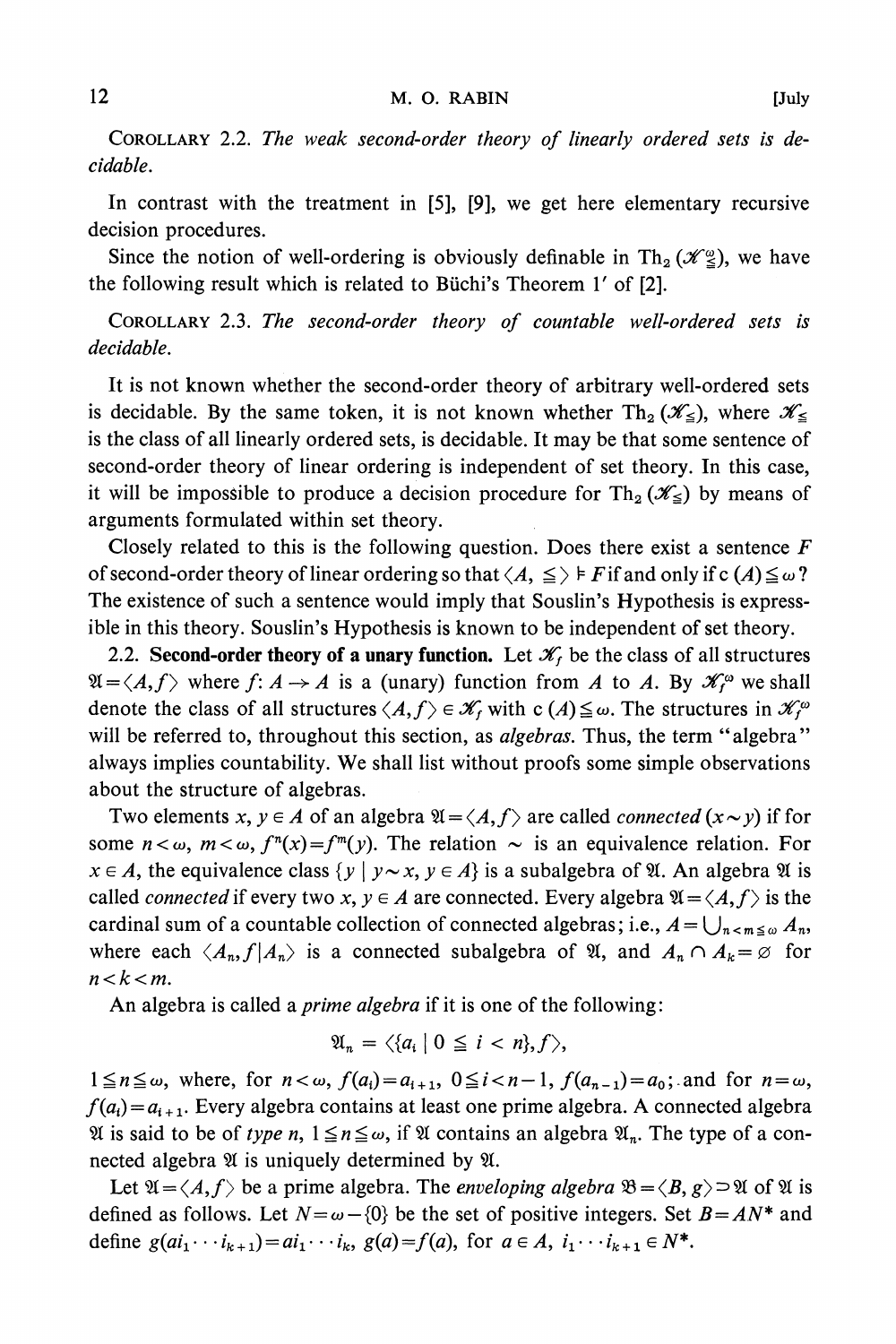COROLLARY 2.2. *The weak second-order theory of linearly ordered sets is decidable.*

In contrast with the treatment in [5], [9], we get here elementary recursive decision procedures.

Since the notion of well-ordering is obviously definable in $\mathrm{Th}_2(\mathscr{K}^{\omega}_{\leq})$, we have the following result which is related to Büchi's Theorem 1′ of [2].

COROLLARY 2.3. *The second-order theory of countable well-ordered sets is decidable.*

It is not known whether the second-order theory of arbitrary well-ordered sets is decidable. By the same token, it is not known whether $\mathrm{Th}_2(\mathscr{K}_{\leq})$, where $\mathscr{K}_{\leq}$ is the class of all linearly ordered sets, is decidable. It may be that some sentence of second-order theory of linear ordering is independent of set theory. In this case, it will be impossible to produce a decision procedure for $\mathrm{Th}_2(\mathscr{K}_{\leq})$ by means of arguments formulated within set theory.

Closely related to this is the following question. Does there exist a sentence $F$ of second-order theory of linear ordering so that $\langle A, \leq\rangle \models F$ if and only if $\mathrm{c}(A) \leq \omega$? The existence of such a sentence would imply that Souslin's Hypothesis is expressible in this theory. Souslin's Hypothesis is known to be independent of set theory.

**2.2. Second-order theory of a unary function.** Let $\mathscr{K}_f$ be the class of all structures $\mathfrak{A}=\langle A,f\rangle$ where $f\colon A \to A$ is a (unary) function from $A$ to $A$. By $\mathscr{K}_f^{\omega}$ we shall denote the class of all structures $\langle A,f\rangle \in \mathscr{K}_f$ with $\mathrm{c}(A) \leq \omega$. The structures in $\mathscr{K}_f^{\omega}$ will be referred to, throughout this section, as *algebras*. Thus, the term "algebra" always implies countability. We shall list without proofs some simple observations about the structure of algebras.

Two elements $x, y \in A$ of an algebra $\mathfrak{A}=\langle A,f\rangle$ are called *connected* ($x \sim y$) if for some $n<\omega$, $m<\omega$, $f^n(x)=f^m(y)$. The relation $\sim$ is an equivalence relation. For $x \in A$, the equivalence class $\{y \mid y \sim x, y \in A\}$ is a subalgebra of $\mathfrak{A}$. An algebra $\mathfrak{A}$ is called *connected* if every two $x, y \in A$ are connected. Every algebra $\mathfrak{A}=\langle A,f\rangle$ is the cardinal sum of a countable collection of connected algebras; i.e., $A=\bigcup_{n<m\leq\omega} A_n$, where each $\langle A_n, f|A_n\rangle$ is a connected subalgebra of $\mathfrak{A}$, and $A_n \cap A_k = \varnothing$ for $n<k<m$.

An algebra is called a *prime algebra* if it is one of the following:

$$\mathfrak{A}_n = \langle\{a_i \mid 0 \leq i < n\}, f\rangle,$$

$1 \leq n \leq \omega$, where, for $n<\omega$, $f(a_i)=a_{i+1}$, $0 \leq i < n-1$, $f(a_{n-1})=a_0$; and for $n=\omega$, $f(a_i)=a_{i+1}$. Every algebra contains at least one prime algebra. A connected algebra $\mathfrak{A}$ is said to be of *type* $n$, $1 \leq n \leq \omega$, if $\mathfrak{A}$ contains an algebra $\mathfrak{A}_n$. The type of a connected algebra $\mathfrak{A}$ is uniquely determined by $\mathfrak{A}$.

Let $\mathfrak{A}=\langle A,f\rangle$ be a prime algebra. The *enveloping algebra* $\mathfrak{B}=\langle B,g\rangle \supset \mathfrak{A}$ of $\mathfrak{A}$ is defined as follows. Let $N=\omega-\{0\}$ be the set of positive integers. Set $B=AN^*$ and define $g(ai_1\cdots i_{k+1})=ai_1\cdots i_k$, $g(a)=f(a)$, for $a \in A$, $i_1\cdots i_{k+1} \in N^*$.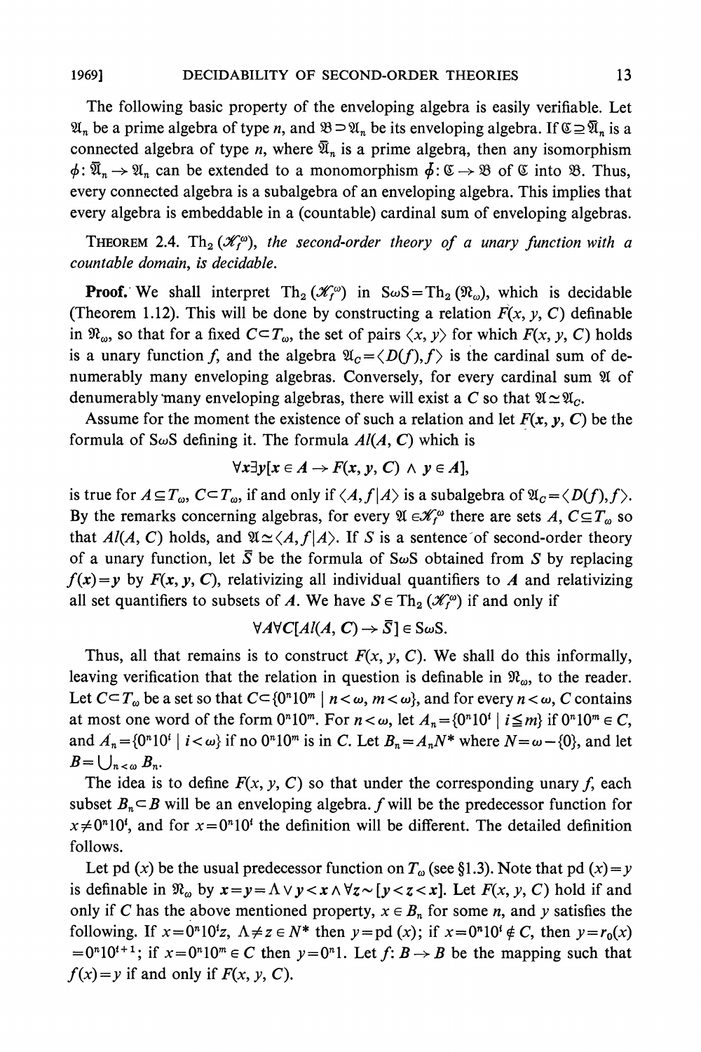The following basic property of the enveloping algebra is easily verifiable. Let $\mathfrak{A}_n$ be a prime algebra of type $n$, and $\mathfrak{B} \supset \mathfrak{A}_n$ be its enveloping algebra. If $\mathfrak{C} \supseteq \bar{\mathfrak{A}}_n$ is a connected algebra of type $n$, where $\bar{\mathfrak{A}}_n$ is a prime algebra, then any isomorphism $\phi: \bar{\mathfrak{A}}_n \to \mathfrak{A}_n$ can be extended to a monomorphism $\bar{\phi}: \mathfrak{C} \to \mathfrak{B}$ of $\mathfrak{C}$ into $\mathfrak{B}$. Thus, every connected algebra is a subalgebra of an enveloping algebra. This implies that every algebra is embeddable in a (countable) cardinal sum of enveloping algebras.

THEOREM 2.4. *$\text{Th}_2 (\mathscr{K}_f^{\omega})$, the second-order theory of a unary function with a countable domain, is decidable.*

**Proof.** We shall interpret $\text{Th}_2 (\mathscr{K}_f^{\omega})$ in $\text{S}\omega\text{S} = \text{Th}_2 (\mathfrak{N}_{\omega})$, which is decidable (Theorem 1.12). This will be done by constructing a relation $F(x, y, C)$ definable in $\mathfrak{N}_{\omega}$, so that for a fixed $C \subset T_{\omega}$, the set of pairs $\langle x, y \rangle$ for which $F(x, y, C)$ holds is a unary function $f$, and the algebra $\mathfrak{A}_C = \langle D(f), f \rangle$ is the cardinal sum of denumerably many enveloping algebras. Conversely, for every cardinal sum $\mathfrak{A}$ of denumerably many enveloping algebras, there will exist a $C$ so that $\mathfrak{A} \simeq \mathfrak{A}_C$.

Assume for the moment the existence of such a relation and let $F(x, y, C)$ be the formula of $\text{S}\omega\text{S}$ defining it. The formula $Al(A, C)$ which is

$$\forall x \exists y [x \in A \to F(x, y, C) \wedge y \in A],$$

is true for $A \subseteq T_{\omega}$, $C \subset T_{\omega}$, if and only if $\langle A, f|A \rangle$ is a subalgebra of $\mathfrak{A}_C = \langle D(f), f \rangle$. By the remarks concerning algebras, for every $\mathfrak{A} \in \mathscr{K}_f^{\omega}$ there are sets $A$, $C \subseteq T_{\omega}$ so that $Al(A, C)$ holds, and $\mathfrak{A} \simeq \langle A, f|A \rangle$. If $S$ is a sentence of second-order theory of a unary function, let $\bar{S}$ be the formula of $\text{S}\omega\text{S}$ obtained from $S$ by replacing $f(x) = y$ by $F(x, y, C)$, relativizing all individual quantifiers to $A$ and relativizing all set quantifiers to subsets of $A$. We have $S \in \text{Th}_2 (\mathscr{K}_f^{\omega})$ if and only if

$$\forall A \forall C [Al(A, C) \to \bar{S}] \in \text{S}\omega\text{S}.$$

Thus, all that remains is to construct $F(x, y, C)$. We shall do this informally, leaving verification that the relation in question is definable in $\mathfrak{N}_{\omega}$, to the reader. Let $C \subset T_{\omega}$ be a set so that $C \subset \{0^n 1 0^m \mid n < \omega, m < \omega\}$, and for every $n < \omega$, $C$ contains at most one word of the form $0^n 1 0^m$. For $n < \omega$, let $A_n = \{0^n 1 0^i \mid i \leq m\}$ if $0^n 1 0^m \in C$, and $A_n = \{0^n 1 0^i \mid i < \omega\}$ if no $0^n 1 0^m$ is in $C$. Let $B_n = A_n N^*$ where $N = \omega - \{0\}$, and let $B = \bigcup_{n < \omega} B_n$.

The idea is to define $F(x, y, C)$ so that under the corresponding unary $f$, each subset $B_n \subset B$ will be an enveloping algebra. $f$ will be the predecessor function for $x \neq 0^n 1 0^i$, and for $x = 0^n 1 0^i$ the definition will be different. The detailed definition follows.

Let $\text{pd}(x)$ be the usual predecessor function on $T_{\omega}$ (see §1.3). Note that $\text{pd}(x) = y$ is definable in $\mathfrak{N}_{\omega}$ by $x = y = \Lambda \vee y < x \wedge \forall z \sim [y < z < x]$. Let $F(x, y, C)$ hold if and only if $C$ has the above mentioned property, $x \in B_n$ for some $n$, and $y$ satisfies the following. If $x = 0^n 1 0^i z$, $\Lambda \neq z \in N^*$ then $y = \text{pd}(x)$; if $x = 0^n 1 0^i \notin C$, then $y = r_0(x) = 0^n 1 0^{i+1}$; if $x = 0^n 1 0^m \in C$ then $y = 0^n 1$. Let $f: B \to B$ be the mapping such that $f(x) = y$ if and only if $F(x, y, C)$.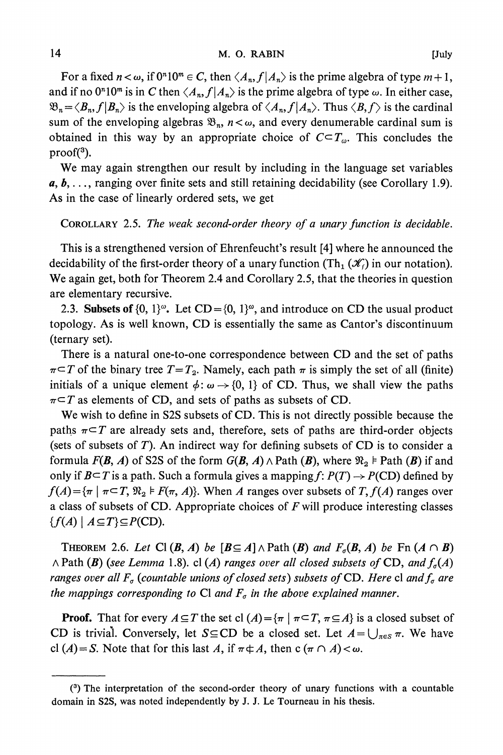For a fixed $n<\omega$, if $0^n 1 0^m \in C$, then $\langle A_n, f|A_n \rangle$ is the prime algebra of type $m+1$, and if no $0^n 1 0^m$ is in $C$ then $\langle A_n, f|A_n \rangle$ is the prime algebra of type $\omega$. In either case, $\mathfrak{B}_n = \langle B_n, f|B_n \rangle$ is the enveloping algebra of $\langle A_n, f|A_n \rangle$. Thus $\langle B, f \rangle$ is the cardinal sum of the enveloping algebras $\mathfrak{B}_n$, $n<\omega$, and every denumerable cardinal sum is obtained in this way by an appropriate choice of $C \subset T_\omega$. This concludes the proof(3).

We may again strengthen our result by including in the language set variables $\boldsymbol{a}, \boldsymbol{b}, \ldots$, ranging over finite sets and still retaining decidability (see Corollary 1.9). As in the case of linearly ordered sets, we get

COROLLARY 2.5. *The weak second-order theory of a unary function is decidable.*

This is a strengthened version of Ehrenfeucht's result [4] where he announced the decidability of the first-order theory of a unary function ($\mathrm{Th}_1(\mathscr{K}_f)$ in our notation). We again get, both for Theorem 2.4 and Corollary 2.5, that the theories in question are elementary recursive.

2.3. **Subsets of $\{0, 1\}^\omega$.** Let $\mathrm{CD} = \{0, 1\}^\omega$, and introduce on CD the usual product topology. As is well known, CD is essentially the same as Cantor's discontinuum (ternary set).

There is a natural one-to-one correspondence between CD and the set of paths $\pi \subset T$ of the binary tree $T = T_2$. Namely, each path $\pi$ is simply the set of all (finite) initials of a unique element $\phi\colon \omega \to \{0, 1\}$ of CD. Thus, we shall view the paths $\pi \subset T$ as elements of CD, and sets of paths as subsets of CD.

We wish to define in S2S subsets of CD. This is not directly possible because the paths $\pi \subset T$ are already sets and, therefore, sets of paths are third-order objects (sets of subsets of $T$). An indirect way for defining subsets of CD is to consider a formula $F(\boldsymbol{B}, A)$ of S2S of the form $G(\boldsymbol{B}, A) \wedge \mathrm{Path}(\boldsymbol{B})$, where $\mathfrak{N}_2 \models \mathrm{Path}(\boldsymbol{B})$ if and only if $B \subset T$ is a path. Such a formula gives a mapping $f\colon P(T) \to P(\mathrm{CD})$ defined by $f(A) = \{\pi \mid \pi \subset T, \mathfrak{N}_2 \models F(\pi, A)\}$. When $A$ ranges over subsets of $T$, $f(A)$ ranges over a class of subsets of CD. Appropriate choices of $F$ will produce interesting classes $\{f(A) \mid A \subseteq T\} \subseteq P(\mathrm{CD})$.

THEOREM 2.6. *Let* $\mathrm{Cl}(\boldsymbol{B}, A)$ *be* $[\boldsymbol{B} \subseteq A] \wedge \mathrm{Path}(\boldsymbol{B})$ *and* $F_\sigma(\boldsymbol{B}, A)$ *be* $\mathrm{Fn}(A \cap \boldsymbol{B}) \wedge \mathrm{Path}(\boldsymbol{B})$ *(see Lemma 1.8).* $\mathrm{cl}(A)$ *ranges over all closed subsets of* CD, *and* $f_\sigma(A)$ *ranges over all* $F_\sigma$ *(countable unions of closed sets) subsets of* CD. *Here* cl *and* $f_\sigma$ *are the mappings corresponding to* Cl *and* $F_\sigma$ *in the above explained manner.*

**Proof.** That for every $A \subseteq T$ the set $\mathrm{cl}(A) = \{\pi \mid \pi \subset T, \pi \subseteq A\}$ is a closed subset of CD is trivial. Conversely, let $S \subseteq \mathrm{CD}$ be a closed set. Let $A = \bigcup_{\pi \in S} \pi$. We have $\mathrm{cl}(A) = S$. Note that for this last $A$, if $\pi \not\subseteq A$, then $c(\pi \cap A) < \omega$.

(3) The interpretation of the second-order theory of unary functions with a countable domain in S2S, was noted independently by J. J. Le Tourneau in his thesis.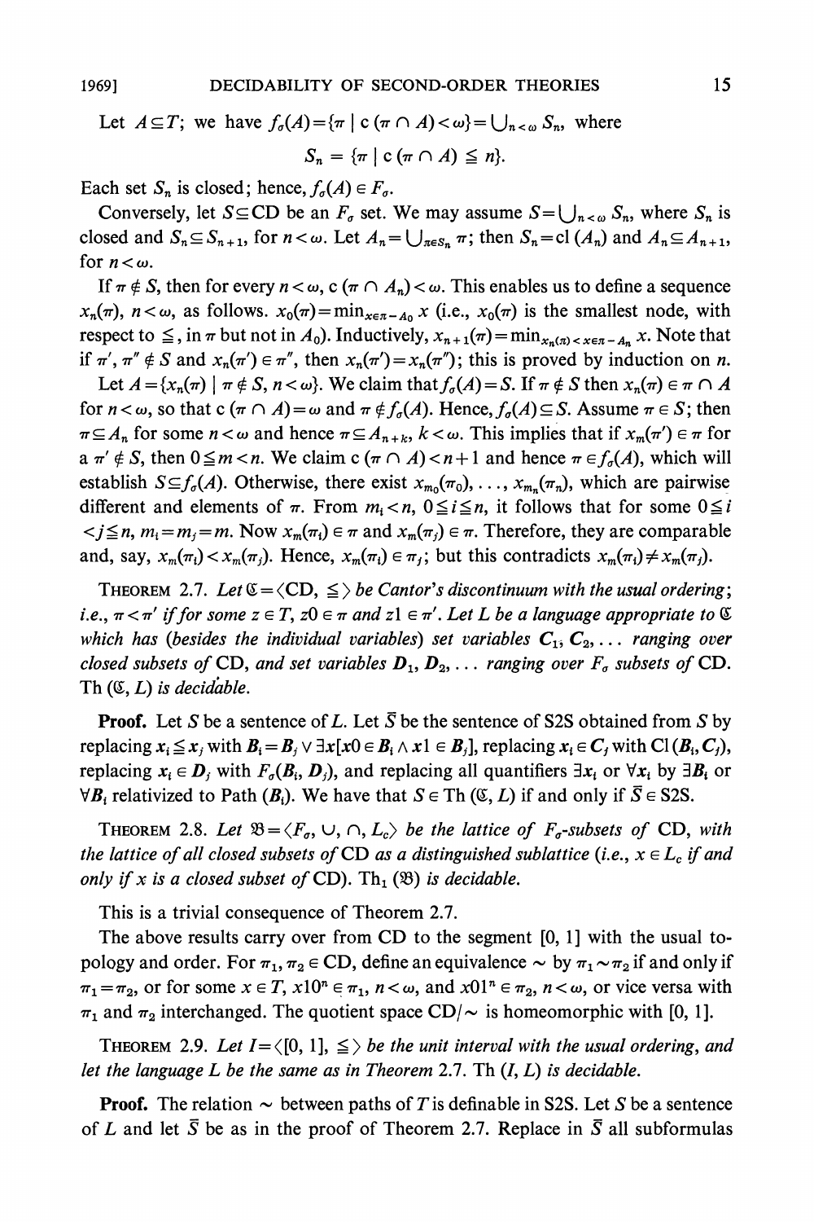Let $A \subseteq T$; we have $f_\sigma(A) = \{\pi \mid c(\pi \cap A) < \omega\} = \bigcup_{n<\omega} S_n$, where

$$S_n = \{\pi \mid c(\pi \cap A) \leqq n\}.$$

Each set $S_n$ is closed; hence, $f_\sigma(A) \in F_\sigma$.

Conversely, let $S \subseteq \mathrm{CD}$ be an $F_\sigma$ set. We may assume $S = \bigcup_{n<\omega} S_n$, where $S_n$ is closed and $S_n \subseteq S_{n+1}$, for $n < \omega$. Let $A_n = \bigcup_{\pi \in S_n} \pi$; then $S_n = \mathrm{cl}(A_n)$ and $A_n \subseteq A_{n+1}$, for $n < \omega$.

If $\pi \notin S$, then for every $n < \omega$, $c(\pi \cap A_n) < \omega$. This enables us to define a sequence $x_n(\pi)$, $n < \omega$, as follows. $x_0(\pi) = \min_{x \in \pi - A_0} x$ (i.e., $x_0(\pi)$ is the smallest node, with respect to $\leqq$, in $\pi$ but not in $A_0$). Inductively, $x_{n+1}(\pi) = \min_{x_n(\pi) < x \in \pi - A_n} x$. Note that if $\pi', \pi'' \notin S$ and $x_n(\pi') \in \pi''$, then $x_n(\pi') = x_n(\pi'')$; this is proved by induction on $n$.

Let $A = \{x_n(\pi) \mid \pi \notin S, n < \omega\}$. We claim that $f_\sigma(A) = S$. If $\pi \notin S$ then $x_n(\pi) \in \pi \cap A$ for $n < \omega$, so that $c(\pi \cap A) = \omega$ and $\pi \notin f_\sigma(A)$. Hence, $f_\sigma(A) \subseteq S$. Assume $\pi \in S$; then $\pi \subseteq A_n$ for some $n < \omega$ and hence $\pi \subseteq A_{n+k}$, $k < \omega$. This implies that if $x_m(\pi') \in \pi$ for a $\pi' \notin S$, then $0 \leqq m < n$. We claim $c(\pi \cap A) < n+1$ and hence $\pi \in f_\sigma(A)$, which will establish $S \subseteq f_\sigma(A)$. Otherwise, there exist $x_{m_0}(\pi_0), \ldots, x_{m_n}(\pi_n)$, which are pairwise different and elements of $\pi$. From $m_i < n$, $0 \leqq i \leqq n$, it follows that for some $0 \leqq i < j \leqq n$, $m_i = m_j = m$. Now $x_m(\pi_i) \in \pi$ and $x_m(\pi_j) \in \pi$. Therefore, they are comparable and, say, $x_m(\pi_i) < x_m(\pi_j)$. Hence, $x_m(\pi_i) \in \pi_j$; but this contradicts $x_m(\pi_i) \neq x_m(\pi_j)$.

THEOREM 2.7. *Let $\mathfrak{C} = \langle \mathrm{CD}, \leqq \rangle$ be Cantor's discontinuum with the usual ordering; i.e., $\pi < \pi'$ if for some $z \in T$, $z0 \in \pi$ and $z1 \in \pi'$. Let $L$ be a language appropriate to $\mathfrak{C}$ which has (besides the individual variables) set variables $\boldsymbol{C}_1, \boldsymbol{C}_2, \ldots$ ranging over closed subsets of* CD, *and set variables $\boldsymbol{D}_1, \boldsymbol{D}_2, \ldots$ ranging over $F_\sigma$ subsets of* CD. Th $(\mathfrak{C}, L)$ *is decidable.*

**Proof.** Let $S$ be a sentence of $L$. Let $\bar{S}$ be the sentence of S2S obtained from $S$ by replacing $\boldsymbol{x}_i \leqq \boldsymbol{x}_j$ with $\boldsymbol{B}_i = \boldsymbol{B}_j \vee \exists x[x0 \in \boldsymbol{B}_i \wedge x1 \in \boldsymbol{B}_j]$, replacing $\boldsymbol{x}_i \in \boldsymbol{C}_j$ with $\mathrm{Cl}(\boldsymbol{B}_i, \boldsymbol{C}_j)$, replacing $\boldsymbol{x}_i \in \boldsymbol{D}_j$ with $F_\sigma(\boldsymbol{B}_i, \boldsymbol{D}_j)$, and replacing all quantifiers $\exists \boldsymbol{x}_i$ or $\forall \boldsymbol{x}_i$ by $\exists \boldsymbol{B}_i$ or $\forall \boldsymbol{B}_i$ relativized to Path $(\boldsymbol{B}_i)$. We have that $S \in \mathrm{Th}(\mathfrak{C}, L)$ if and only if $\bar{S} \in$ S2S.

THEOREM 2.8. *Let $\mathfrak{B} = \langle F_\sigma, \cup, \cap, L_c \rangle$ be the lattice of $F_\sigma$-subsets of* CD, *with the lattice of all closed subsets of* CD *as a distinguished sublattice (i.e., $x \in L_c$ if and only if $x$ is a closed subset of* CD). $\mathrm{Th}_1(\mathfrak{B})$ *is decidable.*

This is a trivial consequence of Theorem 2.7.

The above results carry over from CD to the segment $[0, 1]$ with the usual topology and order. For $\pi_1, \pi_2 \in \mathrm{CD}$, define an equivalence $\sim$ by $\pi_1 \sim \pi_2$ if and only if $\pi_1 = \pi_2$, or for some $x \in T$, $x10^n \in \pi_1$, $n < \omega$, and $x01^n \in \pi_2$, $n < \omega$, or vice versa with $\pi_1$ and $\pi_2$ interchanged. The quotient space $\mathrm{CD}/\sim$ is homeomorphic with $[0, 1]$.

THEOREM 2.9. *Let $I = \langle [0, 1], \leqq \rangle$ be the unit interval with the usual ordering, and let the language $L$ be the same as in Theorem* 2.7. Th $(I, L)$ *is decidable.*

**Proof.** The relation $\sim$ between paths of $T$ is definable in S2S. Let $S$ be a sentence of $L$ and let $\bar{S}$ be as in the proof of Theorem 2.7. Replace in $\bar{S}$ all subformulas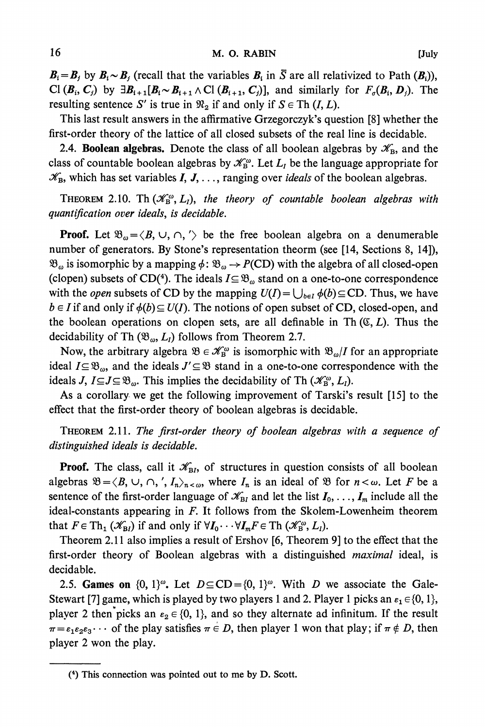$\boldsymbol{B}_i = \boldsymbol{B}_j$ by $\boldsymbol{B}_i \sim \boldsymbol{B}_j$ (recall that the variables $\boldsymbol{B}_i$ in $\bar{S}$ are all relativized to Path $(\boldsymbol{B}_i)$), Cl $(\boldsymbol{B}_i, \boldsymbol{C}_j)$ by $\exists \boldsymbol{B}_{i+1}[\boldsymbol{B}_i \sim \boldsymbol{B}_{i+1} \wedge \text{Cl}(\boldsymbol{B}_{i+1}, \boldsymbol{C}_j)]$, and similarly for $F_\sigma(\boldsymbol{B}_i, \boldsymbol{D}_j)$. The resulting sentence $S'$ is true in $\mathfrak{N}_2$ if and only if $S \in \text{Th}(I, L)$.

This last result answers in the affirmative Grzegorczyk's question [8] whether the first-order theory of the lattice of all closed subsets of the real line is decidable.

2.4. **Boolean algebras.** Denote the class of all boolean algebras by $\mathscr{K}_{\text{B}}$, and the class of countable boolean algebras by $\mathscr{K}_{\text{B}}^{\omega}$. Let $L_I$ be the language appropriate for $\mathscr{K}_{\text{B}}$, which has set variables $\boldsymbol{I}, \boldsymbol{J}, \ldots$, ranging over *ideals* of the boolean algebras.

THEOREM 2.10. *Th* $(\mathscr{K}_{\text{B}}^{\omega}, L_I)$, *the theory of countable boolean algebras with quantification over ideals, is decidable.*

**Proof.** Let $\mathfrak{B}_\omega = \langle B, \cup, \cap, ' \rangle$ be the free boolean algebra on a denumerable number of generators. By Stone's representation theorm (see [14, Sections 8, 14]), $\mathfrak{B}_\omega$ is isomorphic by a mapping $\phi: \mathfrak{B}_\omega \to P(\text{CD})$ with the algebra of all closed-open (clopen) subsets of CD[4]. The ideals $I \subseteq \mathfrak{B}_\omega$ stand on a one-to-one correspondence with the *open* subsets of CD by the mapping $U(I) = \bigcup_{b \in I} \phi(b) \subseteq \text{CD}$. Thus, we have $b \in I$ if and only if $\phi(b) \subseteq U(I)$. The notions of open subset of CD, closed-open, and the boolean operations on clopen sets, are all definable in Th $(\mathfrak{C}, L)$. Thus the decidability of Th $(\mathfrak{B}_\omega, L_I)$ follows from Theorem 2.7.

Now, the arbitrary algebra $\mathfrak{B} \in \mathscr{K}_{\text{B}}^{\omega}$ is isomorphic with $\mathfrak{B}_\omega / I$ for an appropriate ideal $I \subseteq \mathfrak{B}_\omega$, and the ideals $J' \subseteq \mathfrak{B}$ stand in a one-to-one correspondence with the ideals $J$, $I \subseteq J \subseteq \mathfrak{B}_\omega$. This implies the decidability of Th $(\mathscr{K}_{\text{B}}^{\omega}, L_I)$.

As a corollary we get the following improvement of Tarski's result [15] to the effect that the first-order theory of boolean algebras is decidable.

THEOREM 2.11. *The first-order theory of boolean algebras with a sequence of distinguished ideals is decidable.*

**Proof.** The class, call it $\mathscr{K}_{\text{B}I}$, of structures in question consists of all boolean algebras $\mathfrak{B} = \langle B, \cup, \cap, ', I_n \rangle_{n < \omega}$, where $I_n$ is an ideal of $\mathfrak{B}$ for $n < \omega$. Let $F$ be a sentence of the first-order language of $\mathscr{K}_{\text{B}I}$ and let the list $\boldsymbol{I}_0, \ldots, \boldsymbol{I}_m$ include all the ideal-constants appearing in $F$. It follows from the Skolem-Lowenheim theorem that $F \in \text{Th}_1(\mathscr{K}_{\text{B}I})$ if and only if $\forall \boldsymbol{I}_0 \cdots \forall \boldsymbol{I}_m F \in \text{Th}(\mathscr{K}_{\text{B}}^{\omega}, L_I)$.

Theorem 2.11 also implies a result of Ershov [6, Theorem 9] to the effect that the first-order theory of Boolean algebras with a distinguished *maximal* ideal, is decidable.

2.5. **Games on** $\{0, 1\}^\omega$. Let $D \subseteq \text{CD} = \{0, 1\}^\omega$. With $D$ we associate the Gale-Stewart [7] game, which is played by two players 1 and 2. Player 1 picks an $\varepsilon_1 \in \{0, 1\}$, player 2 then picks an $\varepsilon_2 \in \{0, 1\}$, and so they alternate ad infinitum. If the result $\pi = \varepsilon_1 \varepsilon_2 \varepsilon_3 \cdots$ of the play satisfies $\pi \in D$, then player 1 won that play; if $\pi \notin D$, then player 2 won the play.

---

[4] This connection was pointed out to me by D. Scott.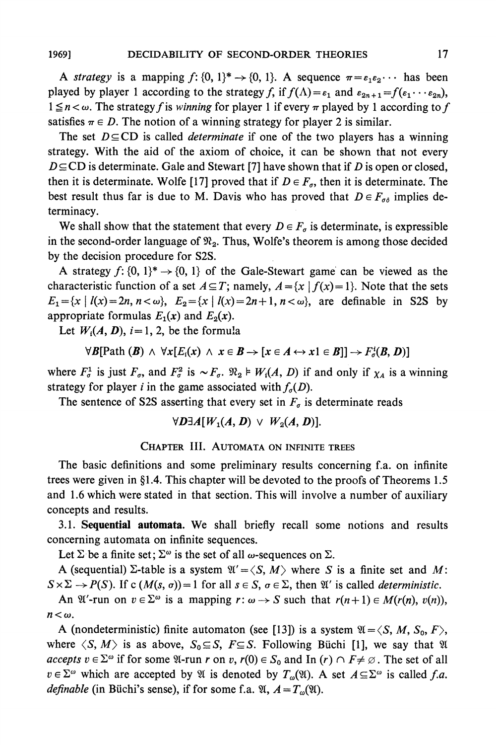A *strategy* is a mapping $f: \{0, 1\}^* \to \{0, 1\}$. A sequence $\pi = \varepsilon_1 \varepsilon_2 \cdots$ has been played by player 1 according to the strategy $f$, if $f(\Lambda) = \varepsilon_1$ and $\varepsilon_{2n+1} = f(\varepsilon_1 \cdots \varepsilon_{2n})$, $1 \leq n < \omega$. The strategy $f$ is *winning* for player 1 if every $\pi$ played by 1 according to $f$ satisfies $\pi \in D$. The notion of a winning strategy for player 2 is similar.

The set $D \subseteq \mathrm{CD}$ is called *determinate* if one of the two players has a winning strategy. With the aid of the axiom of choice, it can be shown that not every $D \subseteq \mathrm{CD}$ is determinate. Gale and Stewart [7] have shown that if $D$ is open or closed, then it is determinate. Wolfe [17] proved that if $D \in F_\sigma$, then it is determinate. The best result thus far is due to M. Davis who has proved that $D \in F_{\sigma\delta}$ implies determinacy.

We shall show that the statement that every $D \in F_\sigma$ is determinate, is expressible in the second-order language of $\mathfrak{N}_2$. Thus, Wolfe's theorem is among those decided by the decision procedure for S2S.

A strategy $f: \{0, 1\}^* \to \{0, 1\}$ of the Gale-Stewart game can be viewed as the characteristic function of a set $A \subseteq T$; namely, $A = \{x \mid f(x) = 1\}$. Note that the sets $E_1 = \{x \mid l(x) = 2n, n < \omega\}$, $E_2 = \{x \mid l(x) = 2n+1, n < \omega\}$, are definable in S2S by appropriate formulas $E_1(x)$ and $E_2(x)$.

Let $W_i(\boldsymbol{A}, \boldsymbol{D})$, $i = 1, 2$, be the formula

$$\forall \boldsymbol{B}[\mathrm{Path}(\boldsymbol{B}) \wedge \forall x[E_i(x) \wedge x \in \boldsymbol{B} \to [x \in \boldsymbol{A} \leftrightarrow x1 \in \boldsymbol{B}]] \to F^i_\sigma(\boldsymbol{B}, \boldsymbol{D})]$$

where $F^1_\sigma$ is just $F_\sigma$, and $F^2_\sigma$ is $\sim F_\sigma$. $\mathfrak{N}_2 \models W_i(A, D)$ if and only if $\chi_A$ is a winning strategy for player $i$ in the game associated with $f_\sigma(D)$.

The sentence of S2S asserting that every set in $F_\sigma$ is determinate reads

$$\forall \boldsymbol{D} \exists \boldsymbol{A}[W_1(\boldsymbol{A}, \boldsymbol{D}) \vee W_2(\boldsymbol{A}, \boldsymbol{D})].$$

## Chapter III. Automata on infinite trees

The basic definitions and some preliminary results concerning f.a. on infinite trees were given in §1.4. This chapter will be devoted to the proofs of Theorems 1.5 and 1.6 which were stated in that section. This will involve a number of auxiliary concepts and results.

### 3.1. Sequential automata.

We shall briefly recall some notions and results concerning automata on infinite sequences.

Let $\Sigma$ be a finite set; $\Sigma^\omega$ is the set of all $\omega$-sequences on $\Sigma$.

A (sequential) $\Sigma$-table is a system $\mathfrak{A}' = \langle S, M \rangle$ where $S$ is a finite set and $M: S \times \Sigma \to P(S)$. If $c(M(s, \sigma)) = 1$ for all $s \in S$, $\sigma \in \Sigma$, then $\mathfrak{A}'$ is called *deterministic*.

An $\mathfrak{A}'$-run on $v \in \Sigma^\omega$ is a mapping $r: \omega \to S$ such that $r(n+1) \in M(r(n), v(n))$, $n < \omega$.

A (nondeterministic) finite automaton (see [13]) is a system $\mathfrak{A} = \langle S, M, S_0, F \rangle$, where $\langle S, M \rangle$ is as above, $S_0 \subseteq S$, $F \subseteq S$. Following Büchi [1], we say that $\mathfrak{A}$ *accepts* $v \in \Sigma^\omega$ if for some $\mathfrak{A}$-run $r$ on $v$, $r(0) \in S_0$ and $\mathrm{In}(r) \cap F \neq \varnothing$. The set of all $v \in \Sigma^\omega$ which are accepted by $\mathfrak{A}$ is denoted by $T_\omega(\mathfrak{A})$. A set $A \subseteq \Sigma^\omega$ is called *f.a. definable* (in Büchi's sense), if for some f.a. $\mathfrak{A}$, $A = T_\omega(\mathfrak{A})$.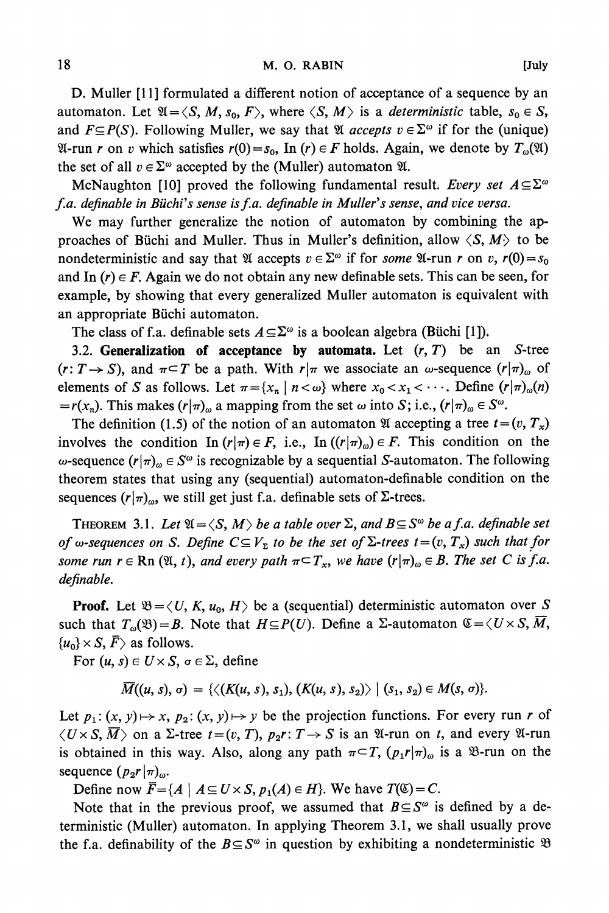D. Muller [11] formulated a different notion of acceptance of a sequence by an automaton. Let $\mathfrak{A} = \langle S, M, s_0, F\rangle$, where $\langle S, M\rangle$ is a *deterministic* table, $s_0 \in S$, and $F \subseteq P(S)$. Following Muller, we say that $\mathfrak{A}$ *accepts* $v \in \Sigma^\omega$ if for the (unique) $\mathfrak{A}$-run $r$ on $v$ which satisfies $r(0) = s_0$, $\text{In}(r) \in F$ holds. Again, we denote by $T_\omega(\mathfrak{A})$ the set of all $v \in \Sigma^\omega$ accepted by the (Muller) automaton $\mathfrak{A}$.

McNaughton [10] proved the following fundamental result. *Every set $A \subseteq \Sigma^\omega$ f.a. definable in Büchi's sense is f.a. definable in Muller's sense, and vice versa.*

We may further generalize the notion of automaton by combining the approaches of Büchi and Muller. Thus in Muller's definition, allow $\langle S, M\rangle$ to be nondeterministic and say that $\mathfrak{A}$ accepts $v \in \Sigma^\omega$ if for *some* $\mathfrak{A}$-run $r$ on $v$, $r(0) = s_0$ and $\text{In}(r) \in F$. Again we do not obtain any new definable sets. This can be seen, for example, by showing that every generalized Muller automaton is equivalent with an appropriate Büchi automaton.

The class of f.a. definable sets $A \subseteq \Sigma^\omega$ is a boolean algebra (Büchi [1]).

**3.2. Generalization of acceptance by automata.** Let $(r, T)$ be an $S$-tree ($r: T \to S$), and $\pi \subset T$ be a path. With $r|\pi$ we associate an $\omega$-sequence $(r|\pi)_\omega$ of elements of $S$ as follows. Let $\pi = \{x_n \mid n < \omega\}$ where $x_0 < x_1 < \cdots$. Define $(r|\pi)_\omega(n) = r(x_n)$. This makes $(r|\pi)_\omega$ a mapping from the set $\omega$ into $S$; i.e., $(r|\pi)_\omega \in S^\omega$.

The definition (1.5) of the notion of an automaton $\mathfrak{A}$ accepting a tree $t = (v, T_x)$ involves the condition $\text{In}(r|\pi) \in F$, i.e., $\text{In}((r|\pi)_\omega) \in F$. This condition on the $\omega$-sequence $(r|\pi)_\omega \in S^\omega$ is recognizable by a sequential $S$-automaton. The following theorem states that using any (sequential) automaton-definable condition on the sequences $(r|\pi)_\omega$, we still get just f.a. definable sets of $\Sigma$-trees.

THEOREM 3.1. *Let $\mathfrak{A} = \langle S, M\rangle$ be a table over $\Sigma$, and $B \subseteq S^\omega$ be a f.a. definable set of $\omega$-sequences on $S$. Define $C \subseteq V_\Sigma$ to be the set of $\Sigma$-trees $t = (v, T_x)$ such that for some run $r \in \text{Rn}(\mathfrak{A}, t)$, and every path $\pi \subset T_x$, we have $(r|\pi)_\omega \in B$. The set $C$ is f.a. definable.*

**Proof.** Let $\mathfrak{B} = \langle U, K, u_0, H\rangle$ be a (sequential) deterministic automaton over $S$ such that $T_\omega(\mathfrak{B}) = B$. Note that $H \subseteq P(U)$. Define a $\Sigma$-automaton $\mathfrak{C} = \langle U \times S, \overline{M}, \{u_0\} \times S, \overline{F}\rangle$ as follows.

For $(u, s) \in U \times S$, $\sigma \in \Sigma$, define

$$\overline{M}((u, s), \sigma) = \{\langle (K(u, s), s_1), (K(u, s), s_2)\rangle \mid (s_1, s_2) \in M(s, \sigma)\}.$$

Let $p_1: (x, y) \mapsto x$, $p_2: (x, y) \mapsto y$ be the projection functions. For every run $r$ of $\langle U \times S, \overline{M}\rangle$ on a $\Sigma$-tree $t = (v, T)$, $p_2 r: T \to S$ is an $\mathfrak{A}$-run on $t$, and every $\mathfrak{A}$-run is obtained in this way. Also, along any path $\pi \subset T$, $(p_1 r|\pi)_\omega$ is a $\mathfrak{B}$-run on the sequence $(p_2 r|\pi)_\omega$.

Define now $\overline{F} = \{A \mid A \subseteq U \times S, p_1(A) \in H\}$. We have $T(\mathfrak{C}) = C$.

Note that in the previous proof, we assumed that $B \subseteq S^\omega$ is defined by a deterministic (Muller) automaton. In applying Theorem 3.1, we shall usually prove the f.a. definability of the $B \subseteq S^\omega$ in question by exhibiting a nondeterministic $\mathfrak{B}$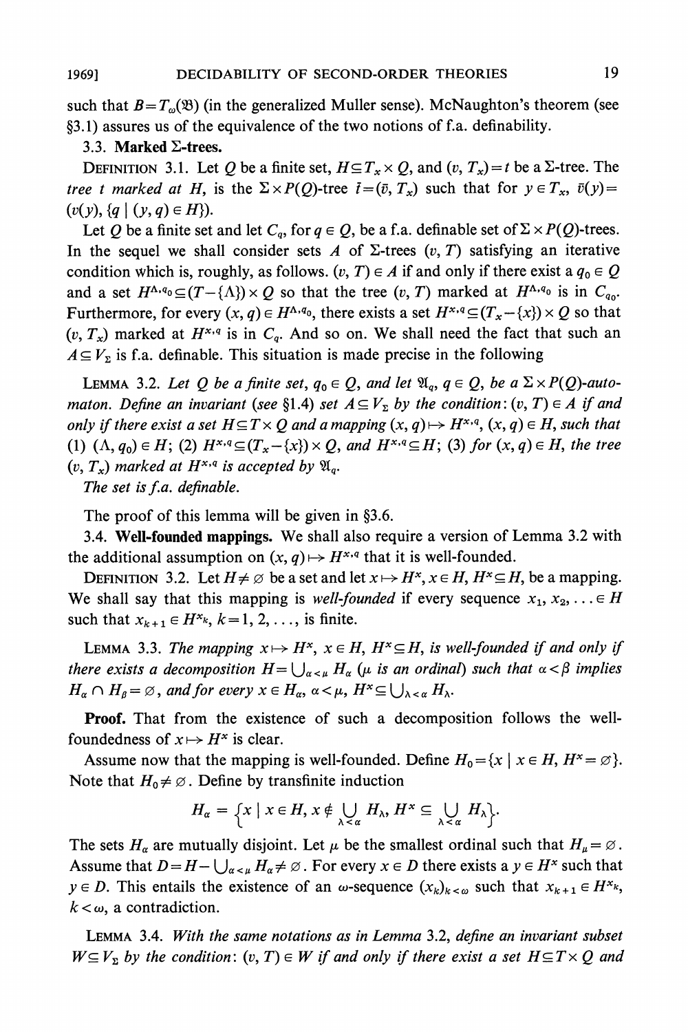such that $B = T_\omega(\mathfrak{B})$ (in the generalized Muller sense). McNaughton's theorem (see §3.1) assures us of the equivalence of the two notions of f.a. definability.

### 3.3. Marked $\Sigma$-trees.

DEFINITION 3.1. Let $Q$ be a finite set, $H \subseteq T_x \times Q$, and $(v, T_x) = t$ be a $\Sigma$-tree. The *tree t marked at H*, is the $\Sigma \times P(Q)$-tree $\bar{t} = (\bar{v}, T_x)$ such that for $y \in T_x$, $\bar{v}(y) = (v(y), \{q \mid (y, q) \in H\})$.

Let $Q$ be a finite set and let $C_q$, for $q \in Q$, be a f.a. definable set of $\Sigma \times P(Q)$-trees. In the sequel we shall consider sets $A$ of $\Sigma$-trees $(v, T)$ satisfying an iterative condition which is, roughly, as follows. $(v, T) \in A$ if and only if there exist a $q_0 \in Q$ and a set $H^{\Lambda, q_0} \subseteq (T - \{\Lambda\}) \times Q$ so that the tree $(v, T)$ marked at $H^{\Lambda, q_0}$ is in $C_{q_0}$. Furthermore, for every $(x, q) \in H^{\Lambda, q_0}$, there exists a set $H^{x,q} \subseteq (T_x - \{x\}) \times Q$ so that $(v, T_x)$ marked at $H^{x,q}$ is in $C_q$. And so on. We shall need the fact that such an $A \subseteq V_\Sigma$ is f.a. definable. This situation is made precise in the following

LEMMA 3.2. *Let $Q$ be a finite set, $q_0 \in Q$, and let $\mathfrak{A}_q$, $q \in Q$, be a $\Sigma \times P(Q)$-automaton. Define an invariant (see §1.4) set $A \subseteq V_\Sigma$ by the condition: $(v, T) \in A$ if and only if there exist a set $H \subseteq T \times Q$ and a mapping $(x, q) \mapsto H^{x,q}$, $(x, q) \in H$, such that (1) $(\Lambda, q_0) \in H$; (2) $H^{x,q} \subseteq (T_x - \{x\}) \times Q$, and $H^{x,q} \subseteq H$; (3) for $(x, q) \in H$, the tree $(v, T_x)$ marked at $H^{x,q}$ is accepted by $\mathfrak{A}_q$.*

*The set is f.a. definable.*

The proof of this lemma will be given in §3.6.

### 3.4. Well-founded mappings.

We shall also require a version of Lemma 3.2 with the additional assumption on $(x, q) \mapsto H^{x,q}$ that it is well-founded.

DEFINITION 3.2. Let $H \neq \varnothing$ be a set and let $x \mapsto H^x$, $x \in H$, $H^x \subseteq H$, be a mapping. We shall say that this mapping is *well-founded* if every sequence $x_1, x_2, \ldots \in H$ such that $x_{k+1} \in H^{x_k}$, $k = 1, 2, \ldots$, is finite.

LEMMA 3.3. *The mapping $x \mapsto H^x$, $x \in H$, $H^x \subseteq H$, is well-founded if and only if there exists a decomposition $H = \bigcup_{\alpha < \mu} H_\alpha$ ($\mu$ is an ordinal) such that $\alpha < \beta$ implies $H_\alpha \cap H_\beta = \varnothing$, and for every $x \in H_\alpha$, $\alpha < \mu$, $H^x \subseteq \bigcup_{\lambda < \alpha} H_\lambda$.*

**Proof.** That from the existence of such a decomposition follows the well-foundedness of $x \mapsto H^x$ is clear.

Assume now that the mapping is well-founded. Define $H_0 = \{x \mid x \in H, H^x = \varnothing\}$. Note that $H_0 \neq \varnothing$. Define by transfinite induction

$$H_\alpha = \Big\{x \mid x \in H, x \notin \bigcup_{\lambda < \alpha} H_\lambda, H^x \subseteq \bigcup_{\lambda < \alpha} H_\lambda\Big\}.$$

The sets $H_\alpha$ are mutually disjoint. Let $\mu$ be the smallest ordinal such that $H_\mu = \varnothing$. Assume that $D = H - \bigcup_{\alpha < \mu} H_\alpha \neq \varnothing$. For every $x \in D$ there exists a $y \in H^x$ such that $y \in D$. This entails the existence of an $\omega$-sequence $(x_k)_{k < \omega}$ such that $x_{k+1} \in H^{x_k}$, $k < \omega$, a contradiction.

LEMMA 3.4. *With the same notations as in Lemma 3.2, define an invariant subset $W \subseteq V_\Sigma$ by the condition: $(v, T) \in W$ if and only if there exist a set $H \subseteq T \times Q$ and*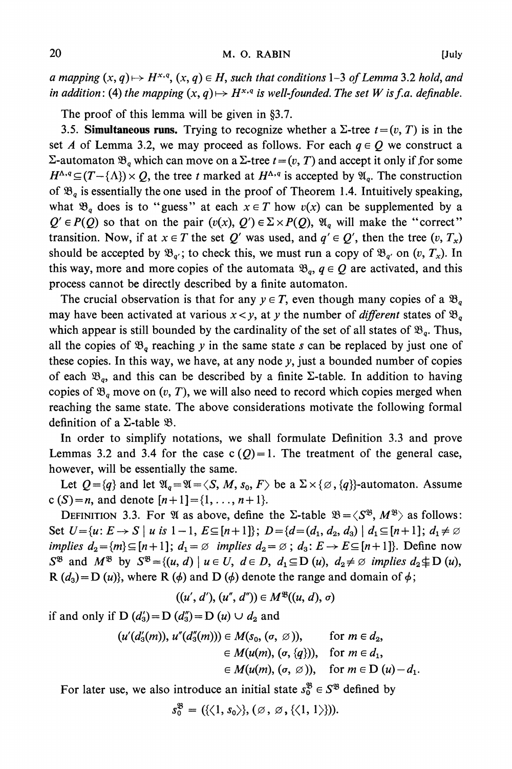*a mapping $(x, q) \mapsto H^{x,q}$, $(x, q) \in H$, such that conditions 1–3 of Lemma 3.2 hold, and in addition*: (4) *the mapping $(x, q) \mapsto H^{x,q}$ is well-founded. The set $W$ is f.a. definable.*

The proof of this lemma will be given in §3.7.

3.5. **Simultaneous runs.** Trying to recognize whether a $\Sigma$-tree $t=(v, T)$ is in the set $A$ of Lemma 3.2, we may proceed as follows. For each $q \in Q$ we construct a $\Sigma$-automaton $\mathfrak{B}_q$ which can move on a $\Sigma$-tree $t=(v, T)$ and accept it only if for some $H^{\Lambda,q} \subseteq (T-\{\Lambda\}) \times Q$, the tree $t$ marked at $H^{\Lambda,q}$ is accepted by $\mathfrak{A}_q$. The construction of $\mathfrak{B}_q$ is essentially the one used in the proof of Theorem 1.4. Intuitively speaking, what $\mathfrak{B}_q$ does is to "guess" at each $x \in T$ how $v(x)$ can be supplemented by a $Q' \in P(Q)$ so that on the pair $(v(x), Q') \in \Sigma \times P(Q)$, $\mathfrak{A}_q$ will make the "correct" transition. Now, if at $x \in T$ the set $Q'$ was used, and $q' \in Q'$, then the tree $(v, T_x)$ should be accepted by $\mathfrak{B}_{q'}$; to check this, we must run a copy of $\mathfrak{B}_{q'}$ on $(v, T_x)$. In this way, more and more copies of the automata $\mathfrak{B}_q$, $q \in Q$ are activated, and this process cannot be directly described by a finite automaton.

The crucial observation is that for any $y \in T$, even though many copies of a $\mathfrak{B}_q$ may have been activated at various $x < y$, at $y$ the number of *different* states of $\mathfrak{B}_q$ which appear is still bounded by the cardinality of the set of all states of $\mathfrak{B}_q$. Thus, all the copies of $\mathfrak{B}_q$ reaching $y$ in the same state $s$ can be replaced by just one of these copies. In this way, we have, at any node $y$, just a bounded number of copies of each $\mathfrak{B}_q$, and this can be described by a finite $\Sigma$-table. In addition to having copies of $\mathfrak{B}_q$ move on $(v, T)$, we will also need to record which copies merged when reaching the same state. The above considerations motivate the following formal definition of a $\Sigma$-table $\mathfrak{B}$.

In order to simplify notations, we shall formulate Definition 3.3 and prove Lemmas 3.2 and 3.4 for the case $\mathrm{c}(Q)=1$. The treatment of the general case, however, will be essentially the same.

Let $Q=\{q\}$ and let $\mathfrak{A}_q=\mathfrak{A}=\langle S, M, s_0, F\rangle$ be a $\Sigma \times \{\varnothing, \{q\}\}$-automaton. Assume $\mathrm{c}(S)=n$, and denote $[n+1]=\{1, \ldots, n+1\}$.

DEFINITION 3.3. For $\mathfrak{A}$ as above, define the $\Sigma$-table $\mathfrak{B}=\langle S^{\mathfrak{B}}, M^{\mathfrak{B}}\rangle$ as follows: Set $U=\{u: E \to S \mid u \text{ is } 1-1,\ E \subseteq [n+1]\}$; $D=\{d=(d_1, d_2, d_3) \mid d_1 \subseteq [n+1];\ d_1 \neq \varnothing$ *implies* $d_2=\{m\} \subseteq [n+1]$; $d_1=\varnothing$ *implies* $d_2=\varnothing$; $d_3: E \to E \subseteq [n+1]\}$. Define now $S^{\mathfrak{B}}$ and $M^{\mathfrak{B}}$ by $S^{\mathfrak{B}}=\{(u, d) \mid u \in U,\ d \in D,\ d_1 \subseteq \mathrm{D}(u),\ d_2 \neq \varnothing$ *implies* $d_2 \nsubseteq \mathrm{D}(u)$, $\mathrm{R}(d_3)=\mathrm{D}(u)\}$, where $\mathrm{R}(\phi)$ and $\mathrm{D}(\phi)$ denote the range and domain of $\phi$;

$$((u', d'), (u'', d'')) \in M^{\mathfrak{B}}((u, d), \sigma)$$

if and only if $\mathrm{D}(d_3')=\mathrm{D}(d_3'')=\mathrm{D}(u) \cup d_2$ and

$$
\begin{aligned}
(u'(d_3'(m)), u''(d_3''(m))) &\in M(s_0, (\sigma, \varnothing)), && \text{for } m \in d_2,\\
&\in M(u(m), (\sigma, \{q\})), && \text{for } m \in d_1,\\
&\in M(u(m), (\sigma, \varnothing)), && \text{for } m \in \mathrm{D}(u)-d_1.
\end{aligned}
$$

For later use, we also introduce an initial state $s_0^{\mathfrak{B}} \in S^{\mathfrak{B}}$ defined by

$$s_0^{\mathfrak{B}} = (\{\langle 1, s_0\rangle\}, (\varnothing, \varnothing, \{\langle 1, 1\rangle\})).$$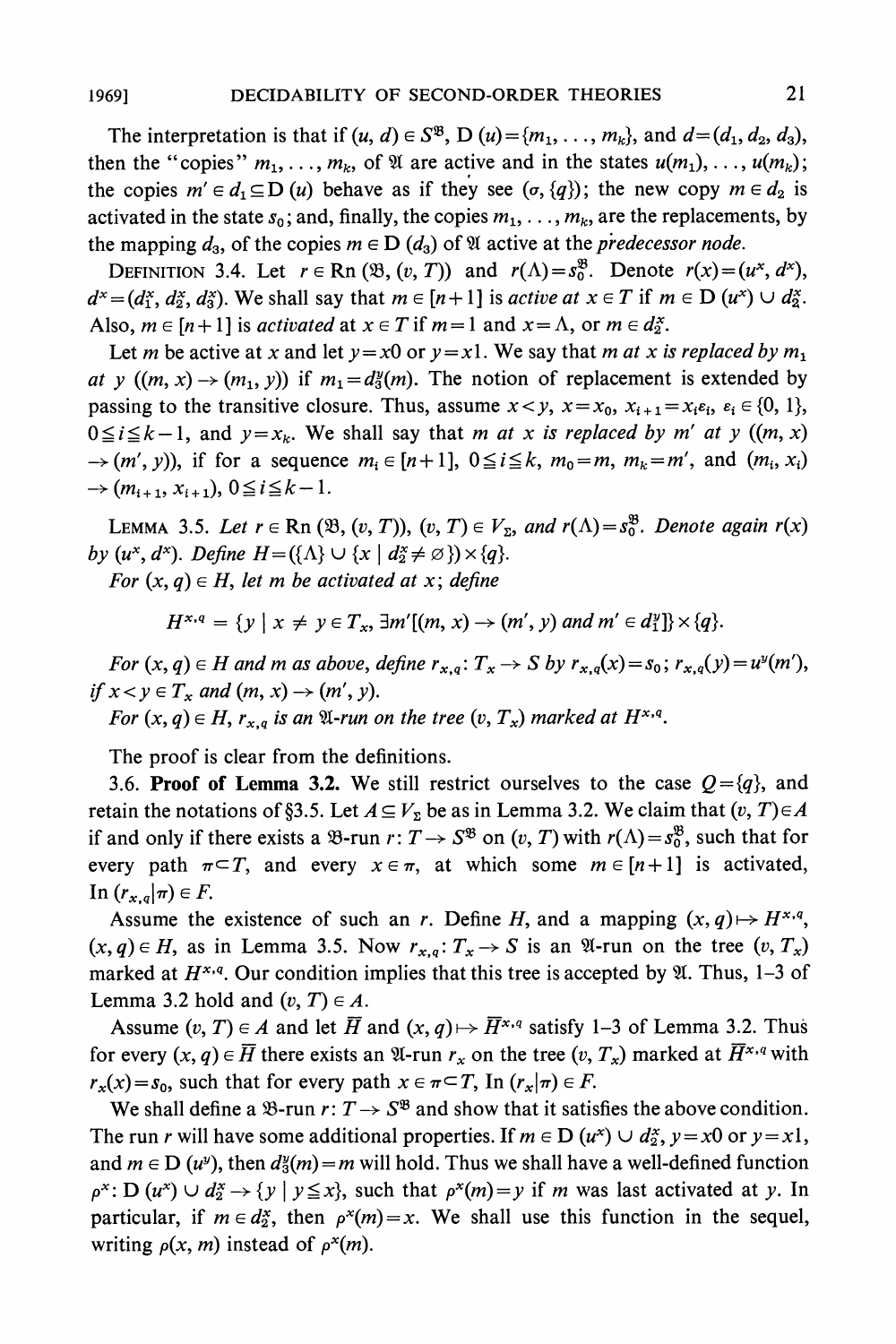The interpretation is that if $(u, d) \in S^{\mathfrak{B}}$, $\mathrm{D}(u) = \{m_1, \ldots, m_k\}$, and $d = (d_1, d_2, d_3)$, then the "copies" $m_1, \ldots, m_k$, of $\mathfrak{A}$ are active and in the states $u(m_1), \ldots, u(m_k)$; the copies $m' \in d_1 \subseteq \mathrm{D}(u)$ behave as if they see $(\sigma, \{q\})$; the new copy $m \in d_2$ is activated in the state $s_0$; and, finally, the copies $m_1, \ldots, m_k$, are the replacements, by the mapping $d_3$, of the copies $m \in \mathrm{D}(d_3)$ of $\mathfrak{A}$ active at the *predecessor node*.

DEFINITION 3.4. Let $r \in \mathrm{Rn}(\mathfrak{B}, (v, T))$ and $r(\Lambda) = s_0^{\mathfrak{B}}$. Denote $r(x) = (u^x, d^x)$, $d^x = (d_1^x, d_2^x, d_3^x)$. We shall say that $m \in [n+1]$ is *active at* $x \in T$ if $m \in \mathrm{D}(u^x) \cup d_2^x$. Also, $m \in [n+1]$ is *activated* at $x \in T$ if $m = 1$ and $x = \Lambda$, or $m \in d_2^x$.

Let $m$ be active at $x$ and let $y = x0$ or $y = x1$. We say that *$m$ at $x$ is replaced by $m_1$ at $y$* ($(m, x) \to (m_1, y)$) if $m_1 = d_3^y(m)$. The notion of replacement is extended by passing to the transitive closure. Thus, assume $x < y$, $x = x_0$, $x_{i+1} = x_i\varepsilon_i$, $\varepsilon_i \in \{0, 1\}$, $0 \leqq i \leqq k-1$, and $y = x_k$. We shall say that *$m$ at $x$ is replaced by $m'$ at $y$* ($(m, x) \to (m', y)$), if for a sequence $m_i \in [n+1]$, $0 \leqq i \leqq k$, $m_0 = m$, $m_k = m'$, and $(m_i, x_i) \to (m_{i+1}, x_{i+1})$, $0 \leqq i \leqq k-1$.

LEMMA 3.5. *Let $r \in \mathrm{Rn}(\mathfrak{B}, (v, T))$, $(v, T) \in V_\Sigma$, and $r(\Lambda) = s_0^{\mathfrak{B}}$. Denote again $r(x)$ by $(u^x, d^x)$. Define $H = (\{\Lambda\} \cup \{x \mid d_2^x \neq \varnothing\}) \times \{q\}$.*

*For $(x, q) \in H$, let $m$ be activated at $x$; define*

$$H^{x,q} = \{y \mid x \neq y \in T_x, \exists m'[(m, x) \to (m', y) \text{ and } m' \in d_1^y]\} \times \{q\}.$$

*For $(x, q) \in H$ and $m$ as above, define $r_{x,q}\colon T_x \to S$ by $r_{x,q}(x) = s_0$; $r_{x,q}(y) = u^y(m')$, if $x < y \in T_x$ and $(m, x) \to (m', y)$.*

*For $(x, q) \in H$, $r_{x,q}$ is an $\mathfrak{A}$-run on the tree $(v, T_x)$ marked at $H^{x,q}$.*

The proof is clear from the definitions.

**3.6. Proof of Lemma 3.2.** We still restrict ourselves to the case $Q = \{q\}$, and retain the notations of §3.5. Let $A \subseteq V_\Sigma$ be as in Lemma 3.2. We claim that $(v, T) \in A$ if and only if there exists a $\mathfrak{B}$-run $r\colon T \to S^{\mathfrak{B}}$ on $(v, T)$ with $r(\Lambda) = s_0^{\mathfrak{B}}$, such that for every path $\pi \subset T$, and every $x \in \pi$, at which some $m \in [n+1]$ is activated, $\mathrm{In}(r_{x,q}|\pi) \in F$.

Assume the existence of such an $r$. Define $H$, and a mapping $(x, q) \mapsto H^{x,q}$, $(x, q) \in H$, as in Lemma 3.5. Now $r_{x,q}\colon T_x \to S$ is an $\mathfrak{A}$-run on the tree $(v, T_x)$ marked at $H^{x,q}$. Our condition implies that this tree is accepted by $\mathfrak{A}$. Thus, 1–3 of Lemma 3.2 hold and $(v, T) \in A$.

Assume $(v, T) \in A$ and let $\bar{H}$ and $(x, q) \mapsto \bar{H}^{x,q}$ satisfy 1–3 of Lemma 3.2. Thus for every $(x, q) \in \bar{H}$ there exists an $\mathfrak{A}$-run $r_x$ on the tree $(v, T_x)$ marked at $\bar{H}^{x,q}$ with $r_x(x) = s_0$, such that for every path $x \in \pi \subset T$, $\mathrm{In}(r_x|\pi) \in F$.

We shall define a $\mathfrak{B}$-run $r\colon T \to S^{\mathfrak{B}}$ and show that it satisfies the above condition. The run $r$ will have some additional properties. If $m \in \mathrm{D}(u^x) \cup d_2^x$, $y = x0$ or $y = x1$, and $m \in \mathrm{D}(u^y)$, then $d_3^y(m) = m$ will hold. Thus we shall have a well-defined function $\rho^x\colon \mathrm{D}(u^x) \cup d_2^x \to \{y \mid y \leqq x\}$, such that $\rho^x(m) = y$ if $m$ was last activated at $y$. In particular, if $m \in d_2^x$, then $\rho^x(m) = x$. We shall use this function in the sequel, writing $\rho(x, m)$ instead of $\rho^x(m)$.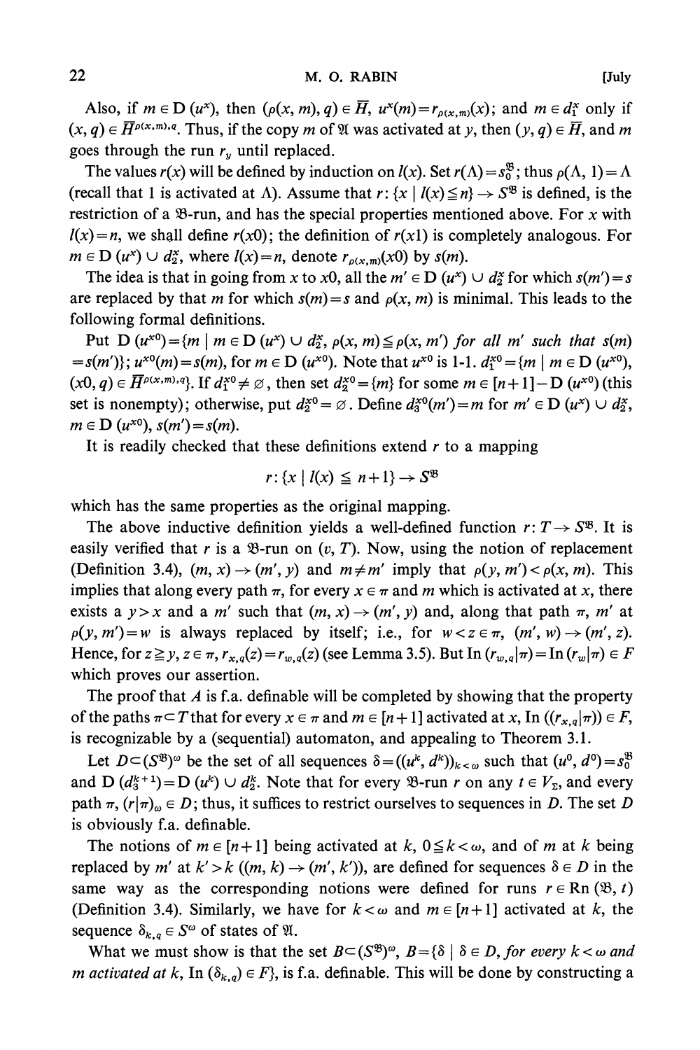Also, if $m \in \mathrm{D}(u^x)$, then $(\rho(x, m), q) \in \bar{H}$, $u^x(m) = r_{\rho(x,m)}(x)$; and $m \in d_1^x$ only if $(x, q) \in \bar{H}^{\rho(x,m),q}$. Thus, if the copy $m$ of $\mathfrak{A}$ was activated at $y$, then $(y, q) \in \bar{H}$, and $m$ goes through the run $r_y$ until replaced.

The values $r(x)$ will be defined by induction on $l(x)$. Set $r(\Lambda) = s_0^{\mathfrak{B}}$; thus $\rho(\Lambda, 1) = \Lambda$ (recall that 1 is activated at $\Lambda$). Assume that $r: \{x \mid l(x) \leqq n\} \to S^{\mathfrak{B}}$ is defined, is the restriction of a $\mathfrak{B}$-run, and has the special properties mentioned above. For $x$ with $l(x) = n$, we shall define $r(x0)$; the definition of $r(x1)$ is completely analogous. For $m \in \mathrm{D}(u^x) \cup d_2^x$, where $l(x) = n$, denote $r_{\rho(x,m)}(x0)$ by $s(m)$.

The idea is that in going from $x$ to $x0$, all the $m' \in \mathrm{D}(u^x) \cup d_2^x$ for which $s(m') = s$ are replaced by that $m$ for which $s(m) = s$ and $\rho(x, m)$ is minimal. This leads to the following formal definitions.

Put $\mathrm{D}(u^{x0}) = \{m \mid m \in \mathrm{D}(u^x) \cup d_2^x,\ \rho(x, m) \leqq \rho(x, m')$ *for all* $m'$ *such that* $s(m) = s(m')\}$; $u^{x0}(m) = s(m)$, for $m \in \mathrm{D}(u^{x0})$. Note that $u^{x0}$ is 1-1. $d_1^{x0} = \{m \mid m \in \mathrm{D}(u^{x0}), (x0, q) \in \bar{H}^{\rho(x,m),q}\}$. If $d_1^{x0} \neq \varnothing$, then set $d_2^{x0} = \{m\}$ for some $m \in [n+1] - \mathrm{D}(u^{x0})$ (this set is nonempty); otherwise, put $d_2^{x0} = \varnothing$. Define $d_3^{x0}(m') = m$ for $m' \in \mathrm{D}(u^x) \cup d_2^x$, $m \in \mathrm{D}(u^{x0})$, $s(m') = s(m)$.

It is readily checked that these definitions extend $r$ to a mapping

$$r: \{x \mid l(x) \leqq n+1\} \to S^{\mathfrak{B}}$$

which has the same properties as the original mapping.

The above inductive definition yields a well-defined function $r: T \to S^{\mathfrak{B}}$. It is easily verified that $r$ is a $\mathfrak{B}$-run on $(v, T)$. Now, using the notion of replacement (Definition 3.4), $(m, x) \to (m', y)$ and $m \neq m'$ imply that $\rho(y, m') < \rho(x, m)$. This implies that along every path $\pi$, for every $x \in \pi$ and $m$ which is activated at $x$, there exists a $y > x$ and a $m'$ such that $(m, x) \to (m', y)$ and, along that path $\pi$, $m'$ at $\rho(y, m') = w$ is always replaced by itself; i.e., for $w < z \in \pi$, $(m', w) \to (m', z)$. Hence, for $z \geqq y$, $z \in \pi$, $r_{x,q}(z) = r_{w,q}(z)$ (see Lemma 3.5). But $\mathrm{In}(r_{w,q}|\pi) = \mathrm{In}(r_w|\pi) \in F$ which proves our assertion.

The proof that $A$ is f.a. definable will be completed by showing that the property of the paths $\pi \subset T$ that for every $x \in \pi$ and $m \in [n+1]$ activated at $x$, $\mathrm{In}((r_{x,q}|\pi)) \in F$, is recognizable by a (sequential) automaton, and appealing to Theorem 3.1.

Let $D \subset (S^{\mathfrak{B}})^{\omega}$ be the set of all sequences $\delta = ((u^k, d^k))_{k<\omega}$ such that $(u^0, d^0) = s_0^{\mathfrak{B}}$ and $\mathrm{D}(d_3^{k+1}) = \mathrm{D}(u^k) \cup d_2^k$. Note that for every $\mathfrak{B}$-run $r$ on any $t \in V_{\Sigma}$, and every path $\pi$, $(r|\pi)_{\omega} \in D$; thus, it suffices to restrict ourselves to sequences in $D$. The set $D$ is obviously f.a. definable.

The notions of $m \in [n+1]$ being activated at $k$, $0 \leqq k < \omega$, and of $m$ at $k$ being replaced by $m'$ at $k' > k$ ($(m, k) \to (m', k')$), are defined for sequences $\delta \in D$ in the same way as the corresponding notions were defined for runs $r \in \mathrm{Rn}(\mathfrak{B}, t)$ (Definition 3.4). Similarly, we have for $k < \omega$ and $m \in [n+1]$ activated at $k$, the sequence $\delta_{k,q} \in S^{\omega}$ of states of $\mathfrak{A}$.

What we must show is that the set $B \subset (S^{\mathfrak{B}})^{\omega}$, $B = \{\delta \mid \delta \in D$, *for every* $k < \omega$ *and* $m$ *activated at* $k$, $\mathrm{In}(\delta_{k,q}) \in F\}$, is f.a. definable. This will be done by constructing a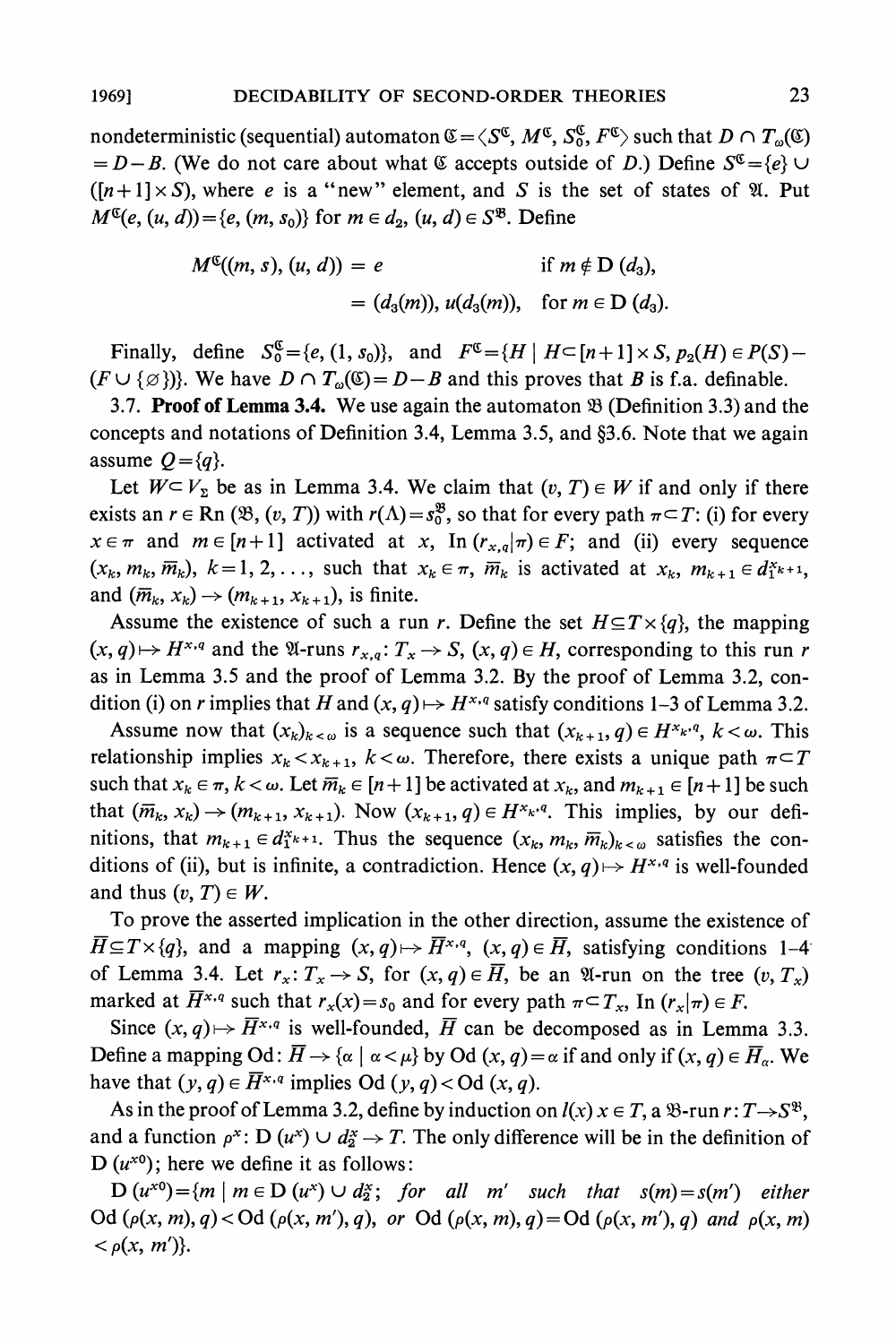nondeterministic (sequential) automaton $\mathfrak{C} = \langle S^{\mathfrak{C}}, M^{\mathfrak{C}}, S_0^{\mathfrak{C}}, F^{\mathfrak{C}} \rangle$ such that $D \cap T_\omega(\mathfrak{C}) = D - B$. (We do not care about what $\mathfrak{C}$ accepts outside of $D$.) Define $S^{\mathfrak{C}} = \{e\} \cup ([n+1] \times S)$, where $e$ is a "new" element, and $S$ is the set of states of $\mathfrak{A}$. Put $M^{\mathfrak{C}}(e, (u, d)) = \{e, (m, s_0)\}$ for $m \in d_2$, $(u, d) \in S^{\mathfrak{B}}$. Define

$$\begin{aligned} M^{\mathfrak{C}}((m, s), (u, d)) &= e && \text{if } m \notin \mathrm{D}\,(d_3), \\ &= (d_3(m)), u(d_3(m)), && \text{for } m \in \mathrm{D}\,(d_3). \end{aligned}$$

Finally, define $S_0^{\mathfrak{C}} = \{e, (1, s_0)\}$, and $F^{\mathfrak{C}} = \{H \mid H \subset [n+1] \times S, p_2(H) \in P(S) - (F \cup \{\varnothing\})\}$. We have $D \cap T_\omega(\mathfrak{C}) = D - B$ and this proves that $B$ is f.a. definable.

**3.7. Proof of Lemma 3.4.** We use again the automaton $\mathfrak{B}$ (Definition 3.3) and the concepts and notations of Definition 3.4, Lemma 3.5, and §3.6. Note that we again assume $Q = \{q\}$.

Let $W \subset V_\Sigma$ be as in Lemma 3.4. We claim that $(v, T) \in W$ if and only if there exists an $r \in \mathrm{Rn}\,(\mathfrak{B}, (v, T))$ with $r(\Lambda) = s_0^{\mathfrak{B}}$, so that for every path $\pi \subset T$: (i) for every $x \in \pi$ and $m \in [n+1]$ activated at $x$, $\mathrm{In}\,(r_{x,q} | \pi) \in F$; and (ii) every sequence $(x_k, m_k, \overline{m}_k)$, $k = 1, 2, \ldots$, such that $x_k \in \pi$, $\overline{m}_k$ is activated at $x_k$, $m_{k+1} \in d_1^{x_{k+1}}$, and $(\overline{m}_k, x_k) \to (m_{k+1}, x_{k+1})$, is finite.

Assume the existence of such a run $r$. Define the set $H \subseteq T \times \{q\}$, the mapping $(x, q) \mapsto H^{x,q}$ and the $\mathfrak{A}$-runs $r_{x,q} : T_x \to S$, $(x, q) \in H$, corresponding to this run $r$ as in Lemma 3.5 and the proof of Lemma 3.2. By the proof of Lemma 3.2, condition (i) on $r$ implies that $H$ and $(x, q) \mapsto H^{x,q}$ satisfy conditions 1–3 of Lemma 3.2.

Assume now that $(x_k)_{k<\omega}$ is a sequence such that $(x_{k+1}, q) \in H^{x_k, q}$, $k < \omega$. This relationship implies $x_k < x_{k+1}$, $k < \omega$. Therefore, there exists a unique path $\pi \subset T$ such that $x_k \in \pi$, $k < \omega$. Let $\overline{m}_k \in [n+1]$ be activated at $x_k$, and $m_{k+1} \in [n+1]$ be such that $(\overline{m}_k, x_k) \to (m_{k+1}, x_{k+1})$. Now $(x_{k+1}, q) \in H^{x_k, q}$. This implies, by our definitions, that $m_{k+1} \in d_1^{x_{k+1}}$. Thus the sequence $(x_k, m_k, \overline{m}_k)_{k<\omega}$ satisfies the conditions of (ii), but is infinite, a contradiction. Hence $(x, q) \mapsto H^{x,q}$ is well-founded and thus $(v, T) \in W$.

To prove the asserted implication in the other direction, assume the existence of $\overline{H} \subseteq T \times \{q\}$, and a mapping $(x, q) \mapsto \overline{H}^{x,q}$, $(x, q) \in \overline{H}$, satisfying conditions 1–4 of Lemma 3.4. Let $r_x : T_x \to S$, for $(x, q) \in \overline{H}$, be an $\mathfrak{A}$-run on the tree $(v, T_x)$ marked at $\overline{H}^{x,q}$ such that $r_x(x) = s_0$ and for every path $\pi \subset T_x$, $\mathrm{In}\,(r_x | \pi) \in F$.

Since $(x, q) \mapsto \overline{H}^{x,q}$ is well-founded, $\overline{H}$ can be decomposed as in Lemma 3.3. Define a mapping $\mathrm{Od} : \overline{H} \to \{\alpha \mid \alpha < \mu\}$ by $\mathrm{Od}\,(x, q) = \alpha$ if and only if $(x, q) \in \overline{H}_\alpha$. We have that $(y, q) \in \overline{H}^{x,q}$ implies $\mathrm{Od}\,(y, q) < \mathrm{Od}\,(x, q)$.

As in the proof of Lemma 3.2, define by induction on $l(x)$ $x \in T$, a $\mathfrak{B}$-run $r : T \to S^{\mathfrak{B}}$, and a function $\rho^x : \mathrm{D}\,(u^x) \cup d_2^x \to T$. The only difference will be in the definition of $\mathrm{D}\,(u^{x0})$; here we define it as follows:

$\mathrm{D}\,(u^{x0}) = \{m \mid m \in \mathrm{D}\,(u^x) \cup d_2^x$; *for all* $m'$ *such that* $s(m) = s(m')$ *either* $\mathrm{Od}\,(\rho(x, m), q) < \mathrm{Od}\,(\rho(x, m'), q)$, *or* $\mathrm{Od}\,(\rho(x, m), q) = \mathrm{Od}\,(\rho(x, m'), q)$ *and* $\rho(x, m) < \rho(x, m')\}$.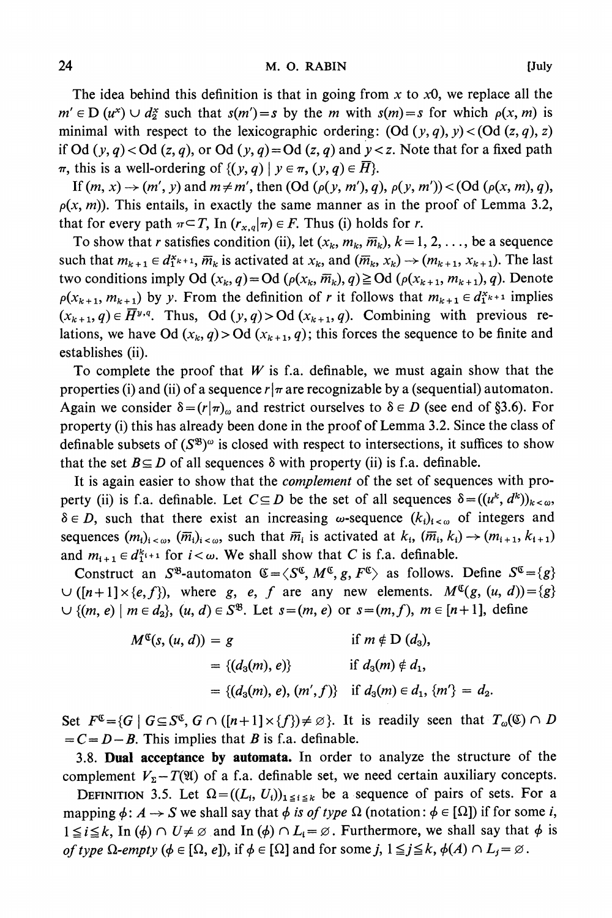The idea behind this definition is that in going from $x$ to $x0$, we replace all the $m' \in \mathrm{D}(u^x) \cup d_2^x$ such that $s(m') = s$ by the $m$ with $s(m) = s$ for which $\rho(x, m)$ is minimal with respect to the lexicographic ordering: $(\mathrm{Od}(y, q), y) < (\mathrm{Od}(z, q), z)$ if $\mathrm{Od}(y, q) < \mathrm{Od}(z, q)$, or $\mathrm{Od}(y, q) = \mathrm{Od}(z, q)$ and $y < z$. Note that for a fixed path $\pi$, this is a well-ordering of $\{(y, q) \mid y \in \pi, (y, q) \in \bar{H}\}$.

If $(m, x) \rightarrow (m', y)$ and $m \neq m'$, then $(\mathrm{Od}(\rho(y, m'), q), \rho(y, m')) < (\mathrm{Od}(\rho(x, m), q), \rho(x, m))$. This entails, in exactly the same manner as in the proof of Lemma 3.2, that for every path $\pi \subset T$, $\mathrm{In}(r_{x,q} | \pi) \in F$. Thus (i) holds for $r$.

To show that $r$ satisfies condition (ii), let $(x_k, m_k, \bar{m}_k)$, $k = 1, 2, \ldots$, be a sequence such that $m_{k+1} \in d_1^{x_{k+1}}$, $\bar{m}_k$ is activated at $x_k$, and $(\bar{m}_k, x_k) \rightarrow (m_{k+1}, x_{k+1})$. The last two conditions imply $\mathrm{Od}(x_k, q) = \mathrm{Od}(\rho(x_k, \bar{m}_k), q) \geqq \mathrm{Od}(\rho(x_{k+1}, m_{k+1}), q)$. Denote $\rho(x_{k+1}, m_{k+1})$ by $y$. From the definition of $r$ it follows that $m_{k+1} \in d_1^{x_{k+1}}$ implies $(x_{k+1}, q) \in \bar{H}^{y,q}$. Thus, $\mathrm{Od}(y, q) > \mathrm{Od}(x_{k+1}, q)$. Combining with previous relations, we have $\mathrm{Od}(x_k, q) > \mathrm{Od}(x_{k+1}, q)$; this forces the sequence to be finite and establishes (ii).

To complete the proof that $W$ is f.a. definable, we must again show that the properties (i) and (ii) of a sequence $r|\pi$ are recognizable by a (sequential) automaton. Again we consider $\delta = (r|\pi)_\omega$ and restrict ourselves to $\delta \in D$ (see end of §3.6). For property (i) this has already been done in the proof of Lemma 3.2. Since the class of definable subsets of $(S^{\mathfrak{B}})^\omega$ is closed with respect to intersections, it suffices to show that the set $B \subseteq D$ of all sequences $\delta$ with property (ii) is f.a. definable.

It is again easier to show that the *complement* of the set of sequences with property (ii) is f.a. definable. Let $C \subseteq D$ be the set of all sequences $\delta = ((u^k, d^k))_{k<\omega}$, $\delta \in D$, such that there exist an increasing $\omega$-sequence $(k_i)_{i<\omega}$ of integers and sequences $(m_i)_{i<\omega}$, $(\bar{m}_i)_{i<\omega}$, such that $\bar{m}_i$ is activated at $k_i$, $(\bar{m}_i, k_i) \rightarrow (m_{i+1}, k_{i+1})$ and $m_{i+1} \in d_1^{k_{i+1}}$ for $i < \omega$. We shall show that $C$ is f.a. definable.

Construct an $S^{\mathfrak{B}}$-automaton $\mathfrak{C} = \langle S^{\mathfrak{C}}, M^{\mathfrak{C}}, g, F^{\mathfrak{C}} \rangle$ as follows. Define $S^{\mathfrak{C}} = \{g\} \cup ([n+1] \times \{e, f\})$, where $g$, $e$, $f$ are any new elements. $M^{\mathfrak{C}}(g, (u, d)) = \{g\} \cup \{(m, e) \mid m \in d_2\}$, $(u, d) \in S^{\mathfrak{B}}$. Let $s = (m, e)$ or $s = (m, f)$, $m \in [n+1]$, define

$$
\begin{aligned}
M^{\mathfrak{C}}(s, (u, d)) &= g && \text{if } m \notin \mathrm{D}(d_3), \\
&= \{(d_3(m), e)\} && \text{if } d_3(m) \notin d_1, \\
&= \{(d_3(m), e), (m', f)\} && \text{if } d_3(m) \in d_1, \{m'\} = d_2.
\end{aligned}
$$

Set $F^{\mathfrak{C}} = \{G \mid G \subseteq S^{\mathfrak{C}}, G \cap ([n+1] \times \{f\}) \neq \varnothing\}$. It is readily seen that $T_\omega(\mathfrak{C}) \cap D = C = D - B$. This implies that $B$ is f.a. definable.

**3.8. Dual acceptance by automata.** In order to analyze the structure of the complement $V_\Sigma - T(\mathfrak{A})$ of a f.a. definable set, we need certain auxiliary concepts.

DEFINITION 3.5. Let $\Omega = ((L_i, U_i))_{1 \leq i \leq k}$ be a sequence of pairs of sets. For a mapping $\phi: A \rightarrow S$ we shall say that $\phi$ *is of type* $\Omega$ (notation: $\phi \in [\Omega]$) if for some $i$, $1 \leq i \leq k$, $\mathrm{In}(\phi) \cap U_i \neq \varnothing$ and $\mathrm{In}(\phi) \cap L_i = \varnothing$. Furthermore, we shall say that $\phi$ is *of type* $\Omega$*-empty* ($\phi \in [\Omega, e]$), if $\phi \in [\Omega]$ and for some $j$, $1 \leq j \leq k$, $\phi(A) \cap L_j = \varnothing$.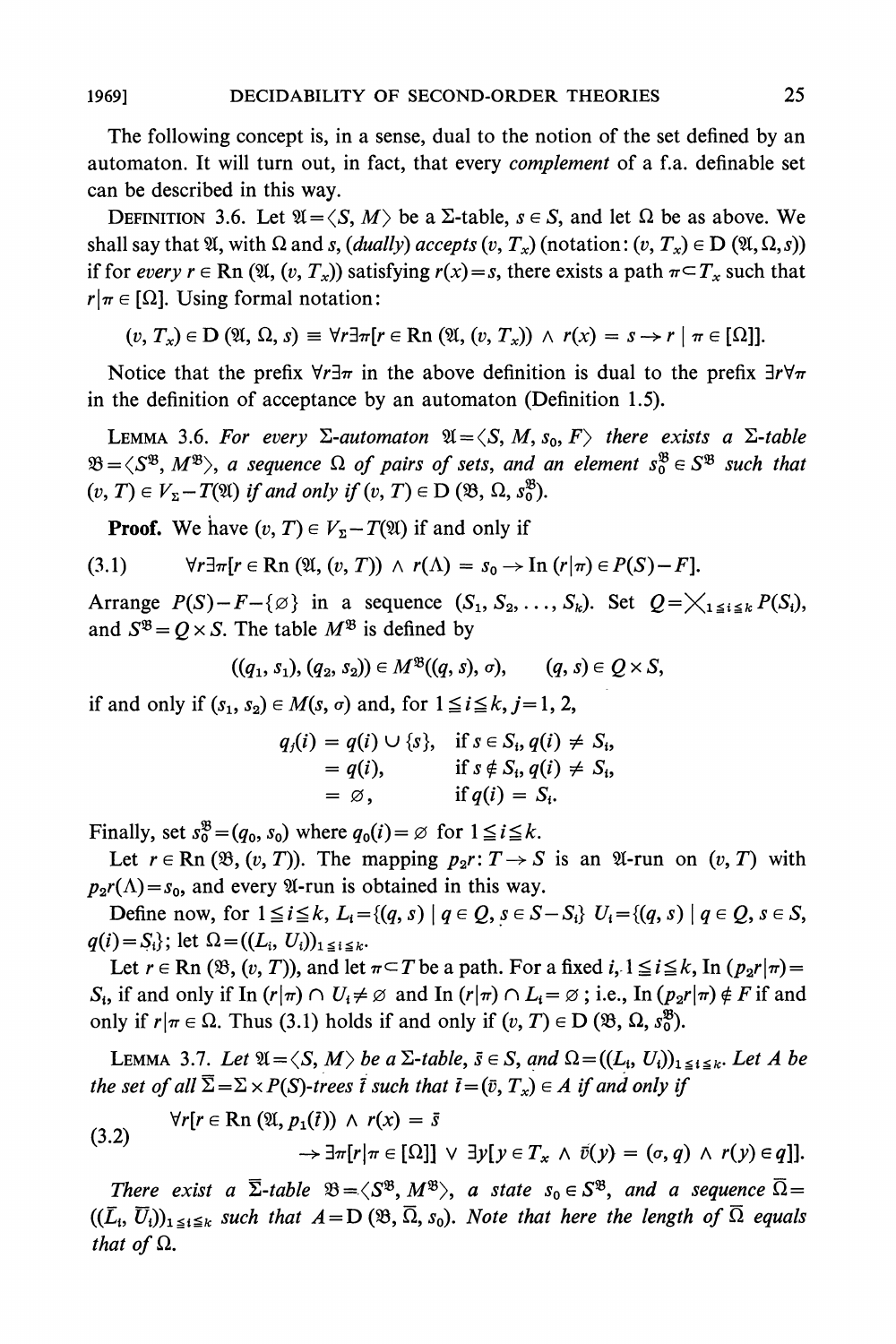The following concept is, in a sense, dual to the notion of the set defined by an automaton. It will turn out, in fact, that every *complement* of a f.a. definable set can be described in this way.

DEFINITION 3.6. Let $\mathfrak{A}=\langle S, M\rangle$ be a $\Sigma$-table, $s \in S$, and let $\Omega$ be as above. We shall say that $\mathfrak{A}$, with $\Omega$ and $s$, *(dually) accepts* $(v, T_x)$ (notation: $(v, T_x) \in \mathrm{D}(\mathfrak{A}, \Omega, s)$) if for *every* $r \in \mathrm{Rn}(\mathfrak{A}, (v, T_x))$ satisfying $r(x)=s$, there exists a path $\pi \subset T_x$ such that $r|\pi \in [\Omega]$. Using formal notation:

$$(v, T_x) \in \mathrm{D}(\mathfrak{A}, \Omega, s) \equiv \forall r \exists \pi[r \in \mathrm{Rn}(\mathfrak{A}, (v, T_x)) \wedge r(x) = s \rightarrow r \mid \pi \in [\Omega]].$$

Notice that the prefix $\forall r \exists \pi$ in the above definition is dual to the prefix $\exists r \forall \pi$ in the definition of acceptance by an automaton (Definition 1.5).

LEMMA 3.6. *For every $\Sigma$-automaton $\mathfrak{A}=\langle S, M, s_0, F\rangle$ there exists a $\Sigma$-table $\mathfrak{B}=\langle S^{\mathfrak{B}}, M^{\mathfrak{B}}\rangle$, a sequence $\Omega$ of pairs of sets, and an element $s_0^{\mathfrak{B}} \in S^{\mathfrak{B}}$ such that $(v, T) \in V_\Sigma - T(\mathfrak{A})$ if and only if $(v, T) \in \mathrm{D}(\mathfrak{B}, \Omega, s_0^{\mathfrak{B}})$.*

**Proof.** We have $(v, T) \in V_\Sigma - T(\mathfrak{A})$ if and only if

$$(3.1) \qquad \forall r \exists \pi[r \in \mathrm{Rn}(\mathfrak{A}, (v, T)) \wedge r(\Lambda) = s_0 \rightarrow \mathrm{In}(r|\pi) \in P(S)-F].$$

Arrange $P(S)-F-\{\varnothing\}$ in a sequence $(S_1, S_2, \ldots, S_k)$. Set $Q=\times_{1 \leq i \leq k} P(S_i)$, and $S^{\mathfrak{B}}=Q \times S$. The table $M^{\mathfrak{B}}$ is defined by

$$((q_1, s_1), (q_2, s_2)) \in M^{\mathfrak{B}}((q, s), \sigma), \qquad (q, s) \in Q \times S,$$

if and only if $(s_1, s_2) \in M(s, \sigma)$ and, for $1 \leq i \leq k$, $j=1, 2$,

$$\begin{aligned} q_j(i) &= q(i) \cup \{s\}, && \text{if } s \in S_i, q(i) \neq S_i, \\ &= q(i), && \text{if } s \notin S_i, q(i) \neq S_i, \\ &= \varnothing, && \text{if } q(i) = S_i. \end{aligned}$$

Finally, set $s_0^{\mathfrak{B}}=(q_0, s_0)$ where $q_0(i)=\varnothing$ for $1 \leq i \leq k$.

Let $r \in \mathrm{Rn}(\mathfrak{B}, (v, T))$. The mapping $p_2 r\colon T \rightarrow S$ is an $\mathfrak{A}$-run on $(v, T)$ with $p_2 r(\Lambda)=s_0$, and every $\mathfrak{A}$-run is obtained in this way.

Define now, for $1 \leq i \leq k$, $L_i=\{(q, s) \mid q \in Q, s \in S-S_i\}$ $U_i=\{(q, s) \mid q \in Q, s \in S, q(i)=S_i\}$; let $\Omega=((L_i, U_i))_{1 \leq i \leq k}$.

Let $r \in \mathrm{Rn}(\mathfrak{B}, (v, T))$, and let $\pi \subset T$ be a path. For a fixed $i$, $1 \leq i \leq k$, $\mathrm{In}(p_2 r|\pi)=S_i$, if and only if $\mathrm{In}(r|\pi) \cap U_i \neq \varnothing$ and $\mathrm{In}(r|\pi) \cap L_i=\varnothing$; i.e., $\mathrm{In}(p_2 r|\pi) \notin F$ if and only if $r|\pi \in \Omega$. Thus (3.1) holds if and only if $(v, T) \in \mathrm{D}(\mathfrak{B}, \Omega, s_0^{\mathfrak{B}})$.

LEMMA 3.7. *Let $\mathfrak{A}=\langle S, M\rangle$ be a $\Sigma$-table, $\bar{s} \in S$, and $\Omega=((L_i, U_i))_{1 \leq i \leq k}$. Let $A$ be the set of all $\bar{\Sigma}=\Sigma \times P(S)$-trees $\bar{t}$ such that $\bar{t}=(\bar{v}, T_x) \in A$ if and only if*

$$(3.2) \qquad \begin{aligned} &\forall r[r \in \mathrm{Rn}(\mathfrak{A}, p_1(\bar{t})) \wedge r(x) = \bar{s} \\ &\qquad \rightarrow \exists \pi[r|\pi \in [\Omega]] \vee \exists y[y \in T_x \wedge \bar{v}(y) = (\sigma, q) \wedge r(y) \in q]]. \end{aligned}$$

*There exist a $\bar{\Sigma}$-table $\mathfrak{B}=\langle S^{\mathfrak{B}}, M^{\mathfrak{B}}\rangle$, a state $s_0 \in S^{\mathfrak{B}}$, and a sequence $\bar{\Omega}=((\bar{L}_i, \bar{U}_i))_{1 \leq i \leq k}$ such that $A=\mathrm{D}(\mathfrak{B}, \bar{\Omega}, s_0)$. Note that here the length of $\bar{\Omega}$ equals that of $\Omega$.*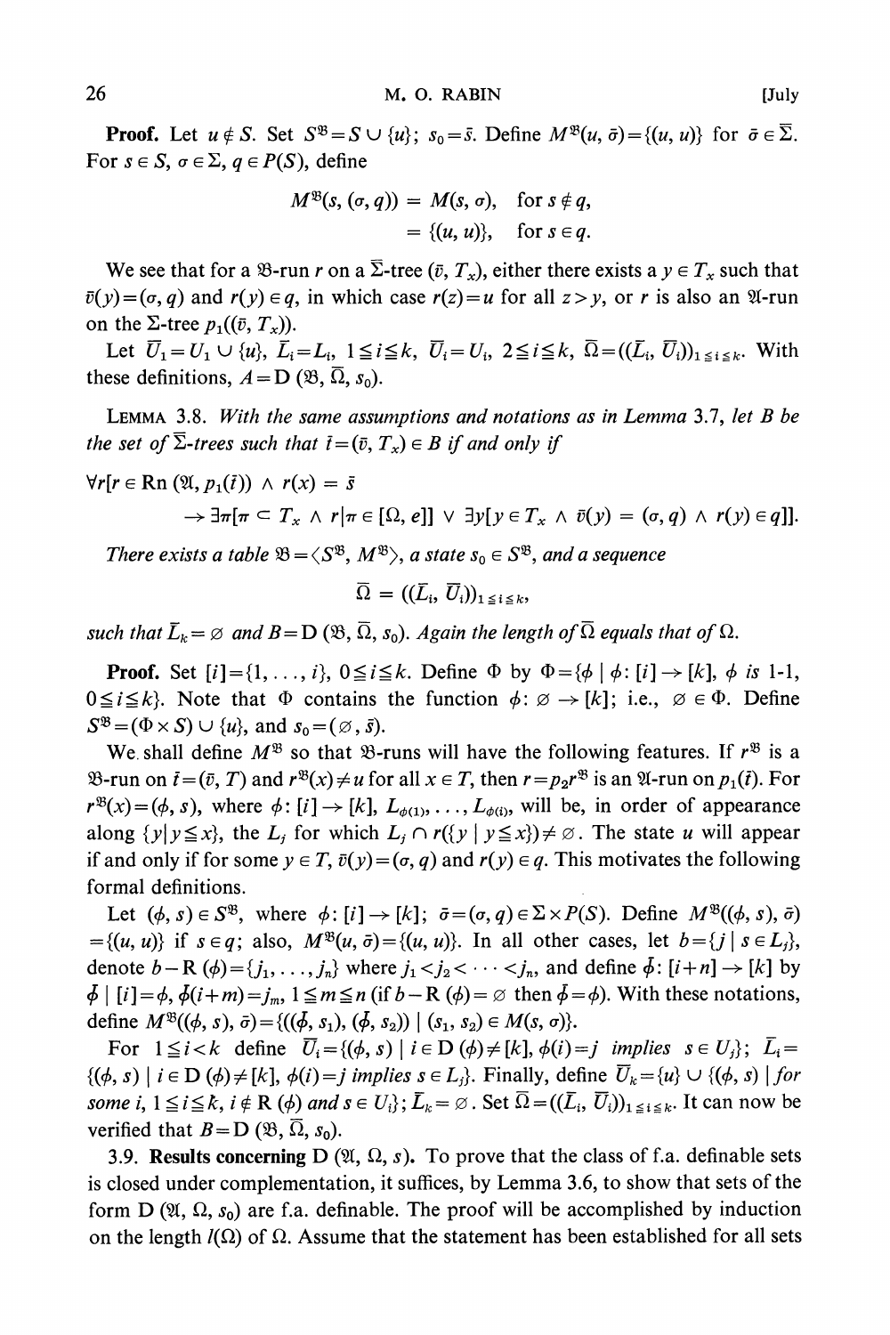**Proof.** Let $u \notin S$. Set $S^{\mathfrak{B}} = S \cup \{u\}$; $s_0 = \bar{s}$. Define $M^{\mathfrak{B}}(u, \bar{\sigma}) = \{(u, u)\}$ for $\bar{\sigma} \in \bar{\Sigma}$. For $s \in S$, $\sigma \in \Sigma$, $q \in P(S)$, define

$$M^{\mathfrak{B}}(s, (\sigma, q)) = M(s, \sigma), \quad \text{for } s \notin q,$$
$$= \{(u, u)\}, \quad \text{for } s \in q.$$

We see that for a $\mathfrak{B}$-run $r$ on a $\bar{\Sigma}$-tree $(\bar{v}, T_x)$, either there exists a $y \in T_x$ such that $\bar{v}(y) = (\sigma, q)$ and $r(y) \in q$, in which case $r(z) = u$ for all $z > y$, or $r$ is also an $\mathfrak{A}$-run on the $\Sigma$-tree $p_1((\bar{v}, T_x))$.

Let $\bar{U}_1 = U_1 \cup \{u\}$, $\bar{L}_i = L_i$, $1 \leq i \leq k$, $\bar{U}_i = U_i$, $2 \leq i \leq k$, $\bar{\Omega} = ((\bar{L}_i, \bar{U}_i))_{1 \leq i \leq k}$. With these definitions, $A = \mathrm{D}(\mathfrak{B}, \bar{\Omega}, s_0)$.

LEMMA 3.8. *With the same assumptions and notations as in Lemma 3.7, let $B$ be the set of $\bar{\Sigma}$-trees such that $\bar{t} = (\bar{v}, T_x) \in B$ if and only if*

$$\forall r[r \in \mathrm{Rn}(\mathfrak{A}, p_1(\bar{t})) \wedge r(x) = \bar{s}$$
$$\rightarrow \exists \pi[\pi \subset T_x \wedge r|\pi \in [\Omega, e]] \vee \exists y[y \in T_x \wedge \bar{v}(y) = (\sigma, q) \wedge r(y) \in q]].$$

*There exists a table $\mathfrak{B} = \langle S^{\mathfrak{B}}, M^{\mathfrak{B}} \rangle$, a state $s_0 \in S^{\mathfrak{B}}$, and a sequence*

$$\bar{\Omega} = ((\bar{L}_i, \bar{U}_i))_{1 \leq i \leq k},$$

*such that $\bar{L}_k = \varnothing$ and $B = \mathrm{D}(\mathfrak{B}, \bar{\Omega}, s_0)$. Again the length of $\bar{\Omega}$ equals that of $\Omega$.*

**Proof.** Set $[i] = \{1, \ldots, i\}$, $0 \leq i \leq k$. Define $\Phi$ by $\Phi = \{\phi \mid \phi: [i] \to [k], \phi \text{ is 1-1}, 0 \leq i \leq k\}$. Note that $\Phi$ contains the function $\phi: \varnothing \to [k]$; i.e., $\varnothing \in \Phi$. Define $S^{\mathfrak{B}} = (\Phi \times S) \cup \{u\}$, and $s_0 = (\varnothing, \bar{s})$.

We shall define $M^{\mathfrak{B}}$ so that $\mathfrak{B}$-runs will have the following features. If $r^{\mathfrak{B}}$ is a $\mathfrak{B}$-run on $\bar{t} = (\bar{v}, T)$ and $r^{\mathfrak{B}}(x) \neq u$ for all $x \in T$, then $r = p_2 r^{\mathfrak{B}}$ is an $\mathfrak{A}$-run on $p_1(\bar{t})$. For $r^{\mathfrak{B}}(x) = (\phi, s)$, where $\phi: [i] \to [k]$, $L_{\phi(1)}, \ldots, L_{\phi(i)}$, will be, in order of appearance along $\{y \mid y \leq x\}$, the $L_j$ for which $L_j \cap r(\{y \mid y \leq x\}) \neq \varnothing$. The state $u$ will appear if and only if for some $y \in T$, $\bar{v}(y) = (\sigma, q)$ and $r(y) \in q$. This motivates the following formal definitions.

Let $(\phi, s) \in S^{\mathfrak{B}}$, where $\phi: [i] \to [k]$; $\bar{\sigma} = (\sigma, q) \in \Sigma \times P(S)$. Define $M^{\mathfrak{B}}((\phi, s), \bar{\sigma}) = \{(u, u)\}$ if $s \in q$; also, $M^{\mathfrak{B}}(u, \bar{\sigma}) = \{(u, u)\}$. In all other cases, let $b = \{j \mid s \in L_j\}$, denote $b - \mathrm{R}(\phi) = \{j_1, \ldots, j_n\}$ where $j_1 < j_2 < \cdots < j_n$, and define $\bar{\phi}: [i+n] \to [k]$ by $\bar{\phi} \mid [i] = \phi$, $\bar{\phi}(i+m) = j_m$, $1 \leq m \leq n$ (if $b - \mathrm{R}(\phi) = \varnothing$ then $\bar{\phi} = \phi$). With these notations, define $M^{\mathfrak{B}}((\phi, s), \bar{\sigma}) = \{((\bar{\phi}, s_1), (\bar{\phi}, s_2)) \mid (s_1, s_2) \in M(s, \sigma)\}$.

For $1 \leq i < k$ define $\bar{U}_i = \{(\phi, s) \mid i \in \mathrm{D}(\phi) \neq [k], \phi(i) = j \text{ implies } s \in U_j\}$; $\bar{L}_i = \{(\phi, s) \mid i \in \mathrm{D}(\phi) \neq [k], \phi(i) = j \text{ implies } s \in L_j\}$. Finally, define $\bar{U}_k = \{u\} \cup \{(\phi, s) \mid \textit{for some } i, 1 \leq i \leq k, i \notin \mathrm{R}(\phi) \textit{ and } s \in U_i\}$; $\bar{L}_k = \varnothing$. Set $\bar{\Omega} = ((\bar{L}_i, \bar{U}_i))_{1 \leq i \leq k}$. It can now be verified that $B = \mathrm{D}(\mathfrak{B}, \bar{\Omega}, s_0)$.

3.9. **Results concerning** $\mathrm{D}(\mathfrak{A}, \Omega, s)$. To prove that the class of f.a. definable sets is closed under complementation, it suffices, by Lemma 3.6, to show that sets of the form $\mathrm{D}(\mathfrak{A}, \Omega, s_0)$ are f.a. definable. The proof will be accomplished by induction on the length $l(\Omega)$ of $\Omega$. Assume that the statement has been established for all sets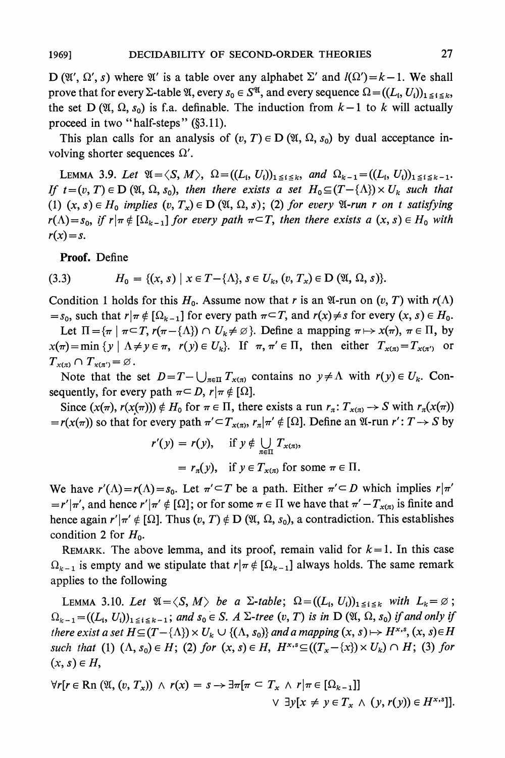$D(\mathfrak{A}', \Omega', s)$ where $\mathfrak{A}'$ is a table over any alphabet $\Sigma'$ and $l(\Omega')=k-1$. We shall prove that for every $\Sigma$-table $\mathfrak{A}$, every $s_0 \in S^{\mathfrak{A}}$, and every sequence $\Omega=((L_i, U_i))_{1\leq i\leq k}$, the set $D(\mathfrak{A}, \Omega, s_0)$ is f.a. definable. The induction from $k-1$ to $k$ will actually proceed in two "half-steps" (§3.11).

This plan calls for an analysis of $(v, T) \in D(\mathfrak{A}, \Omega, s_0)$ by dual acceptance involving shorter sequences $\Omega'$.

LEMMA 3.9. *Let* $\mathfrak{A}=\langle S, M\rangle$, $\Omega=((L_i, U_i))_{1\leq i\leq k}$, *and* $\Omega_{k-1}=((L_i, U_i))_{1\leq i\leq k-1}$. *If* $t=(v, T) \in D(\mathfrak{A}, \Omega, s_0)$, *then there exists a set* $H_0 \subseteq (T-\{\Lambda\}) \times U_k$ *such that* (1) $(x, s) \in H_0$ *implies* $(v, T_x) \in D(\mathfrak{A}, \Omega, s)$; (2) *for every* $\mathfrak{A}$*-run* $r$ *on* $t$ *satisfying* $r(\Lambda)=s_0$, *if* $r|\pi \notin [\Omega_{k-1}]$ *for every path* $\pi \subset T$, *then there exists a* $(x, s) \in H_0$ *with* $r(x)=s$.

**Proof.** Define

$$H_0 = \{(x, s) \mid x \in T-\{\Lambda\},\ s \in U_k,\ (v, T_x) \in D(\mathfrak{A}, \Omega, s)\}. \tag{3.3}$$

Condition 1 holds for this $H_0$. Assume now that $r$ is an $\mathfrak{A}$-run on $(v, T)$ with $r(\Lambda)=s_0$, such that $r|\pi \notin [\Omega_{k-1}]$ for every path $\pi \subset T$, and $r(x) \neq s$ for every $(x, s) \in H_0$.

Let $\Pi = \{\pi \mid \pi \subset T,\ r(\pi-\{\Lambda\}) \cap U_k \neq \varnothing\}$. Define a mapping $\pi \mapsto x(\pi)$, $\pi \in \Pi$, by $x(\pi)=\min\{y \mid \Lambda \neq y \in \pi,\ r(y) \in U_k\}$. If $\pi, \pi' \in \Pi$, then either $T_{x(\pi)}=T_{x(\pi')}$ or $T_{x(\pi)} \cap T_{x(\pi')}=\varnothing$.

Note that the set $D=T-\bigcup_{\pi\in\Pi} T_{x(\pi)}$ contains no $y \neq \Lambda$ with $r(y) \in U_k$. Consequently, for every path $\pi \subset D$, $r|\pi \notin [\Omega]$.

Since $(x(\pi), r(x(\pi))) \notin H_0$ for $\pi \in \Pi$, there exists a run $r_\pi : T_{x(\pi)} \to S$ with $r_\pi(x(\pi)) = r(x(\pi))$ so that for every path $\pi' \subset T_{x(\pi)}$, $r_\pi|\pi' \notin [\Omega]$. Define an $\mathfrak{A}$-run $r' : T \to S$ by

$$
\begin{aligned}
r'(y) &= r(y), && \text{if } y \notin \bigcup_{\pi\in\Pi} T_{x(\pi)}, \\
&= r_\pi(y), && \text{if } y \in T_{x(\pi)} \text{ for some } \pi \in \Pi.
\end{aligned}
$$

We have $r'(\Lambda)=r(\Lambda)=s_0$. Let $\pi' \subset T$ be a path. Either $\pi' \subset D$ which implies $r|\pi' = r'|\pi'$, and hence $r'|\pi' \notin [\Omega]$; or for some $\pi \in \Pi$ we have that $\pi' - T_{x(\pi)}$ is finite and hence again $r'|\pi' \notin [\Omega]$. Thus $(v, T) \notin D(\mathfrak{A}, \Omega, s_0)$, a contradiction. This establishes condition 2 for $H_0$.

REMARK. The above lemma, and its proof, remain valid for $k=1$. In this case $\Omega_{k-1}$ is empty and we stipulate that $r|\pi \notin [\Omega_{k-1}]$ always holds. The same remark applies to the following

LEMMA 3.10. *Let* $\mathfrak{A}=\langle S, M\rangle$ *be a* $\Sigma$*-table*; $\Omega=((L_i, U_i))_{1\leq i\leq k}$ *with* $L_k=\varnothing$; $\Omega_{k-1}=((L_i, U_i))_{1\leq i\leq k-1}$; *and* $s_0 \in S$. *A* $\Sigma$*-tree* $(v, T)$ *is in* $D(\mathfrak{A}, \Omega, s_0)$ *if and only if there exist a set* $H \subseteq (T-\{\Lambda\}) \times U_k \cup \{(\Lambda, s_0)\}$ *and a mapping* $(x, s) \mapsto H^{x,s}$, $(x, s) \in H$ *such that* (1) $(\Lambda, s_0) \in H$; (2) *for* $(x, s) \in H$, $H^{x,s} \subseteq ((T_x-\{x\}) \times U_k) \cap H$; (3) *for* $(x, s) \in H$,

$$\forall r[r \in \mathrm{Rn}(\mathfrak{A}, (v, T_x)) \wedge r(x) = s \rightarrow \exists\pi[\pi \subset T_x \wedge r|\pi \in [\Omega_{k-1}]] \vee \exists y[x \neq y \in T_x \wedge (y, r(y)) \in H^{x,s}]].$$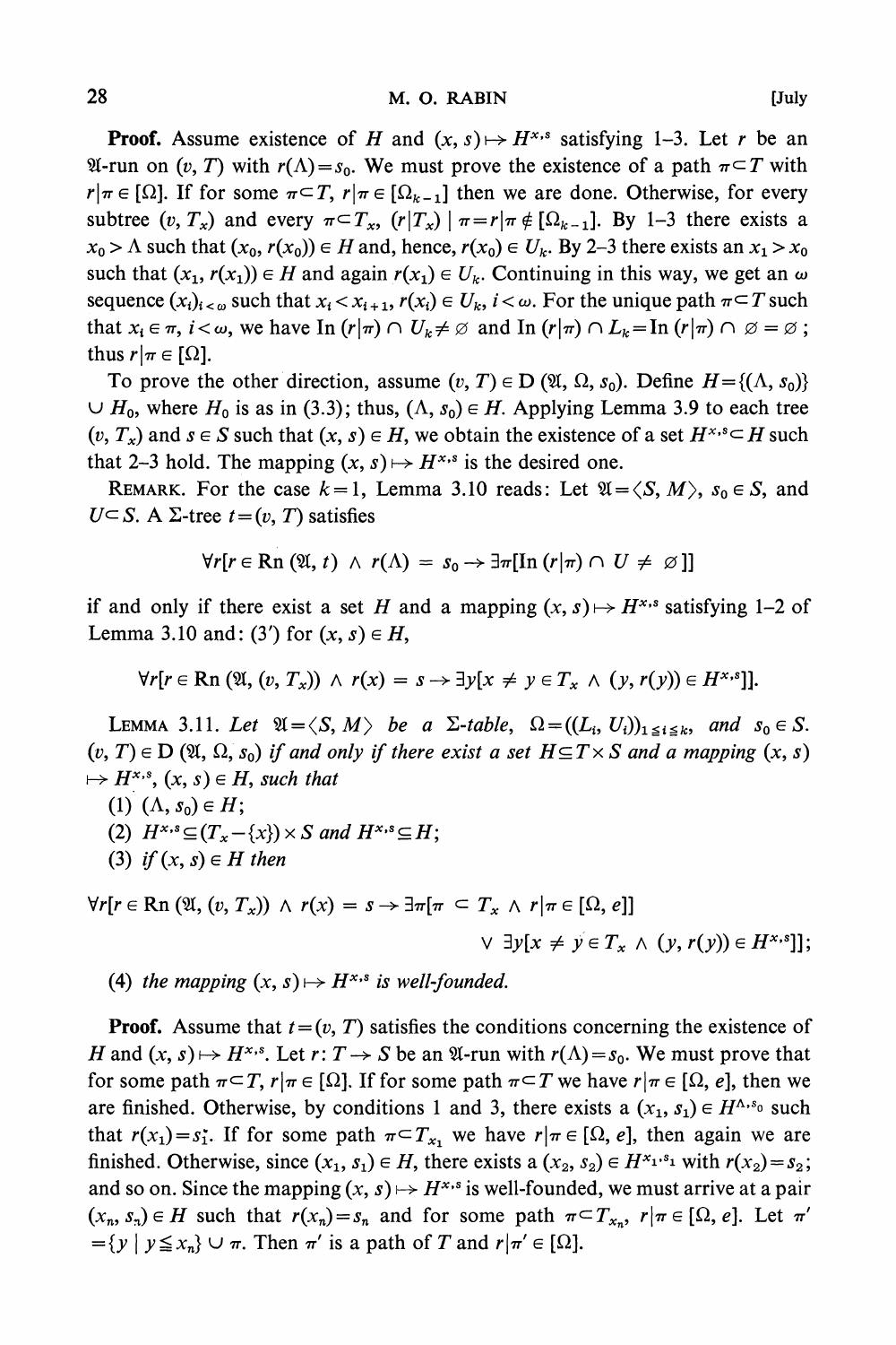**Proof.** Assume existence of $H$ and $(x, s) \mapsto H^{x,s}$ satisfying 1–3. Let $r$ be an $\mathfrak{A}$-run on $(v, T)$ with $r(\Lambda) = s_0$. We must prove the existence of a path $\pi \subset T$ with $r|\pi \in [\Omega]$. If for some $\pi \subset T$, $r|\pi \in [\Omega_{k-1}]$ then we are done. Otherwise, for every subtree $(v, T_x)$ and every $\pi \subset T_x$, $(r|T_x) \mid \pi = r|\pi \notin [\Omega_{k-1}]$. By 1–3 there exists a $x_0 > \Lambda$ such that $(x_0, r(x_0)) \in H$ and, hence, $r(x_0) \in U_k$. By 2–3 there exists an $x_1 > x_0$ such that $(x_1, r(x_1)) \in H$ and again $r(x_1) \in U_k$. Continuing in this way, we get an $\omega$ sequence $(x_i)_{i<\omega}$ such that $x_i < x_{i+1}$, $r(x_i) \in U_k$, $i < \omega$. For the unique path $\pi \subset T$ such that $x_i \in \pi$, $i < \omega$, we have $\text{In}(r|\pi) \cap U_k \neq \varnothing$ and $\text{In}(r|\pi) \cap L_k = \text{In}(r|\pi) \cap \varnothing = \varnothing$; thus $r|\pi \in [\Omega]$.

To prove the other direction, assume $(v, T) \in \text{D}(\mathfrak{A}, \Omega, s_0)$. Define $H = \{(\Lambda, s_0)\} \cup H_0$, where $H_0$ is as in (3.3); thus, $(\Lambda, s_0) \in H$. Applying Lemma 3.9 to each tree $(v, T_x)$ and $s \in S$ such that $(x, s) \in H$, we obtain the existence of a set $H^{x,s} \subset H$ such that 2–3 hold. The mapping $(x, s) \mapsto H^{x,s}$ is the desired one.

REMARK. For the case $k = 1$, Lemma 3.10 reads: Let $\mathfrak{A} = \langle S, M \rangle$, $s_0 \in S$, and $U \subset S$. A $\Sigma$-tree $t = (v, T)$ satisfies

$$\forall r[r \in \text{Rn}(\mathfrak{A}, t) \wedge r(\Lambda) = s_0 \rightarrow \exists \pi[\text{In}(r|\pi) \cap U \neq \varnothing]]$$

if and only if there exist a set $H$ and a mapping $(x, s) \mapsto H^{x,s}$ satisfying 1–2 of Lemma 3.10 and: (3') for $(x, s) \in H$,

$$\forall r[r \in \text{Rn}(\mathfrak{A}, (v, T_x)) \wedge r(x) = s \rightarrow \exists y[x \neq y \in T_x \wedge (y, r(y)) \in H^{x,s}]].$$

LEMMA 3.11. *Let $\mathfrak{A} = \langle S, M \rangle$ be a $\Sigma$-table, $\Omega = ((L_i, U_i))_{1 \leq i \leq k}$, and $s_0 \in S$. $(v, T) \in \text{D}(\mathfrak{A}, \Omega, s_0)$ if and only if there exist a set $H \subseteq T \times S$ and a mapping $(x, s) \mapsto H^{x,s}$, $(x, s) \in H$, such that*

(1) $(\Lambda, s_0) \in H$;

(2) $H^{x,s} \subseteq (T_x - \{x\}) \times S$ *and* $H^{x,s} \subseteq H$;

(3) *if* $(x, s) \in H$ *then*

$$\forall r[r \in \text{Rn}(\mathfrak{A}, (v, T_x)) \wedge r(x) = s \rightarrow \exists \pi[\pi \subset T_x \wedge r|\pi \in [\Omega, e]] \vee \exists y[x \neq y \in T_x \wedge (y, r(y)) \in H^{x,s}]];$$

(4) *the mapping $(x, s) \mapsto H^{x,s}$ is well-founded.*

**Proof.** Assume that $t = (v, T)$ satisfies the conditions concerning the existence of $H$ and $(x, s) \mapsto H^{x,s}$. Let $r: T \rightarrow S$ be an $\mathfrak{A}$-run with $r(\Lambda) = s_0$. We must prove that for some path $\pi \subset T$, $r|\pi \in [\Omega]$. If for some path $\pi \subset T$ we have $r|\pi \in [\Omega, e]$, then we are finished. Otherwise, by conditions 1 and 3, there exists a $(x_1, s_1) \in H^{\Lambda, s_0}$ such that $r(x_1) = s_1$. If for some path $\pi \subset T_{x_1}$ we have $r|\pi \in [\Omega, e]$, then again we are finished. Otherwise, since $(x_1, s_1) \in H$, there exists a $(x_2, s_2) \in H^{x_1, s_1}$ with $r(x_2) = s_2$; and so on. Since the mapping $(x, s) \mapsto H^{x,s}$ is well-founded, we must arrive at a pair $(x_n, s_n) \in H$ such that $r(x_n) = s_n$ and for some path $\pi \subset T_{x_n}$, $r|\pi \in [\Omega, e]$. Let $\pi' = \{y \mid y \leqq x_n\} \cup \pi$. Then $\pi'$ is a path of $T$ and $r|\pi' \in [\Omega]$.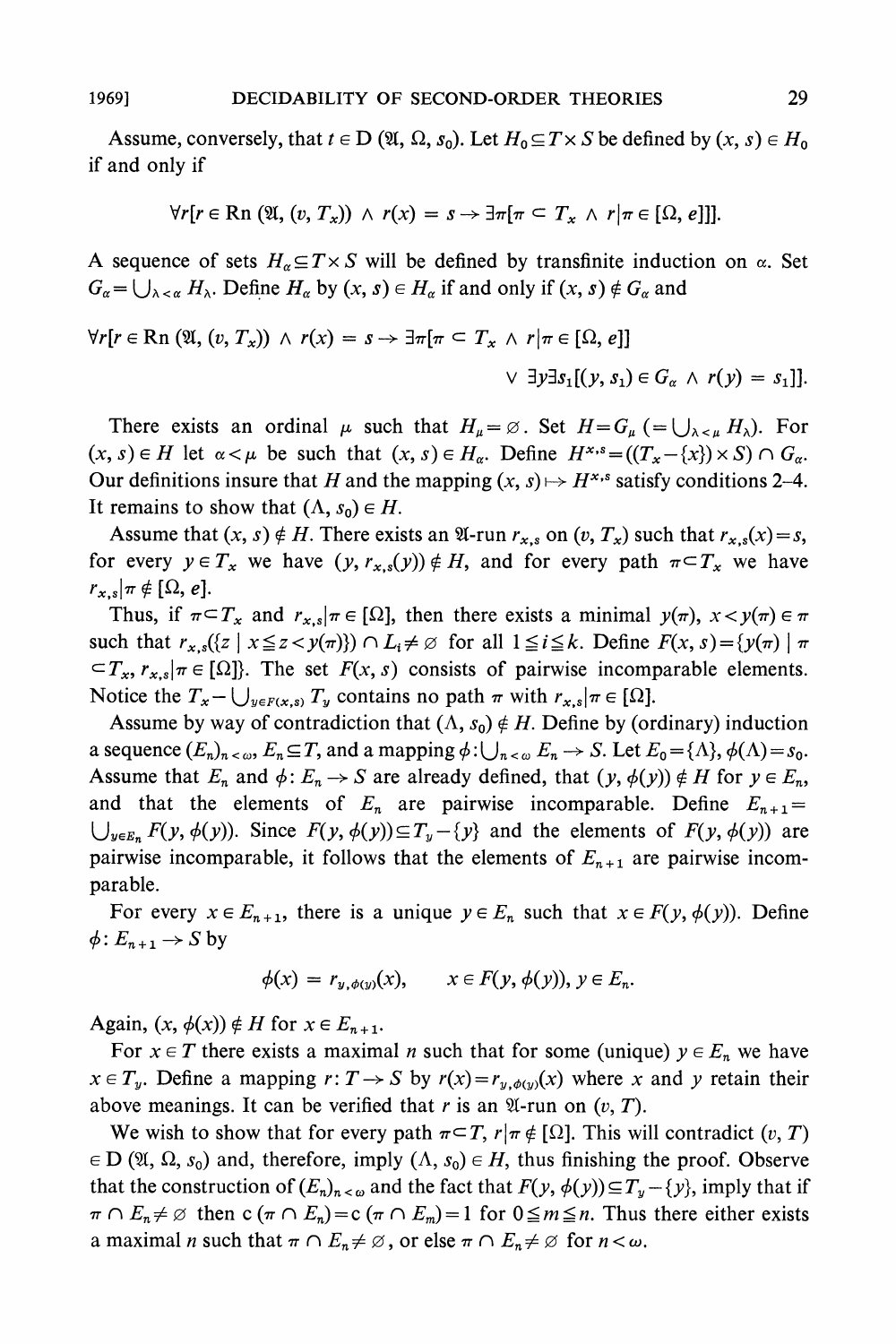Assume, conversely, that $t \in \mathrm{D}(\mathfrak{A}, \Omega, s_0)$. Let $H_0 \subseteq T \times S$ be defined by $(x, s) \in H_0$ if and only if

$$\forall r[r \in \mathrm{Rn}(\mathfrak{A}, (v, T_x)) \wedge r(x) = s \rightarrow \exists \pi[\pi \subset T_x \wedge r|\pi \in [\Omega, e]]].$$

A sequence of sets $H_\alpha \subseteq T \times S$ will be defined by transfinite induction on $\alpha$. Set $G_\alpha = \bigcup_{\lambda < \alpha} H_\lambda$. Define $H_\alpha$ by $(x, s) \in H_\alpha$ if and only if $(x, s) \notin G_\alpha$ and

$$\forall r[r \in \mathrm{Rn}(\mathfrak{A}, (v, T_x)) \wedge r(x) = s \rightarrow \exists \pi[\pi \subset T_x \wedge r|\pi \in [\Omega, e]] \vee \exists y \exists s_1[(y, s_1) \in G_\alpha \wedge r(y) = s_1]].$$

There exists an ordinal $\mu$ such that $H_\mu = \varnothing$. Set $H = G_\mu$ $(= \bigcup_{\lambda < \mu} H_\lambda)$. For $(x, s) \in H$ let $\alpha < \mu$ be such that $(x, s) \in H_\alpha$. Define $H^{x,s} = ((T_x - \{x\}) \times S) \cap G_\alpha$. Our definitions insure that $H$ and the mapping $(x, s) \mapsto H^{x,s}$ satisfy conditions 2–4. It remains to show that $(\Lambda, s_0) \in H$.

Assume that $(x, s) \notin H$. There exists an $\mathfrak{A}$-run $r_{x,s}$ on $(v, T_x)$ such that $r_{x,s}(x) = s$, for every $y \in T_x$ we have $(y, r_{x,s}(y)) \notin H$, and for every path $\pi \subset T_x$ we have $r_{x,s}|\pi \notin [\Omega, e]$.

Thus, if $\pi \subset T_x$ and $r_{x,s}|\pi \in [\Omega]$, then there exists a minimal $y(\pi)$, $x < y(\pi) \in \pi$ such that $r_{x,s}(\{z \mid x \leqq z < y(\pi)\}) \cap L_i \neq \varnothing$ for all $1 \leqq i \leqq k$. Define $F(x, s) = \{y(\pi) \mid \pi \subset T_x, r_{x,s}|\pi \in [\Omega]\}$. The set $F(x, s)$ consists of pairwise incomparable elements. Notice the $T_x - \bigcup_{y \in F(x,s)} T_y$ contains no path $\pi$ with $r_{x,s}|\pi \in [\Omega]$.

Assume by way of contradiction that $(\Lambda, s_0) \notin H$. Define by (ordinary) induction a sequence $(E_n)_{n < \omega}$, $E_n \subseteq T$, and a mapping $\phi: \bigcup_{n < \omega} E_n \rightarrow S$. Let $E_0 = \{\Lambda\}$, $\phi(\Lambda) = s_0$. Assume that $E_n$ and $\phi: E_n \rightarrow S$ are already defined, that $(y, \phi(y)) \notin H$ for $y \in E_n$, and that the elements of $E_n$ are pairwise incomparable. Define $E_{n+1} = \bigcup_{y \in E_n} F(y, \phi(y))$. Since $F(y, \phi(y)) \subseteq T_y - \{y\}$ and the elements of $F(y, \phi(y))$ are pairwise incomparable, it follows that the elements of $E_{n+1}$ are pairwise incomparable.

For every $x \in E_{n+1}$, there is a unique $y \in E_n$ such that $x \in F(y, \phi(y))$. Define $\phi: E_{n+1} \rightarrow S$ by

$$\phi(x) = r_{y,\phi(y)}(x), \qquad x \in F(y, \phi(y)), y \in E_n.$$

Again, $(x, \phi(x)) \notin H$ for $x \in E_{n+1}$.

For $x \in T$ there exists a maximal $n$ such that for some (unique) $y \in E_n$ we have $x \in T_y$. Define a mapping $r: T \rightarrow S$ by $r(x) = r_{y,\phi(y)}(x)$ where $x$ and $y$ retain their above meanings. It can be verified that $r$ is an $\mathfrak{A}$-run on $(v, T)$.

We wish to show that for every path $\pi \subset T$, $r|\pi \notin [\Omega]$. This will contradict $(v, T) \in \mathrm{D}(\mathfrak{A}, \Omega, s_0)$ and, therefore, imply $(\Lambda, s_0) \in H$, thus finishing the proof. Observe that the construction of $(E_n)_{n < \omega}$ and the fact that $F(y, \phi(y)) \subseteq T_y - \{y\}$, imply that if $\pi \cap E_n \neq \varnothing$ then $\mathrm{c}(\pi \cap E_n) = \mathrm{c}(\pi \cap E_m) = 1$ for $0 \leqq m \leqq n$. Thus there either exists a maximal $n$ such that $\pi \cap E_n \neq \varnothing$, or else $\pi \cap E_n \neq \varnothing$ for $n < \omega$.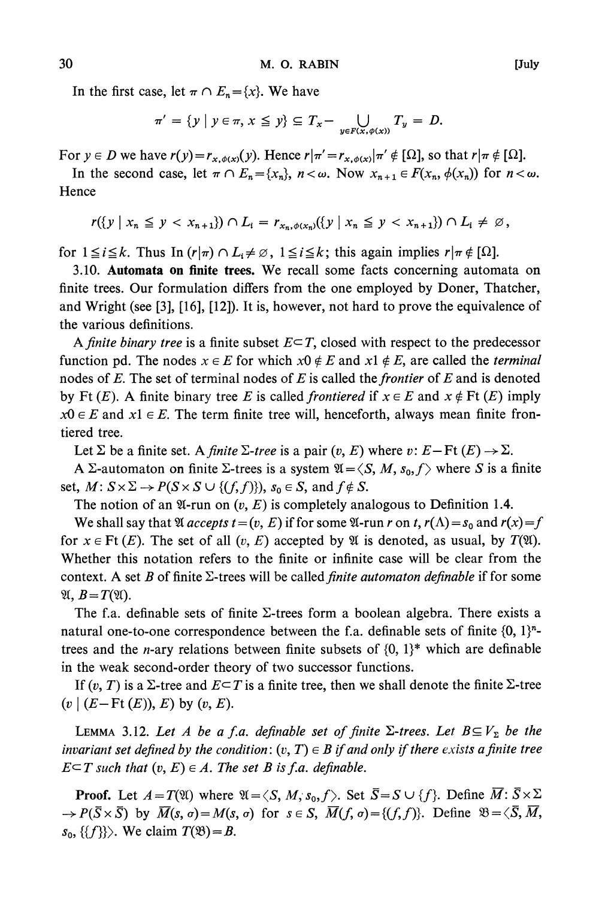In the first case, let $\pi \cap E_n = \{x\}$. We have

$$\pi' = \{y \mid y \in \pi, x \leq y\} \subseteq T_x - \bigcup_{y \in F(x, \phi(x))} T_y = D.$$

For $y \in D$ we have $r(y) = r_{x,\phi(x)}(y)$. Hence $r|\pi' = r_{x,\phi(x)}|\pi' \notin [\Omega]$, so that $r|\pi \notin [\Omega]$.

In the second case, let $\pi \cap E_n = \{x_n\}$, $n < \omega$. Now $x_{n+1} \in F(x_n, \phi(x_n))$ for $n < \omega$. Hence

$$r(\{y \mid x_n \leq y < x_{n+1}\}) \cap L_i = r_{x_n, \phi(x_n)}(\{y \mid x_n \leq y < x_{n+1}\}) \cap L_i \neq \varnothing,$$

for $1 \leq i \leq k$. Thus $\text{In}(r|\pi) \cap L_i \neq \varnothing$, $1 \leq i \leq k$; this again implies $r|\pi \notin [\Omega]$.

3.10. **Automata on finite trees.** We recall some facts concerning automata on finite trees. Our formulation differs from the one employed by Doner, Thatcher, and Wright (see [3], [16], [12]). It is, however, not hard to prove the equivalence of the various definitions.

A *finite binary tree* is a finite subset $E \subset T$, closed with respect to the predecessor function pd. The nodes $x \in E$ for which $x0 \notin E$ and $x1 \notin E$, are called the *terminal* nodes of $E$. The set of terminal nodes of $E$ is called the *frontier* of $E$ and is denoted by $\text{Ft}(E)$. A finite binary tree $E$ is called *frontiered* if $x \in E$ and $x \notin \text{Ft}(E)$ imply $x0 \in E$ and $x1 \in E$. The term finite tree will, henceforth, always mean finite frontiered tree.

Let $\Sigma$ be a finite set. A *finite $\Sigma$-tree* is a pair $(v, E)$ where $v: E - \text{Ft}(E) \to \Sigma$.

A $\Sigma$-automaton on finite $\Sigma$-trees is a system $\mathfrak{A} = \langle S, M, s_0, f\rangle$ where $S$ is a finite set, $M: S \times \Sigma \to P(S \times S \cup \{(f, f)\})$, $s_0 \in S$, and $f \notin S$.

The notion of an $\mathfrak{A}$-run on $(v, E)$ is completely analogous to Definition 1.4.

We shall say that $\mathfrak{A}$ *accepts* $t = (v, E)$ if for some $\mathfrak{A}$-run $r$ on $t$, $r(\Lambda) = s_0$ and $r(x) = f$ for $x \in \text{Ft}(E)$. The set of all $(v, E)$ accepted by $\mathfrak{A}$ is denoted, as usual, by $T(\mathfrak{A})$. Whether this notation refers to the finite or infinite case will be clear from the context. A set $B$ of finite $\Sigma$-trees will be called *finite automaton definable* if for some $\mathfrak{A}$, $B = T(\mathfrak{A})$.

The f.a. definable sets of finite $\Sigma$-trees form a boolean algebra. There exists a natural one-to-one correspondence between the f.a. definable sets of finite $\{0, 1\}^n$-trees and the $n$-ary relations between finite subsets of $\{0, 1\}^*$ which are definable in the weak second-order theory of two successor functions.

If $(v, T)$ is a $\Sigma$-tree and $E \subset T$ is a finite tree, then we shall denote the finite $\Sigma$-tree $(v \mid (E - \text{Ft}(E)), E)$ by $(v, E)$.

Lemma 3.12. *Let $A$ be a f.a. definable set of finite $\Sigma$-trees. Let $B \subseteq V_\Sigma$ be the invariant set defined by the condition: $(v, T) \in B$ if and only if there exists a finite tree $E \subset T$ such that $(v, E) \in A$. The set $B$ is f.a. definable.*

**Proof.** Let $A = T(\mathfrak{A})$ where $\mathfrak{A} = \langle S, M, s_0, f\rangle$. Set $\bar{S} = S \cup \{f\}$. Define $\bar{M}: \bar{S} \times \Sigma \to P(\bar{S} \times \bar{S})$ by $\bar{M}(s, \sigma) = M(s, \sigma)$ for $s \in S$, $\bar{M}(f, \sigma) = \{(f, f)\}$. Define $\mathfrak{B} = \langle \bar{S}, \bar{M}, s_0, \{\{f\}\}\rangle$. We claim $T(\mathfrak{B}) = B$.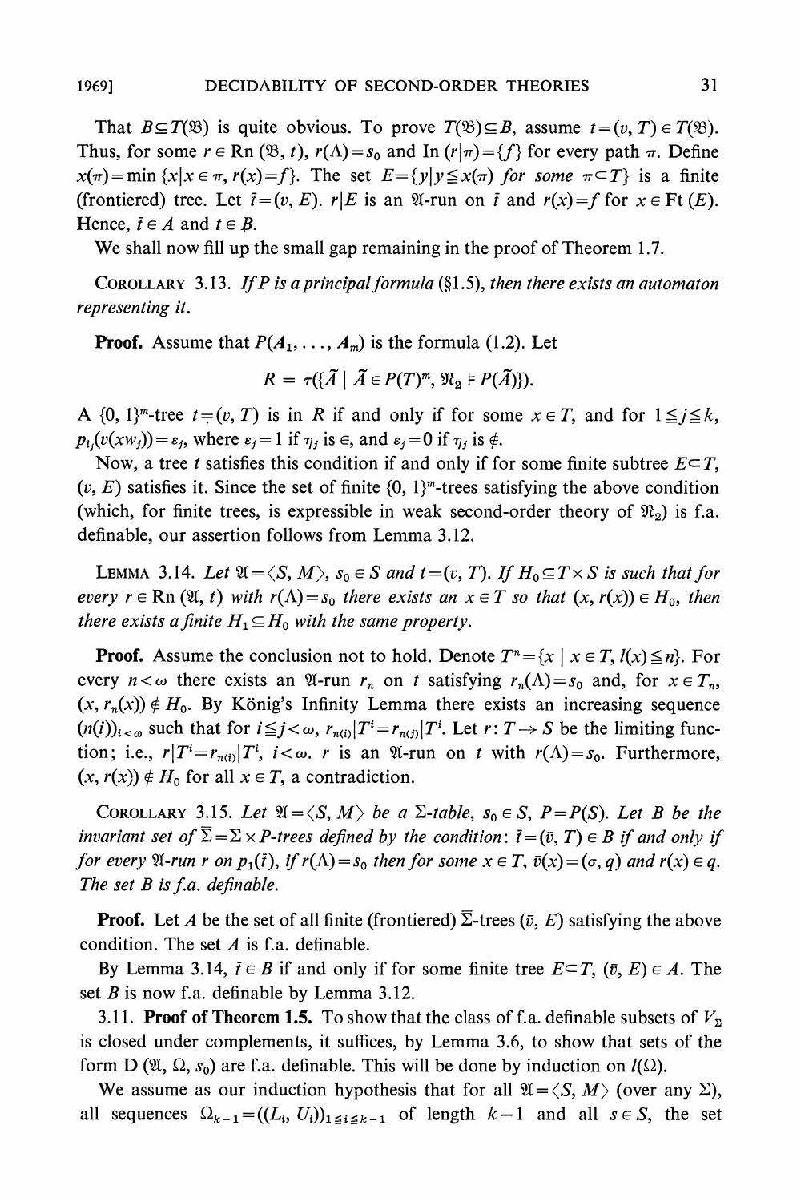That $B \subseteq T(\mathfrak{B})$ is quite obvious. To prove $T(\mathfrak{B}) \subseteq B$, assume $t = (v, T) \in T(\mathfrak{B})$. Thus, for some $r \in \operatorname{Rn}(\mathfrak{B}, t)$, $r(\Lambda) = s_0$ and $\operatorname{In}(r|\pi) = \{f\}$ for every path $\pi$. Define $x(\pi) = \min\{x \mid x \in \pi, r(x) = f\}$. The set $E = \{y \mid y \leq x(\pi) \text{ for some } \pi \subset T\}$ is a finite (frontiered) tree. Let $\bar{t} = (v, E)$. $r|E$ is an $\mathfrak{A}$-run on $\bar{t}$ and $r(x) = f$ for $x \in \operatorname{Ft}(E)$. Hence, $\bar{t} \in A$ and $t \in B$.

We shall now fill up the small gap remaining in the proof of Theorem 1.7.

COROLLARY 3.13. *If $P$ is a principal formula (§1.5), then there exists an automaton representing it.*

**Proof.** Assume that $P(A_1, \ldots, A_m)$ is the formula (1.2). Let

$$R = \tau(\{\tilde{A} \mid \tilde{A} \in P(T)^m, \mathfrak{N}_2 \models P(\tilde{A})\}).$$

A $\{0, 1\}^m$-tree $t = (v, T)$ is in $R$ if and only if for some $x \in T$, and for $1 \leq j \leq k$, $p_{i_j}(v(xw_j)) = \varepsilon_j$, where $\varepsilon_j = 1$ if $\eta_j$ is $\in$, and $\varepsilon_j = 0$ if $\eta_j$ is $\notin$.

Now, a tree $t$ satisfies this condition if and only if for some finite subtree $E \subset T$, $(v, E)$ satisfies it. Since the set of finite $\{0, 1\}^m$-trees satisfying the above condition (which, for finite trees, is expressible in weak second-order theory of $\mathfrak{N}_2$) is f.a. definable, our assertion follows from Lemma 3.12.

LEMMA 3.14. *Let $\mathfrak{A} = \langle S, M \rangle$, $s_0 \in S$ and $t = (v, T)$. If $H_0 \subseteq T \times S$ is such that for every $r \in \operatorname{Rn}(\mathfrak{A}, t)$ with $r(\Lambda) = s_0$ there exists an $x \in T$ so that $(x, r(x)) \in H_0$, then there exists a finite $H_1 \subseteq H_0$ with the same property.*

**Proof.** Assume the conclusion not to hold. Denote $T^n = \{x \mid x \in T, l(x) \leq n\}$. For every $n < \omega$ there exists an $\mathfrak{A}$-run $r_n$ on $t$ satisfying $r_n(\Lambda) = s_0$ and, for $x \in T_n$, $(x, r_n(x)) \notin H_0$. By König's Infinity Lemma there exists an increasing sequence $(n(i))_{i<\omega}$ such that for $i \leq j < \omega$, $r_{n(i)}|T^i = r_{n(j)}|T^i$. Let $r: T \to S$ be the limiting function; i.e., $r|T^i = r_{n(i)}|T^i$, $i < \omega$. $r$ is an $\mathfrak{A}$-run on $t$ with $r(\Lambda) = s_0$. Furthermore, $(x, r(x)) \notin H_0$ for all $x \in T$, a contradiction.

COROLLARY 3.15. *Let $\mathfrak{A} = \langle S, M \rangle$ be a $\Sigma$-table, $s_0 \in S$, $P = P(S)$. Let $B$ be the invariant set of $\bar{\Sigma} = \Sigma \times P$-trees defined by the condition: $\bar{t} = (\bar{v}, T) \in B$ if and only if for every $\mathfrak{A}$-run $r$ on $p_1(\bar{t})$, if $r(\Lambda) = s_0$ then for some $x \in T$, $\bar{v}(x) = (\sigma, q)$ and $r(x) \in q$. The set $B$ is f.a. definable.*

**Proof.** Let $A$ be the set of all finite (frontiered) $\bar{\Sigma}$-trees $(\bar{v}, E)$ satisfying the above condition. The set $A$ is f.a. definable.

By Lemma 3.14, $\bar{t} \in B$ if and only if for some finite tree $E \subset T$, $(\bar{v}, E) \in A$. The set $B$ is now f.a. definable by Lemma 3.12.

3.11. **Proof of Theorem 1.5.** To show that the class of f.a. definable subsets of $V_\Sigma$ is closed under complements, it suffices, by Lemma 3.6, to show that sets of the form $\operatorname{D}(\mathfrak{A}, \Omega, s_0)$ are f.a. definable. This will be done by induction on $l(\Omega)$.

We assume as our induction hypothesis that for all $\mathfrak{A} = \langle S, M \rangle$ (over any $\Sigma$), all sequences $\Omega_{k-1} = ((L_i, U_i))_{1 \leq i \leq k-1}$ of length $k-1$ and all $s \in S$, the set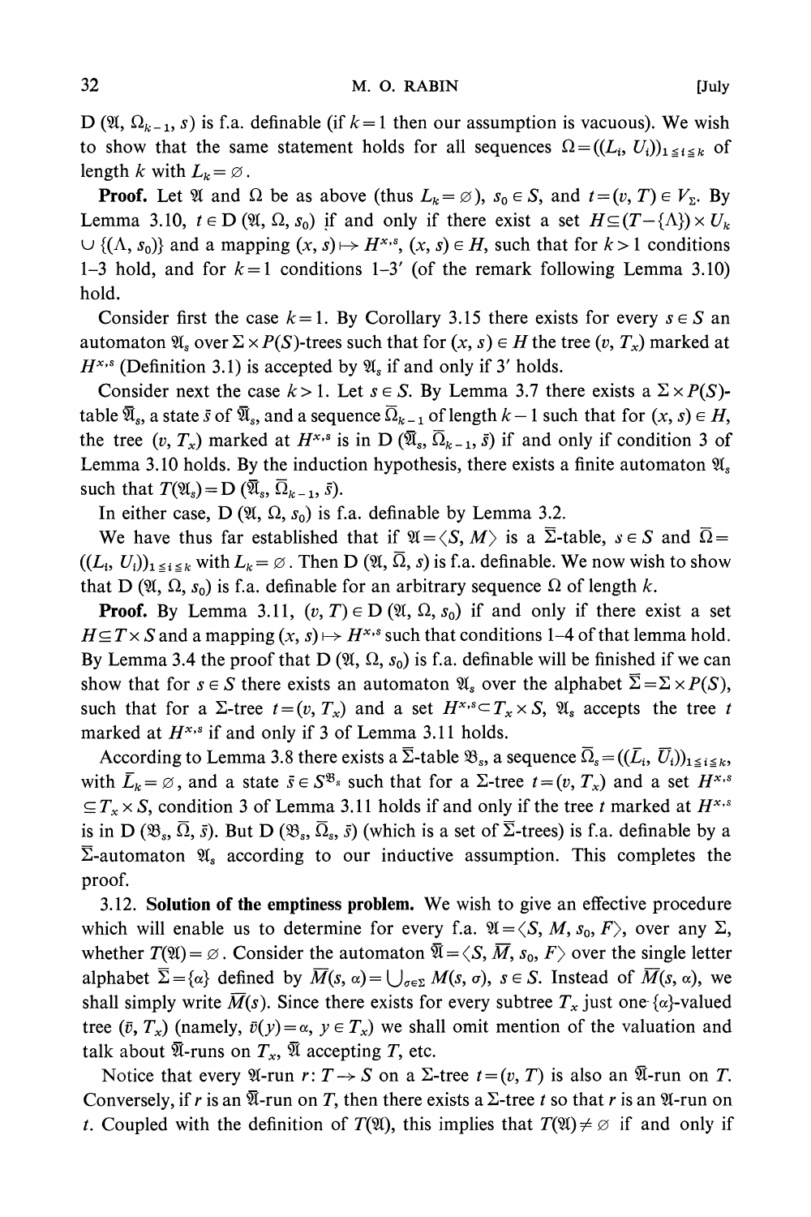$D(\mathfrak{A}, \Omega_{k-1}, s)$ is f.a. definable (if $k=1$ then our assumption is vacuous). We wish to show that the same statement holds for all sequences $\Omega=((L_i, U_i))_{1 \le i \le k}$ of length $k$ with $L_k=\varnothing$.

**Proof.** Let $\mathfrak{A}$ and $\Omega$ be as above (thus $L_k=\varnothing$), $s_0 \in S$, and $t=(v, T) \in V_\Sigma$. By Lemma 3.10, $t \in D(\mathfrak{A}, \Omega, s_0)$ if and only if there exist a set $H \subseteq (T-\{\Lambda\}) \times U_k \cup \{(\Lambda, s_0)\}$ and a mapping $(x, s) \mapsto H^{x,s}$, $(x, s) \in H$, such that for $k>1$ conditions 1–3 hold, and for $k=1$ conditions 1–3′ (of the remark following Lemma 3.10) hold.

Consider first the case $k=1$. By Corollary 3.15 there exists for every $s \in S$ an automaton $\mathfrak{A}_s$ over $\Sigma \times P(S)$-trees such that for $(x, s) \in H$ the tree $(v, T_x)$ marked at $H^{x,s}$ (Definition 3.1) is accepted by $\mathfrak{A}_s$ if and only if 3′ holds.

Consider next the case $k>1$. Let $s \in S$. By Lemma 3.7 there exists a $\Sigma \times P(S)$-table $\bar{\mathfrak{A}}_s$, a state $\bar{s}$ of $\bar{\mathfrak{A}}_s$, and a sequence $\bar{\Omega}_{k-1}$ of length $k-1$ such that for $(x, s) \in H$, the tree $(v, T_x)$ marked at $H^{x,s}$ is in $D(\bar{\mathfrak{A}}_s, \bar{\Omega}_{k-1}, \bar{s})$ if and only if condition 3 of Lemma 3.10 holds. By the induction hypothesis, there exists a finite automaton $\mathfrak{A}_s$ such that $T(\mathfrak{A}_s)=D(\bar{\mathfrak{A}}_s, \bar{\Omega}_{k-1}, \bar{s})$.

In either case, $D(\mathfrak{A}, \Omega, s_0)$ is f.a. definable by Lemma 3.2.

We have thus far established that if $\mathfrak{A}=\langle S, M\rangle$ is a $\bar{\Sigma}$-table, $s \in S$ and $\bar{\Omega}=((L_i, U_i))_{1 \le i \le k}$ with $L_k=\varnothing$. Then $D(\mathfrak{A}, \bar{\Omega}, s)$ is f.a. definable. We now wish to show that $D(\mathfrak{A}, \Omega, s_0)$ is f.a. definable for an arbitrary sequence $\Omega$ of length $k$.

**Proof.** By Lemma 3.11, $(v, T) \in D(\mathfrak{A}, \Omega, s_0)$ if and only if there exist a set $H \subseteq T \times S$ and a mapping $(x, s) \mapsto H^{x,s}$ such that conditions 1–4 of that lemma hold. By Lemma 3.4 the proof that $D(\mathfrak{A}, \Omega, s_0)$ is f.a. definable will be finished if we can show that for $s \in S$ there exists an automaton $\mathfrak{A}_s$ over the alphabet $\bar{\Sigma}=\Sigma \times P(S)$, such that for a $\Sigma$-tree $t=(v, T_x)$ and a set $H^{x,s} \subset T_x \times S$, $\mathfrak{A}_s$ accepts the tree $t$ marked at $H^{x,s}$ if and only if 3 of Lemma 3.11 holds.

According to Lemma 3.8 there exists a $\bar{\Sigma}$-table $\mathfrak{B}_s$, a sequence $\bar{\Omega}_s=((\bar{L}_i, \bar{U}_i))_{1 \le i \le k}$, with $\bar{L}_k=\varnothing$, and a state $\bar{s} \in S^{\mathfrak{B}_s}$ such that for a $\Sigma$-tree $t=(v, T_x)$ and a set $H^{x,s} \subseteq T_x \times S$, condition 3 of Lemma 3.11 holds if and only if the tree $t$ marked at $H^{x,s}$ is in $D(\mathfrak{B}_s, \bar{\Omega}, \bar{s})$. But $D(\mathfrak{B}_s, \bar{\Omega}_s, \bar{s})$ (which is a set of $\bar{\Sigma}$-trees) is f.a. definable by a $\bar{\Sigma}$-automaton $\mathfrak{A}_s$ according to our inductive assumption. This completes the proof.

3.12. **Solution of the emptiness problem.** We wish to give an effective procedure which will enable us to determine for every f.a. $\mathfrak{A}=\langle S, M, s_0, F\rangle$, over any $\Sigma$, whether $T(\mathfrak{A})=\varnothing$. Consider the automaton $\bar{\mathfrak{A}}=\langle S, \bar{M}, s_0, F\rangle$ over the single letter alphabet $\bar{\Sigma}=\{\alpha\}$ defined by $\bar{M}(s, \alpha)=\bigcup_{\sigma \in \Sigma} M(s, \sigma)$, $s \in S$. Instead of $\bar{M}(s, \alpha)$, we shall simply write $\bar{M}(s)$. Since there exists for every subtree $T_x$ just one $\{\alpha\}$-valued tree $(\bar{v}, T_x)$ (namely, $\bar{v}(y)=\alpha$, $y \in T_x$) we shall omit mention of the valuation and talk about $\bar{\mathfrak{A}}$-runs on $T_x$, $\bar{\mathfrak{A}}$ accepting $T$, etc.

Notice that every $\mathfrak{A}$-run $r: T \to S$ on a $\Sigma$-tree $t=(v, T)$ is also an $\bar{\mathfrak{A}}$-run on $T$. Conversely, if $r$ is an $\bar{\mathfrak{A}}$-run on $T$, then there exists a $\Sigma$-tree $t$ so that $r$ is an $\mathfrak{A}$-run on $t$. Coupled with the definition of $T(\mathfrak{A})$, this implies that $T(\mathfrak{A}) \neq \varnothing$ if and only if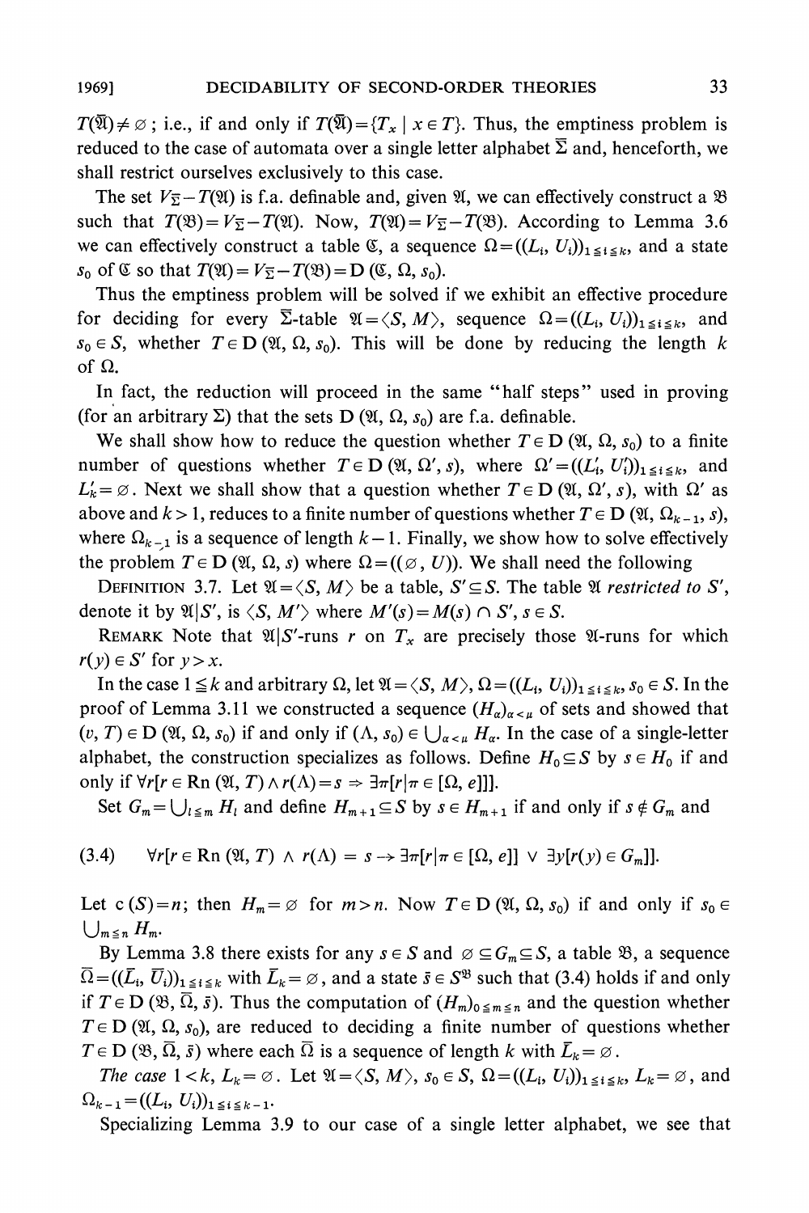$T(\bar{\mathfrak{A}}) \neq \varnothing$; i.e., if and only if $T(\bar{\mathfrak{A}}) = \{T_x \mid x \in T\}$. Thus, the emptiness problem is reduced to the case of automata over a single letter alphabet $\bar{\Sigma}$ and, henceforth, we shall restrict ourselves exclusively to this case.

The set $V_{\bar{\Sigma}} - T(\mathfrak{A})$ is f.a. definable and, given $\mathfrak{A}$, we can effectively construct a $\mathfrak{B}$ such that $T(\mathfrak{B}) = V_{\bar{\Sigma}} - T(\mathfrak{A})$. Now, $T(\mathfrak{A}) = V_{\bar{\Sigma}} - T(\mathfrak{B})$. According to Lemma 3.6 we can effectively construct a table $\mathfrak{C}$, a sequence $\Omega = ((L_i, U_i))_{1 \leq i \leq k}$, and a state $s_0$ of $\mathfrak{C}$ so that $T(\mathfrak{A}) = V_{\bar{\Sigma}} - T(\mathfrak{B}) = \mathrm{D}(\mathfrak{C}, \Omega, s_0)$.

Thus the emptiness problem will be solved if we exhibit an effective procedure for deciding for every $\bar{\Sigma}$-table $\mathfrak{A} = \langle S, M \rangle$, sequence $\Omega = ((L_i, U_i))_{1 \leq i \leq k}$, and $s_0 \in S$, whether $T \in \mathrm{D}(\mathfrak{A}, \Omega, s_0)$. This will be done by reducing the length $k$ of $\Omega$.

In fact, the reduction will proceed in the same "half steps" used in proving (for an arbitrary $\Sigma$) that the sets $\mathrm{D}(\mathfrak{A}, \Omega, s_0)$ are f.a. definable.

We shall show how to reduce the question whether $T \in \mathrm{D}(\mathfrak{A}, \Omega, s_0)$ to a finite number of questions whether $T \in \mathrm{D}(\mathfrak{A}, \Omega', s)$, where $\Omega' = ((L_i', U_i'))_{1 \leq i \leq k}$, and $L_k' = \varnothing$. Next we shall show that a question whether $T \in \mathrm{D}(\mathfrak{A}, \Omega', s)$, with $\Omega'$ as above and $k > 1$, reduces to a finite number of questions whether $T \in \mathrm{D}(\mathfrak{A}, \Omega_{k-1}, s)$, where $\Omega_{k-1}$ is a sequence of length $k-1$. Finally, we show how to solve effectively the problem $T \in \mathrm{D}(\mathfrak{A}, \Omega, s)$ where $\Omega = ((\varnothing, U))$. We shall need the following

DEFINITION 3.7. Let $\mathfrak{A} = \langle S, M \rangle$ be a table, $S' \subseteq S$. The table $\mathfrak{A}$ *restricted to* $S'$, denote it by $\mathfrak{A} | S'$, is $\langle S, M' \rangle$ where $M'(s) = M(s) \cap S'$, $s \in S$.

REMARK Note that $\mathfrak{A}|S'$-runs $r$ on $T_x$ are precisely those $\mathfrak{A}$-runs for which $r(y) \in S'$ for $y > x$.

In the case $1 \leq k$ and arbitrary $\Omega$, let $\mathfrak{A} = \langle S, M \rangle$, $\Omega = ((L_i, U_i))_{1 \leq i \leq k}$, $s_0 \in S$. In the proof of Lemma 3.11 we constructed a sequence $(H_\alpha)_{\alpha < \mu}$ of sets and showed that $(v, T) \in \mathrm{D}(\mathfrak{A}, \Omega, s_0)$ if and only if $(\Lambda, s_0) \in \bigcup_{\alpha < \mu} H_\alpha$. In the case of a single-letter alphabet, the construction specializes as follows. Define $H_0 \subseteq S$ by $s \in H_0$ if and only if $\forall r[r \in \mathrm{Rn}(\mathfrak{A}, T) \wedge r(\Lambda) = s \Rightarrow \exists \pi[r|\pi \in [\Omega, e]]]$.

Set $G_m = \bigcup_{l \leq m} H_l$ and define $H_{m+1} \subseteq S$ by $s \in H_{m+1}$ if and only if $s \notin G_m$ and

$$\forall r[r \in \mathrm{Rn}(\mathfrak{A}, T) \wedge r(\Lambda) = s \rightarrow \exists \pi[r|\pi \in [\Omega, e]] \vee \exists y[r(y) \in G_m]]. \tag{3.4}$$

Let $\mathrm{c}(S) = n$; then $H_m = \varnothing$ for $m > n$. Now $T \in \mathrm{D}(\mathfrak{A}, \Omega, s_0)$ if and only if $s_0 \in \bigcup_{m \leq n} H_m$.

By Lemma 3.8 there exists for any $s \in S$ and $\varnothing \subseteq G_m \subseteq S$, a table $\mathfrak{B}$, a sequence $\bar{\Omega} = ((\bar{L}_i, \bar{U}_i))_{1 \leq i \leq k}$ with $\bar{L}_k = \varnothing$, and a state $\bar{s} \in S^{\mathfrak{B}}$ such that (3.4) holds if and only if $T \in \mathrm{D}(\mathfrak{B}, \bar{\Omega}, \bar{s})$. Thus the computation of $(H_m)_{0 \leq m \leq n}$ and the question whether $T \in \mathrm{D}(\mathfrak{A}, \Omega, s_0)$, are reduced to deciding a finite number of questions whether $T \in \mathrm{D}(\mathfrak{B}, \bar{\Omega}, \bar{s})$ where each $\bar{\Omega}$ is a sequence of length $k$ with $\bar{L}_k = \varnothing$.

*The case* $1 < k$, $L_k = \varnothing$. Let $\mathfrak{A} = \langle S, M \rangle$, $s_0 \in S$, $\Omega = ((L_i, U_i))_{1 \leq i \leq k}$, $L_k = \varnothing$, and $\Omega_{k-1} = ((L_i, U_i))_{1 \leq i \leq k-1}$.

Specializing Lemma 3.9 to our case of a single letter alphabet, we see that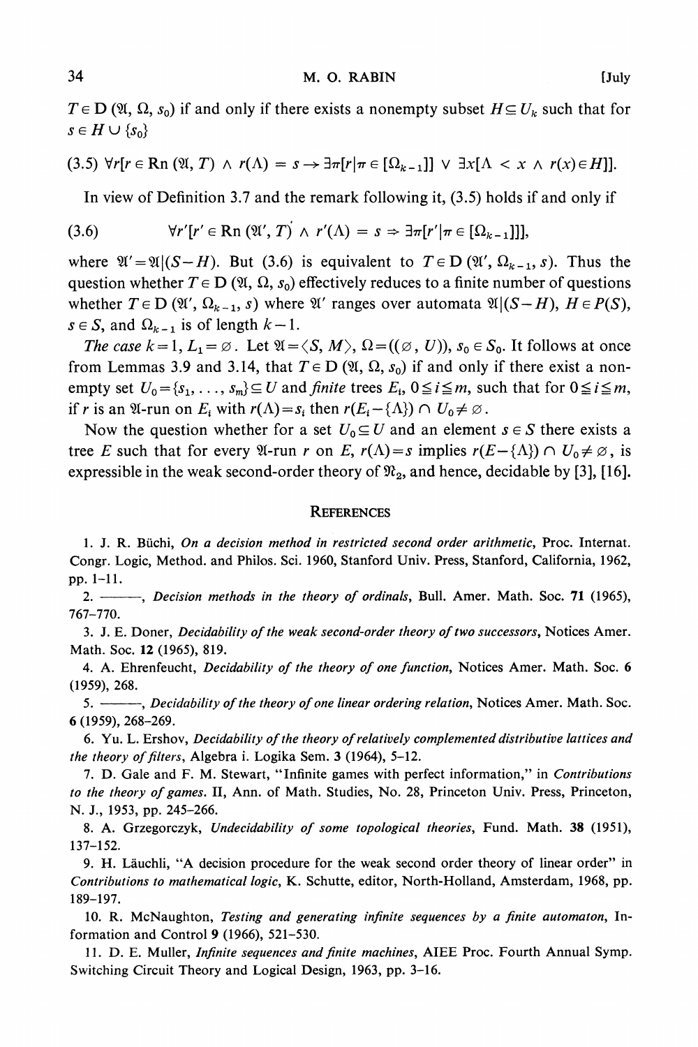$T \in \mathrm{D}(\mathfrak{A}, \Omega, s_0)$ if and only if there exists a nonempty subset $H \subseteq U_k$ such that for $s \in H \cup \{s_0\}$

$$(3.5)\quad \forall r[r \in \mathrm{Rn}(\mathfrak{A}, T) \wedge r(\Lambda) = s \rightarrow \exists \pi[r|\pi \in [\Omega_{k-1}]] \vee \exists x[\Lambda < x \wedge r(x) \in H]].$$

In view of Definition 3.7 and the remark following it, (3.5) holds if and only if

$$(3.6)\qquad \forall r'[r' \in \mathrm{Rn}(\mathfrak{A}', T) \wedge r'(\Lambda) = s \Rightarrow \exists \pi[r'|\pi \in [\Omega_{k-1}]]],$$

where $\mathfrak{A}' = \mathfrak{A}|(S-H)$. But (3.6) is equivalent to $T \in \mathrm{D}(\mathfrak{A}', \Omega_{k-1}, s)$. Thus the question whether $T \in \mathrm{D}(\mathfrak{A}, \Omega, s_0)$ effectively reduces to a finite number of questions whether $T \in \mathrm{D}(\mathfrak{A}', \Omega_{k-1}, s)$ where $\mathfrak{A}'$ ranges over automata $\mathfrak{A}|(S-H)$, $H \in P(S)$, $s \in S$, and $\Omega_{k-1}$ is of length $k-1$.

*The case* $k=1$, $L_1 = \varnothing$. Let $\mathfrak{A} = \langle S, M\rangle$, $\Omega = ((\varnothing, U))$, $s_0 \in S_0$. It follows at once from Lemmas 3.9 and 3.14, that $T \in \mathrm{D}(\mathfrak{A}, \Omega, s_0)$ if and only if there exist a nonempty set $U_0 = \{s_1, \ldots, s_m\} \subseteq U$ and *finite* trees $E_i$, $0 \leqq i \leqq m$, such that for $0 \leqq i \leqq m$, if $r$ is an $\mathfrak{A}$-run on $E_i$ with $r(\Lambda) = s_i$ then $r(E_i - \{\Lambda\}) \cap U_0 \neq \varnothing$.

Now the question whether for a set $U_0 \subseteq U$ and an element $s \in S$ there exists a tree $E$ such that for every $\mathfrak{A}$-run $r$ on $E$, $r(\Lambda) = s$ implies $r(E - \{\Lambda\}) \cap U_0 \neq \varnothing$, is expressible in the weak second-order theory of $\mathfrak{N}_2$, and hence, decidable by [3], [16].

## References

1. J. R. Büchi, *On a decision method in restricted second order arithmetic*, Proc. Internat. Congr. Logic, Method. and Philos. Sci. 1960, Stanford Univ. Press, Stanford, California, 1962, pp. 1–11.

2. ———, *Decision methods in the theory of ordinals*, Bull. Amer. Math. Soc. **71** (1965), 767–770.

3. J. E. Doner, *Decidability of the weak second-order theory of two successors*, Notices Amer. Math. Soc. **12** (1965), 819.

4. A. Ehrenfeucht, *Decidability of the theory of one function*, Notices Amer. Math. Soc. **6** (1959), 268.

5. ———, *Decidability of the theory of one linear ordering relation*, Notices Amer. Math. Soc. **6** (1959), 268–269.

6. Yu. L. Ershov, *Decidability of the theory of relatively complemented distributive lattices and the theory of filters*, Algebra i. Logika Sem. **3** (1964), 5–12.

7. D. Gale and F. M. Stewart, "Infinite games with perfect information," in *Contributions to the theory of games*. II, Ann. of Math. Studies, No. 28, Princeton Univ. Press, Princeton, N. J., 1953, pp. 245–266.

8. A. Grzegorczyk, *Undecidability of some topological theories*, Fund. Math. **38** (1951), 137–152.

9. H. Läuchli, "A decision procedure for the weak second order theory of linear order" in *Contributions to mathematical logic*, K. Schutte, editor, North-Holland, Amsterdam, 1968, pp. 189–197.

10. R. McNaughton, *Testing and generating infinite sequences by a finite automaton*, Information and Control **9** (1966), 521–530.

11. D. E. Muller, *Infinite sequences and finite machines*, AIEE Proc. Fourth Annual Symp. Switching Circuit Theory and Logical Design, 1963, pp. 3–16.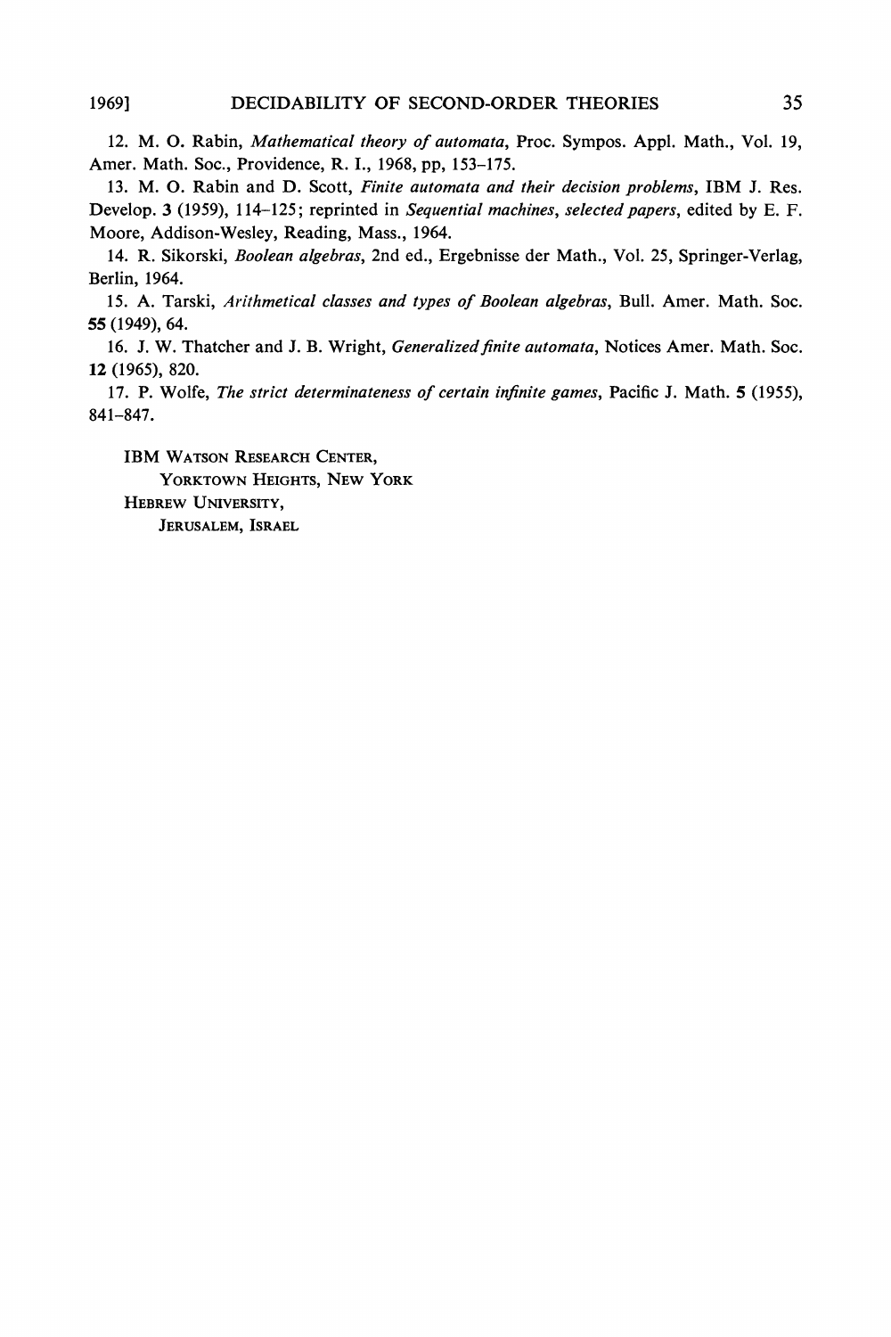12. M. O. Rabin, *Mathematical theory of automata*, Proc. Sympos. Appl. Math., Vol. 19, Amer. Math. Soc., Providence, R. I., 1968, pp, 153–175.

13. M. O. Rabin and D. Scott, *Finite automata and their decision problems*, IBM J. Res. Develop. **3** (1959), 114–125; reprinted in *Sequential machines, selected papers*, edited by E. F. Moore, Addison-Wesley, Reading, Mass., 1964.

14. R. Sikorski, *Boolean algebras*, 2nd ed., Ergebnisse der Math., Vol. 25, Springer-Verlag, Berlin, 1964.

15. A. Tarski, *Arithmetical classes and types of Boolean algebras*, Bull. Amer. Math. Soc. **55** (1949), 64.

16. J. W. Thatcher and J. B. Wright, *Generalized finite automata*, Notices Amer. Math. Soc. **12** (1965), 820.

17. P. Wolfe, *The strict determinateness of certain infinite games*, Pacific J. Math. **5** (1955), 841–847.

IBM WATSON RESEARCH CENTER,
YORKTOWN HEIGHTS, NEW YORK

HEBREW UNIVERSITY,
JERUSALEM, ISRAEL